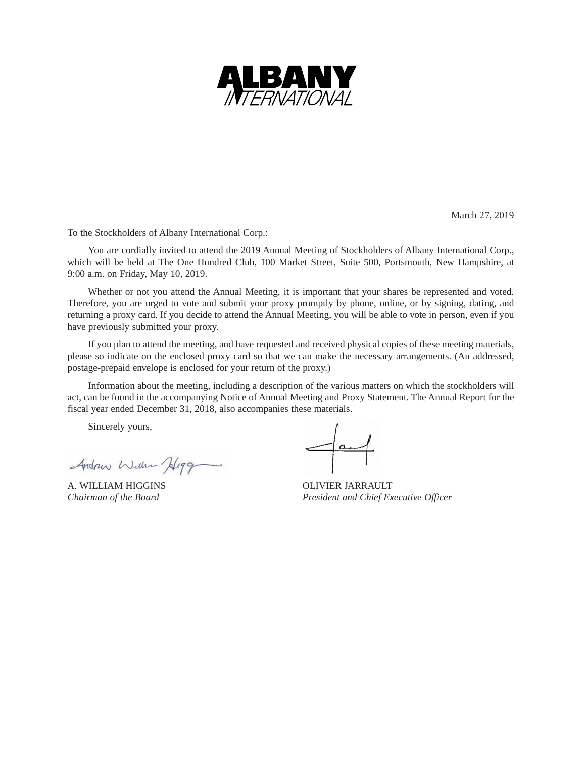# ALBANY INTERNATIONAL

March 27, 2019

To the Stockholders of Albany International Corp.:

You are cordially invited to attend the 2019 Annual Meeting of Stockholders of Albany International Corp., which will be held at The One Hundred Club, 100 Market Street, Suite 500, Portsmouth, New Hampshire, at 9:00 a.m. on Friday, May 10, 2019.

Whether or not you attend the Annual Meeting, it is important that your shares be represented and voted. Therefore, you are urged to vote and submit your proxy promptly by phone, online, or by signing, dating, and returning a proxy card. If you decide to attend the Annual Meeting, you will be able to vote in person, even if you have previously submitted your proxy.

If you plan to attend the meeting, and have requested and received physical copies of these meeting materials, please so indicate on the enclosed proxy card so that we can make the necessary arrangements. (An addressed, postage-prepaid envelope is enclosed for your return of the proxy.)

Information about the meeting, including a description of the various matters on which the stockholders will act, can be found in the accompanying Notice of Annual Meeting and Proxy Statement. The Annual Report for the fiscal year ended December 31, 2018, also accompanies these materials.

Sincerely yours,

A. WILLIAM HIGGINS
*Chairman of the Board*

OLIVIER JARRAULT
*President and Chief Executive Officer*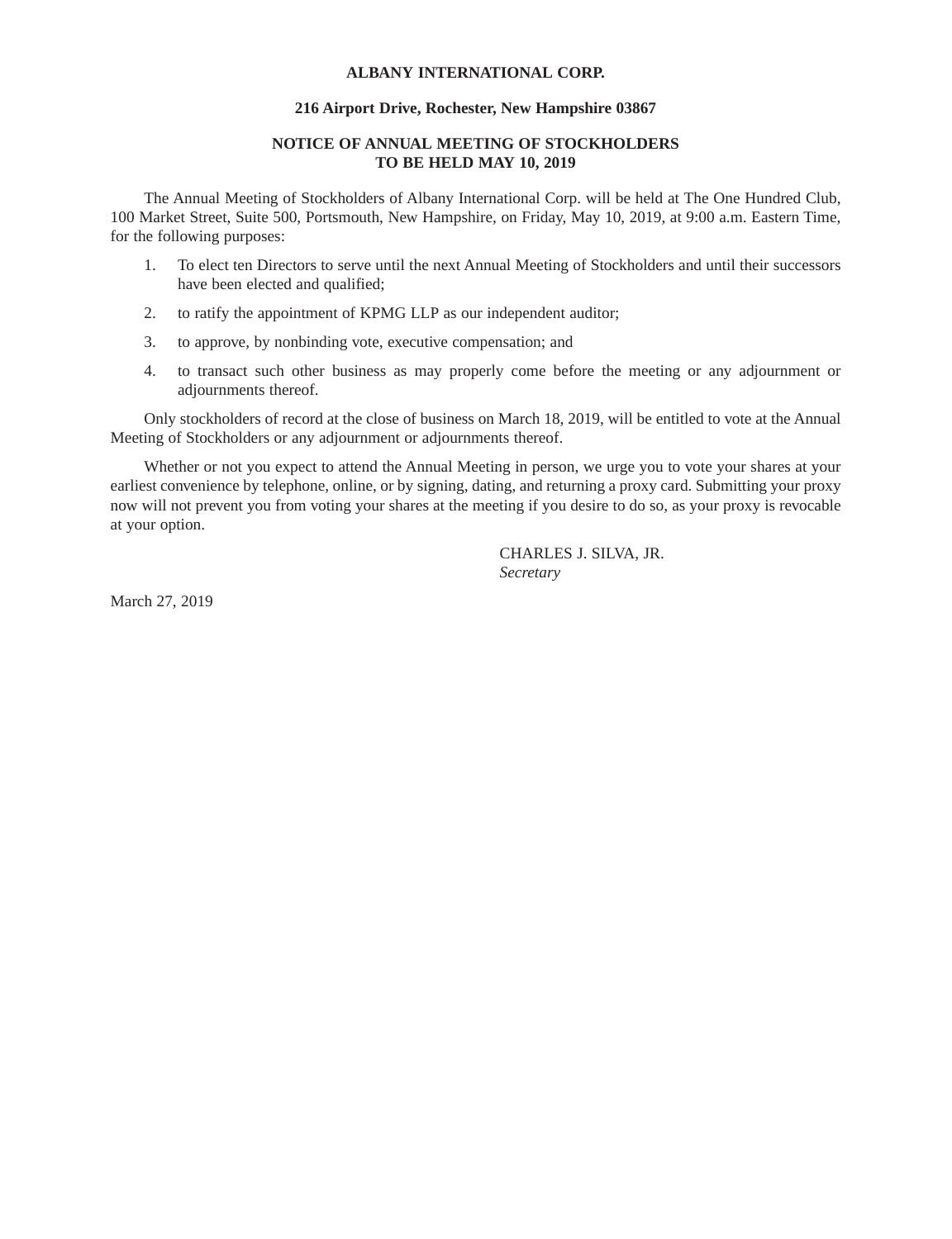**ALBANY INTERNATIONAL CORP.**

**216 Airport Drive, Rochester, New Hampshire 03867**

**NOTICE OF ANNUAL MEETING OF STOCKHOLDERS**
**TO BE HELD MAY 10, 2019**

The Annual Meeting of Stockholders of Albany International Corp. will be held at The One Hundred Club, 100 Market Street, Suite 500, Portsmouth, New Hampshire, on Friday, May 10, 2019, at 9:00 a.m. Eastern Time, for the following purposes:

1. To elect ten Directors to serve until the next Annual Meeting of Stockholders and until their successors have been elected and qualified;
2. to ratify the appointment of KPMG LLP as our independent auditor;
3. to approve, by nonbinding vote, executive compensation; and
4. to transact such other business as may properly come before the meeting or any adjournment or adjournments thereof.

Only stockholders of record at the close of business on March 18, 2019, will be entitled to vote at the Annual Meeting of Stockholders or any adjournment or adjournments thereof.

Whether or not you expect to attend the Annual Meeting in person, we urge you to vote your shares at your earliest convenience by telephone, online, or by signing, dating, and returning a proxy card. Submitting your proxy now will not prevent you from voting your shares at the meeting if you desire to do so, as your proxy is revocable at your option.

CHARLES J. SILVA, JR.
*Secretary*

March 27, 2019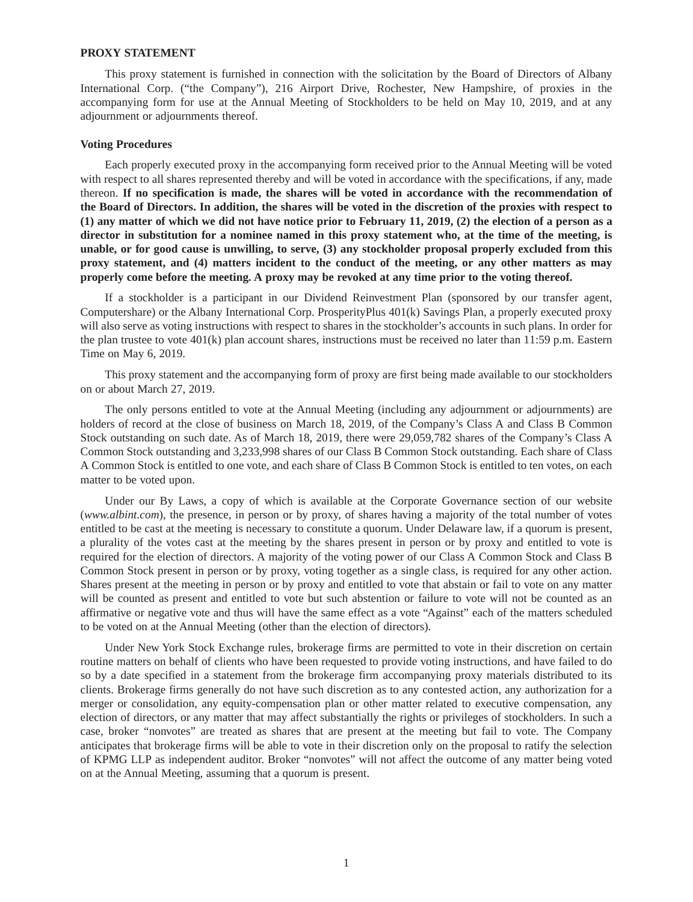## PROXY STATEMENT

This proxy statement is furnished in connection with the solicitation by the Board of Directors of Albany International Corp. ("the Company"), 216 Airport Drive, Rochester, New Hampshire, of proxies in the accompanying form for use at the Annual Meeting of Stockholders to be held on May 10, 2019, and at any adjournment or adjournments thereof.

### Voting Procedures

Each properly executed proxy in the accompanying form received prior to the Annual Meeting will be voted with respect to all shares represented thereby and will be voted in accordance with the specifications, if any, made thereon. **If no specification is made, the shares will be voted in accordance with the recommendation of the Board of Directors. In addition, the shares will be voted in the discretion of the proxies with respect to (1) any matter of which we did not have notice prior to February 11, 2019, (2) the election of a person as a director in substitution for a nominee named in this proxy statement who, at the time of the meeting, is unable, or for good cause is unwilling, to serve, (3) any stockholder proposal properly excluded from this proxy statement, and (4) matters incident to the conduct of the meeting, or any other matters as may properly come before the meeting. A proxy may be revoked at any time prior to the voting thereof.**

If a stockholder is a participant in our Dividend Reinvestment Plan (sponsored by our transfer agent, Computershare) or the Albany International Corp. ProsperityPlus 401(k) Savings Plan, a properly executed proxy will also serve as voting instructions with respect to shares in the stockholder's accounts in such plans. In order for the plan trustee to vote 401(k) plan account shares, instructions must be received no later than 11:59 p.m. Eastern Time on May 6, 2019.

This proxy statement and the accompanying form of proxy are first being made available to our stockholders on or about March 27, 2019.

The only persons entitled to vote at the Annual Meeting (including any adjournment or adjournments) are holders of record at the close of business on March 18, 2019, of the Company's Class A and Class B Common Stock outstanding on such date. As of March 18, 2019, there were 29,059,782 shares of the Company's Class A Common Stock outstanding and 3,233,998 shares of our Class B Common Stock outstanding. Each share of Class A Common Stock is entitled to one vote, and each share of Class B Common Stock is entitled to ten votes, on each matter to be voted upon.

Under our By Laws, a copy of which is available at the Corporate Governance section of our website (*www.albint.com*), the presence, in person or by proxy, of shares having a majority of the total number of votes entitled to be cast at the meeting is necessary to constitute a quorum. Under Delaware law, if a quorum is present, a plurality of the votes cast at the meeting by the shares present in person or by proxy and entitled to vote is required for the election of directors. A majority of the voting power of our Class A Common Stock and Class B Common Stock present in person or by proxy, voting together as a single class, is required for any other action. Shares present at the meeting in person or by proxy and entitled to vote that abstain or fail to vote on any matter will be counted as present and entitled to vote but such abstention or failure to vote will not be counted as an affirmative or negative vote and thus will have the same effect as a vote "Against" each of the matters scheduled to be voted on at the Annual Meeting (other than the election of directors).

Under New York Stock Exchange rules, brokerage firms are permitted to vote in their discretion on certain routine matters on behalf of clients who have been requested to provide voting instructions, and have failed to do so by a date specified in a statement from the brokerage firm accompanying proxy materials distributed to its clients. Brokerage firms generally do not have such discretion as to any contested action, any authorization for a merger or consolidation, any equity-compensation plan or other matter related to executive compensation, any election of directors, or any matter that may affect substantially the rights or privileges of stockholders. In such a case, broker "nonvotes" are treated as shares that are present at the meeting but fail to vote. The Company anticipates that brokerage firms will be able to vote in their discretion only on the proposal to ratify the selection of KPMG LLP as independent auditor. Broker "nonvotes" will not affect the outcome of any matter being voted on at the Annual Meeting, assuming that a quorum is present.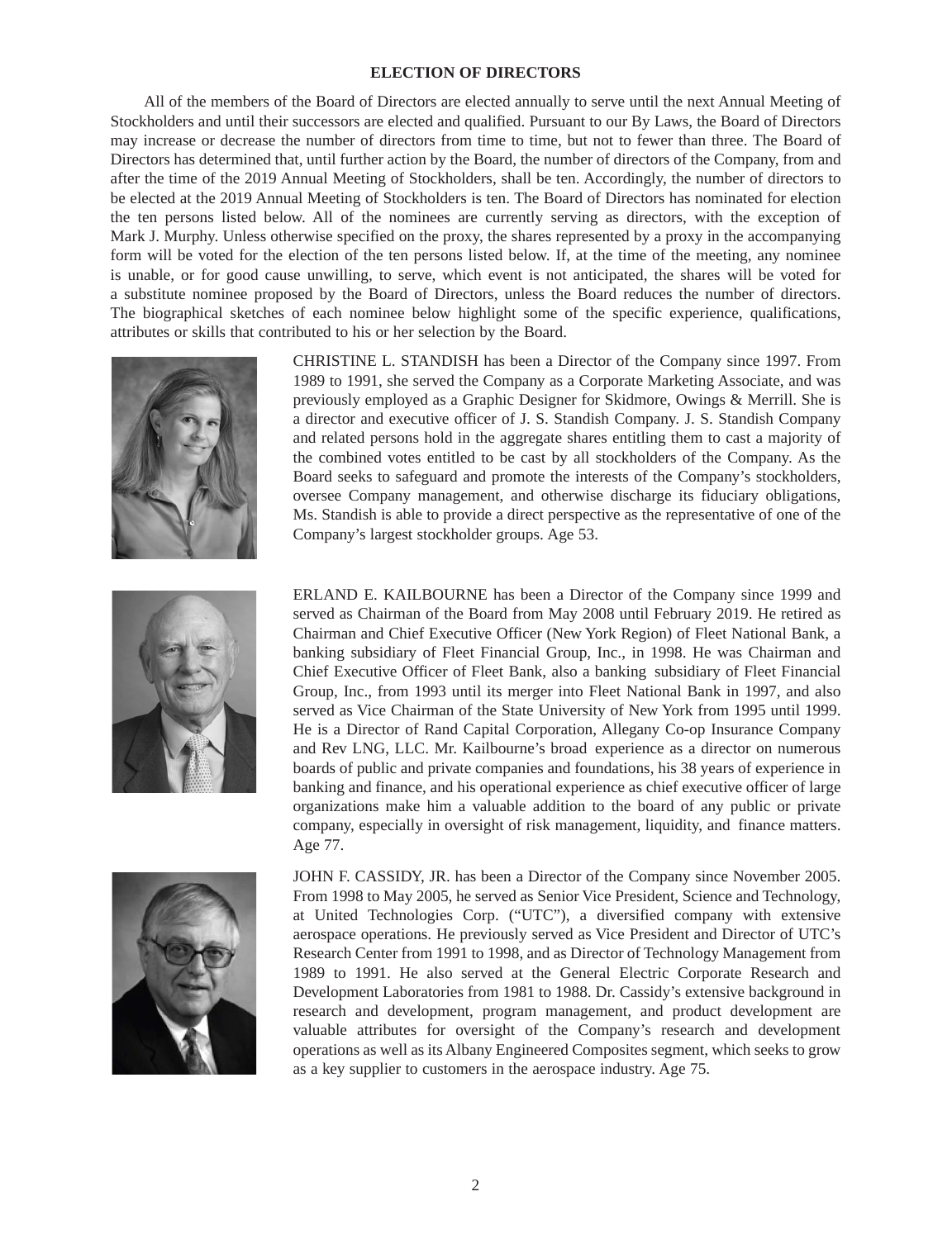## ELECTION OF DIRECTORS

All of the members of the Board of Directors are elected annually to serve until the next Annual Meeting of Stockholders and until their successors are elected and qualified. Pursuant to our By Laws, the Board of Directors may increase or decrease the number of directors from time to time, but not to fewer than three. The Board of Directors has determined that, until further action by the Board, the number of directors of the Company, from and after the time of the 2019 Annual Meeting of Stockholders, shall be ten. Accordingly, the number of directors to be elected at the 2019 Annual Meeting of Stockholders is ten. The Board of Directors has nominated for election the ten persons listed below. All of the nominees are currently serving as directors, with the exception of Mark J. Murphy. Unless otherwise specified on the proxy, the shares represented by a proxy in the accompanying form will be voted for the election of the ten persons listed below. If, at the time of the meeting, any nominee is unable, or for good cause unwilling, to serve, which event is not anticipated, the shares will be voted for a substitute nominee proposed by the Board of Directors, unless the Board reduces the number of directors. The biographical sketches of each nominee below highlight some of the specific experience, qualifications, attributes or skills that contributed to his or her selection by the Board.

CHRISTINE L. STANDISH has been a Director of the Company since 1997. From 1989 to 1991, she served the Company as a Corporate Marketing Associate, and was previously employed as a Graphic Designer for Skidmore, Owings & Merrill. She is a director and executive officer of J. S. Standish Company. J. S. Standish Company and related persons hold in the aggregate shares entitling them to cast a majority of the combined votes entitled to be cast by all stockholders of the Company. As the Board seeks to safeguard and promote the interests of the Company's stockholders, oversee Company management, and otherwise discharge its fiduciary obligations, Ms. Standish is able to provide a direct perspective as the representative of one of the Company's largest stockholder groups. Age 53.

ERLAND E. KAILBOURNE has been a Director of the Company since 1999 and served as Chairman of the Board from May 2008 until February 2019. He retired as Chairman and Chief Executive Officer (New York Region) of Fleet National Bank, a banking subsidiary of Fleet Financial Group, Inc., in 1998. He was Chairman and Chief Executive Officer of Fleet Bank, also a banking subsidiary of Fleet Financial Group, Inc., from 1993 until its merger into Fleet National Bank in 1997, and also served as Vice Chairman of the State University of New York from 1995 until 1999. He is a Director of Rand Capital Corporation, Allegany Co-op Insurance Company and Rev LNG, LLC. Mr. Kailbourne's broad experience as a director on numerous boards of public and private companies and foundations, his 38 years of experience in banking and finance, and his operational experience as chief executive officer of large organizations make him a valuable addition to the board of any public or private company, especially in oversight of risk management, liquidity, and finance matters. Age 77.

JOHN F. CASSIDY, JR. has been a Director of the Company since November 2005. From 1998 to May 2005, he served as Senior Vice President, Science and Technology, at United Technologies Corp. ("UTC"), a diversified company with extensive aerospace operations. He previously served as Vice President and Director of UTC's Research Center from 1991 to 1998, and as Director of Technology Management from 1989 to 1991. He also served at the General Electric Corporate Research and Development Laboratories from 1981 to 1988. Dr. Cassidy's extensive background in research and development, program management, and product development are valuable attributes for oversight of the Company's research and development operations as well as its Albany Engineered Composites segment, which seeks to grow as a key supplier to customers in the aerospace industry. Age 75.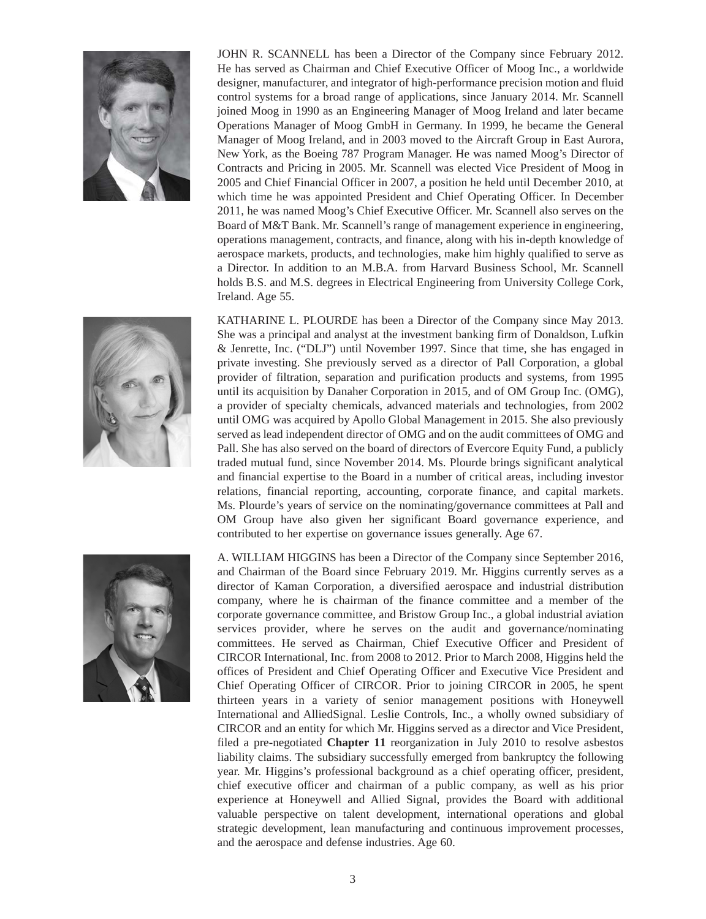JOHN R. SCANNELL has been a Director of the Company since February 2012. He has served as Chairman and Chief Executive Officer of Moog Inc., a worldwide designer, manufacturer, and integrator of high-performance precision motion and fluid control systems for a broad range of applications, since January 2014. Mr. Scannell joined Moog in 1990 as an Engineering Manager of Moog Ireland and later became Operations Manager of Moog GmbH in Germany. In 1999, he became the General Manager of Moog Ireland, and in 2003 moved to the Aircraft Group in East Aurora, New York, as the Boeing 787 Program Manager. He was named Moog's Director of Contracts and Pricing in 2005. Mr. Scannell was elected Vice President of Moog in 2005 and Chief Financial Officer in 2007, a position he held until December 2010, at which time he was appointed President and Chief Operating Officer. In December 2011, he was named Moog's Chief Executive Officer. Mr. Scannell also serves on the Board of M&T Bank. Mr. Scannell's range of management experience in engineering, operations management, contracts, and finance, along with his in-depth knowledge of aerospace markets, products, and technologies, make him highly qualified to serve as a Director. In addition to an M.B.A. from Harvard Business School, Mr. Scannell holds B.S. and M.S. degrees in Electrical Engineering from University College Cork, Ireland. Age 55.

KATHARINE L. PLOURDE has been a Director of the Company since May 2013. She was a principal and analyst at the investment banking firm of Donaldson, Lufkin & Jenrette, Inc. ("DLJ") until November 1997. Since that time, she has engaged in private investing. She previously served as a director of Pall Corporation, a global provider of filtration, separation and purification products and systems, from 1995 until its acquisition by Danaher Corporation in 2015, and of OM Group Inc. (OMG), a provider of specialty chemicals, advanced materials and technologies, from 2002 until OMG was acquired by Apollo Global Management in 2015. She also previously served as lead independent director of OMG and on the audit committees of OMG and Pall. She has also served on the board of directors of Evercore Equity Fund, a publicly traded mutual fund, since November 2014. Ms. Plourde brings significant analytical and financial expertise to the Board in a number of critical areas, including investor relations, financial reporting, accounting, corporate finance, and capital markets. Ms. Plourde's years of service on the nominating/governance committees at Pall and OM Group have also given her significant Board governance experience, and contributed to her expertise on governance issues generally. Age 67.

A. WILLIAM HIGGINS has been a Director of the Company since September 2016, and Chairman of the Board since February 2019. Mr. Higgins currently serves as a director of Kaman Corporation, a diversified aerospace and industrial distribution company, where he is chairman of the finance committee and a member of the corporate governance committee, and Bristow Group Inc., a global industrial aviation services provider, where he serves on the audit and governance/nominating committees. He served as Chairman, Chief Executive Officer and President of CIRCOR International, Inc. from 2008 to 2012. Prior to March 2008, Higgins held the offices of President and Chief Operating Officer and Executive Vice President and Chief Operating Officer of CIRCOR. Prior to joining CIRCOR in 2005, he spent thirteen years in a variety of senior management positions with Honeywell International and AlliedSignal. Leslie Controls, Inc., a wholly owned subsidiary of CIRCOR and an entity for which Mr. Higgins served as a director and Vice President, filed a pre-negotiated **Chapter 11** reorganization in July 2010 to resolve asbestos liability claims. The subsidiary successfully emerged from bankruptcy the following year. Mr. Higgins's professional background as a chief operating officer, president, chief executive officer and chairman of a public company, as well as his prior experience at Honeywell and Allied Signal, provides the Board with additional valuable perspective on talent development, international operations and global strategic development, lean manufacturing and continuous improvement processes, and the aerospace and defense industries. Age 60.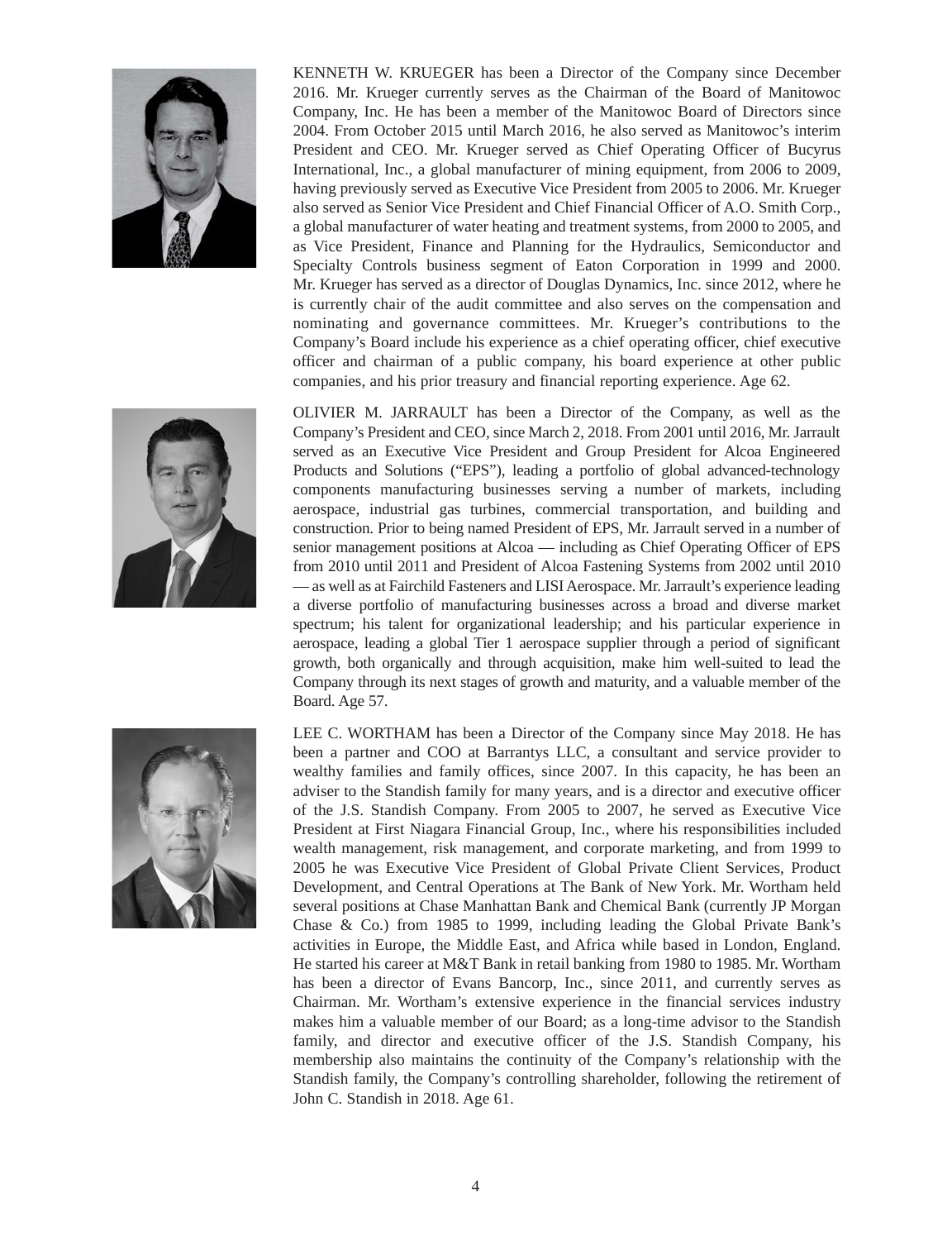KENNETH W. KRUEGER has been a Director of the Company since December 2016. Mr. Krueger currently serves as the Chairman of the Board of Manitowoc Company, Inc. He has been a member of the Manitowoc Board of Directors since 2004. From October 2015 until March 2016, he also served as Manitowoc's interim President and CEO. Mr. Krueger served as Chief Operating Officer of Bucyrus International, Inc., a global manufacturer of mining equipment, from 2006 to 2009, having previously served as Executive Vice President from 2005 to 2006. Mr. Krueger also served as Senior Vice President and Chief Financial Officer of A.O. Smith Corp., a global manufacturer of water heating and treatment systems, from 2000 to 2005, and as Vice President, Finance and Planning for the Hydraulics, Semiconductor and Specialty Controls business segment of Eaton Corporation in 1999 and 2000. Mr. Krueger has served as a director of Douglas Dynamics, Inc. since 2012, where he is currently chair of the audit committee and also serves on the compensation and nominating and governance committees. Mr. Krueger's contributions to the Company's Board include his experience as a chief operating officer, chief executive officer and chairman of a public company, his board experience at other public companies, and his prior treasury and financial reporting experience. Age 62.

OLIVIER M. JARRAULT has been a Director of the Company, as well as the Company's President and CEO, since March 2, 2018. From 2001 until 2016, Mr. Jarrault served as an Executive Vice President and Group President for Alcoa Engineered Products and Solutions ("EPS"), leading a portfolio of global advanced-technology components manufacturing businesses serving a number of markets, including aerospace, industrial gas turbines, commercial transportation, and building and construction. Prior to being named President of EPS, Mr. Jarrault served in a number of senior management positions at Alcoa — including as Chief Operating Officer of EPS from 2010 until 2011 and President of Alcoa Fastening Systems from 2002 until 2010 — as well as at Fairchild Fasteners and LISI Aerospace. Mr. Jarrault's experience leading a diverse portfolio of manufacturing businesses across a broad and diverse market spectrum; his talent for organizational leadership; and his particular experience in aerospace, leading a global Tier 1 aerospace supplier through a period of significant growth, both organically and through acquisition, make him well-suited to lead the Company through its next stages of growth and maturity, and a valuable member of the Board. Age 57.

LEE C. WORTHAM has been a Director of the Company since May 2018. He has been a partner and COO at Barrantys LLC, a consultant and service provider to wealthy families and family offices, since 2007. In this capacity, he has been an adviser to the Standish family for many years, and is a director and executive officer of the J.S. Standish Company. From 2005 to 2007, he served as Executive Vice President at First Niagara Financial Group, Inc., where his responsibilities included wealth management, risk management, and corporate marketing, and from 1999 to 2005 he was Executive Vice President of Global Private Client Services, Product Development, and Central Operations at The Bank of New York. Mr. Wortham held several positions at Chase Manhattan Bank and Chemical Bank (currently JP Morgan Chase & Co.) from 1985 to 1999, including leading the Global Private Bank's activities in Europe, the Middle East, and Africa while based in London, England. He started his career at M&T Bank in retail banking from 1980 to 1985. Mr. Wortham has been a director of Evans Bancorp, Inc., since 2011, and currently serves as Chairman. Mr. Wortham's extensive experience in the financial services industry makes him a valuable member of our Board; as a long-time advisor to the Standish family, and director and executive officer of the J.S. Standish Company, his membership also maintains the continuity of the Company's relationship with the Standish family, the Company's controlling shareholder, following the retirement of John C. Standish in 2018. Age 61.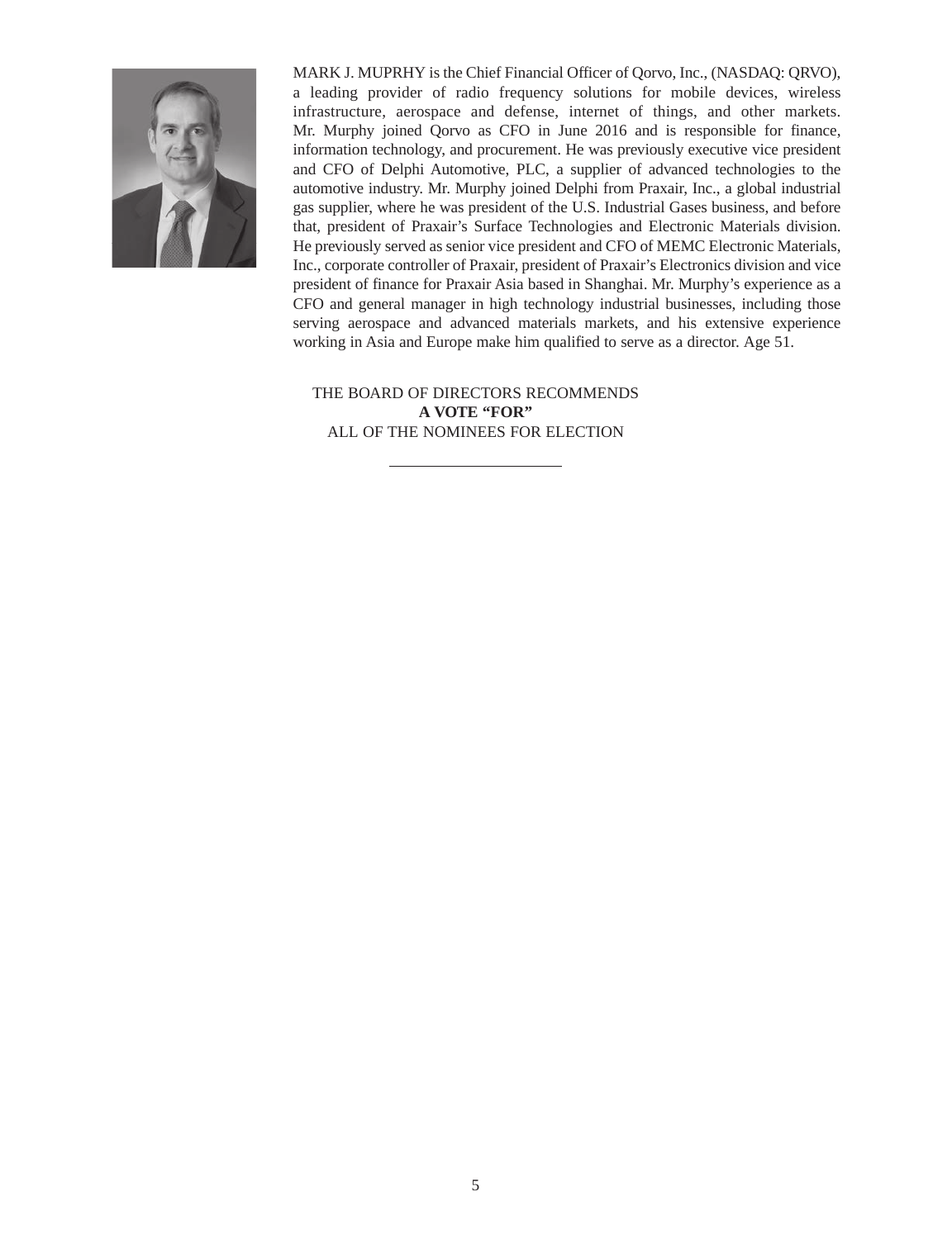MARK J. MUPRHY is the Chief Financial Officer of Qorvo, Inc., (NASDAQ: QRVO), a leading provider of radio frequency solutions for mobile devices, wireless infrastructure, aerospace and defense, internet of things, and other markets. Mr. Murphy joined Qorvo as CFO in June 2016 and is responsible for finance, information technology, and procurement. He was previously executive vice president and CFO of Delphi Automotive, PLC, a supplier of advanced technologies to the automotive industry. Mr. Murphy joined Delphi from Praxair, Inc., a global industrial gas supplier, where he was president of the U.S. Industrial Gases business, and before that, president of Praxair's Surface Technologies and Electronic Materials division. He previously served as senior vice president and CFO of MEMC Electronic Materials, Inc., corporate controller of Praxair, president of Praxair's Electronics division and vice president of finance for Praxair Asia based in Shanghai. Mr. Murphy's experience as a CFO and general manager in high technology industrial businesses, including those serving aerospace and advanced materials markets, and his extensive experience working in Asia and Europe make him qualified to serve as a director. Age 51.

THE BOARD OF DIRECTORS RECOMMENDS
**A VOTE "FOR"**
ALL OF THE NOMINEES FOR ELECTION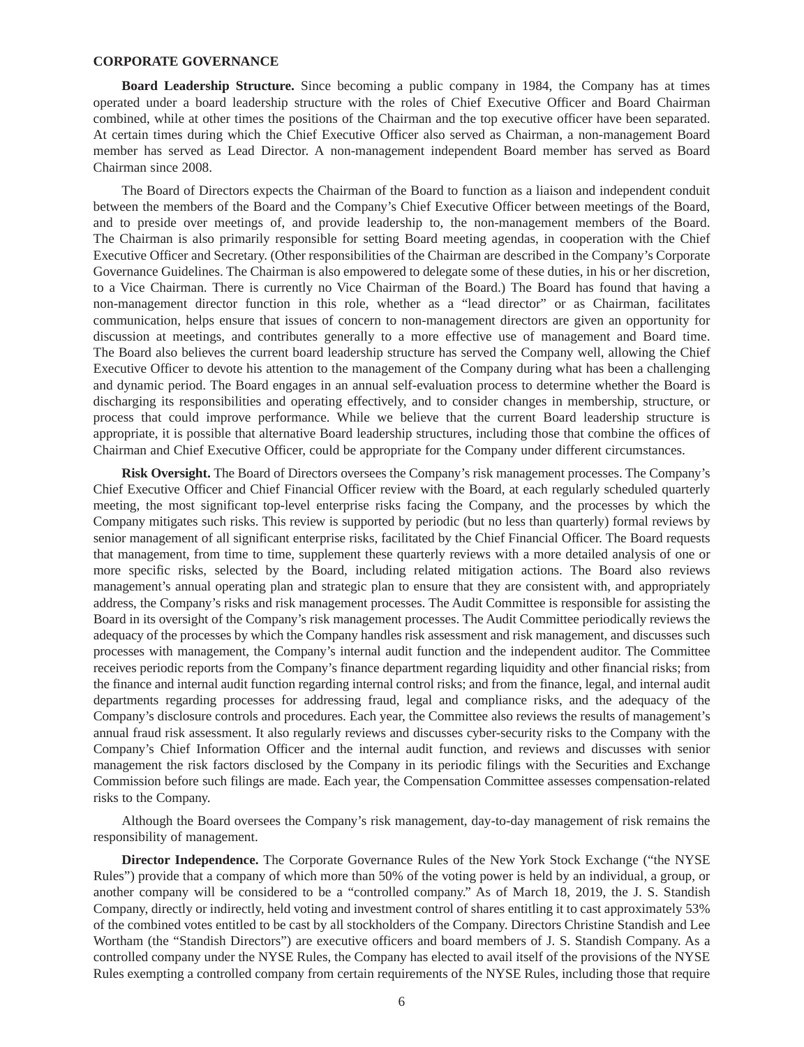## CORPORATE GOVERNANCE

**Board Leadership Structure.** Since becoming a public company in 1984, the Company has at times operated under a board leadership structure with the roles of Chief Executive Officer and Board Chairman combined, while at other times the positions of the Chairman and the top executive officer have been separated. At certain times during which the Chief Executive Officer also served as Chairman, a non-management Board member has served as Lead Director. A non-management independent Board member has served as Board Chairman since 2008.

The Board of Directors expects the Chairman of the Board to function as a liaison and independent conduit between the members of the Board and the Company's Chief Executive Officer between meetings of the Board, and to preside over meetings of, and provide leadership to, the non-management members of the Board. The Chairman is also primarily responsible for setting Board meeting agendas, in cooperation with the Chief Executive Officer and Secretary. (Other responsibilities of the Chairman are described in the Company's Corporate Governance Guidelines. The Chairman is also empowered to delegate some of these duties, in his or her discretion, to a Vice Chairman. There is currently no Vice Chairman of the Board.) The Board has found that having a non-management director function in this role, whether as a "lead director" or as Chairman, facilitates communication, helps ensure that issues of concern to non-management directors are given an opportunity for discussion at meetings, and contributes generally to a more effective use of management and Board time. The Board also believes the current board leadership structure has served the Company well, allowing the Chief Executive Officer to devote his attention to the management of the Company during what has been a challenging and dynamic period. The Board engages in an annual self-evaluation process to determine whether the Board is discharging its responsibilities and operating effectively, and to consider changes in membership, structure, or process that could improve performance. While we believe that the current Board leadership structure is appropriate, it is possible that alternative Board leadership structures, including those that combine the offices of Chairman and Chief Executive Officer, could be appropriate for the Company under different circumstances.

**Risk Oversight.** The Board of Directors oversees the Company's risk management processes. The Company's Chief Executive Officer and Chief Financial Officer review with the Board, at each regularly scheduled quarterly meeting, the most significant top-level enterprise risks facing the Company, and the processes by which the Company mitigates such risks. This review is supported by periodic (but no less than quarterly) formal reviews by senior management of all significant enterprise risks, facilitated by the Chief Financial Officer. The Board requests that management, from time to time, supplement these quarterly reviews with a more detailed analysis of one or more specific risks, selected by the Board, including related mitigation actions. The Board also reviews management's annual operating plan and strategic plan to ensure that they are consistent with, and appropriately address, the Company's risks and risk management processes. The Audit Committee is responsible for assisting the Board in its oversight of the Company's risk management processes. The Audit Committee periodically reviews the adequacy of the processes by which the Company handles risk assessment and risk management, and discusses such processes with management, the Company's internal audit function and the independent auditor. The Committee receives periodic reports from the Company's finance department regarding liquidity and other financial risks; from the finance and internal audit function regarding internal control risks; and from the finance, legal, and internal audit departments regarding processes for addressing fraud, legal and compliance risks, and the adequacy of the Company's disclosure controls and procedures. Each year, the Committee also reviews the results of management's annual fraud risk assessment. It also regularly reviews and discusses cyber-security risks to the Company with the Company's Chief Information Officer and the internal audit function, and reviews and discusses with senior management the risk factors disclosed by the Company in its periodic filings with the Securities and Exchange Commission before such filings are made. Each year, the Compensation Committee assesses compensation-related risks to the Company.

Although the Board oversees the Company's risk management, day-to-day management of risk remains the responsibility of management.

**Director Independence.** The Corporate Governance Rules of the New York Stock Exchange ("the NYSE Rules") provide that a company of which more than 50% of the voting power is held by an individual, a group, or another company will be considered to be a "controlled company." As of March 18, 2019, the J. S. Standish Company, directly or indirectly, held voting and investment control of shares entitling it to cast approximately 53% of the combined votes entitled to be cast by all stockholders of the Company. Directors Christine Standish and Lee Wortham (the "Standish Directors") are executive officers and board members of J. S. Standish Company. As a controlled company under the NYSE Rules, the Company has elected to avail itself of the provisions of the NYSE Rules exempting a controlled company from certain requirements of the NYSE Rules, including those that require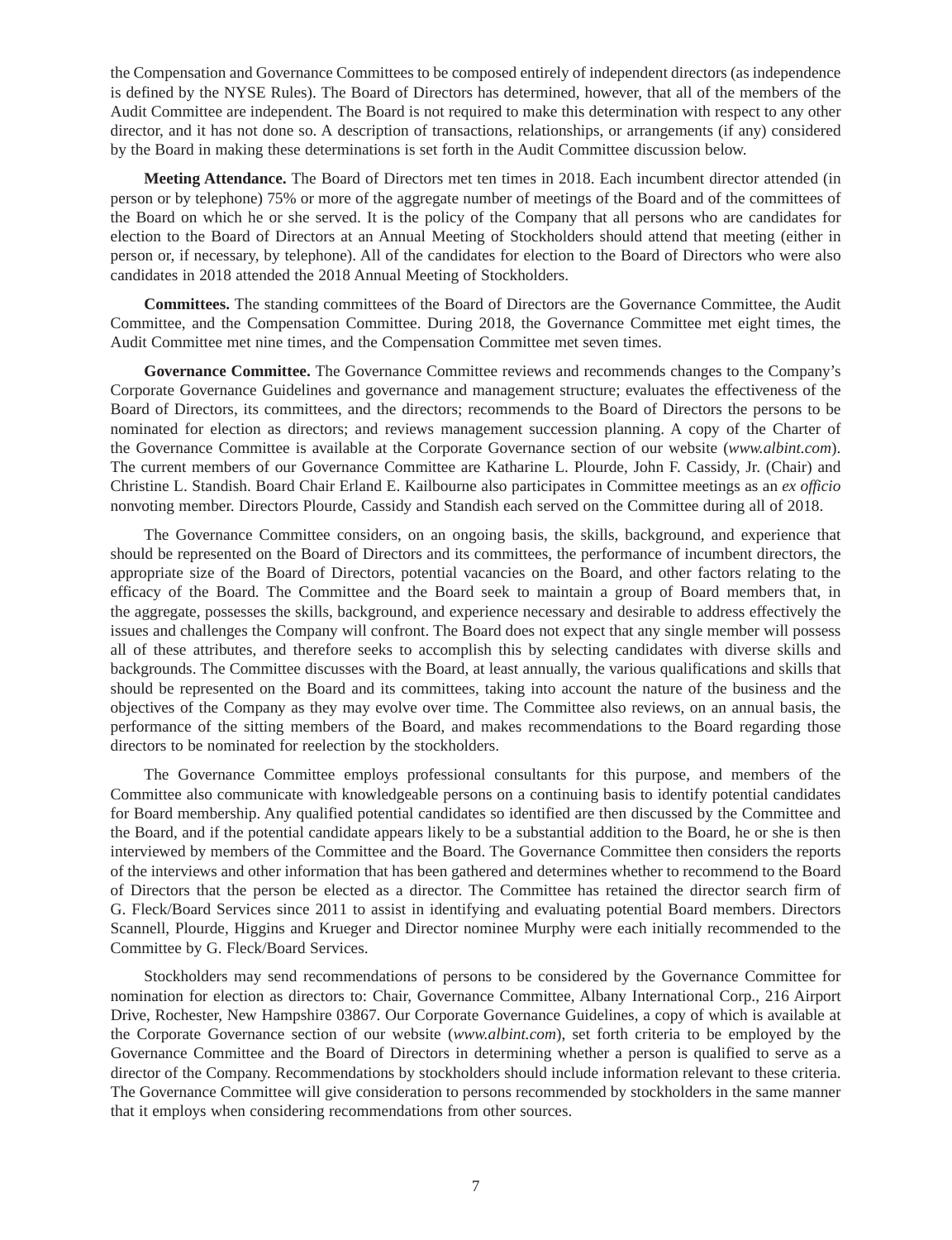the Compensation and Governance Committees to be composed entirely of independent directors (as independence is defined by the NYSE Rules). The Board of Directors has determined, however, that all of the members of the Audit Committee are independent. The Board is not required to make this determination with respect to any other director, and it has not done so. A description of transactions, relationships, or arrangements (if any) considered by the Board in making these determinations is set forth in the Audit Committee discussion below.

**Meeting Attendance.** The Board of Directors met ten times in 2018. Each incumbent director attended (in person or by telephone) 75% or more of the aggregate number of meetings of the Board and of the committees of the Board on which he or she served. It is the policy of the Company that all persons who are candidates for election to the Board of Directors at an Annual Meeting of Stockholders should attend that meeting (either in person or, if necessary, by telephone). All of the candidates for election to the Board of Directors who were also candidates in 2018 attended the 2018 Annual Meeting of Stockholders.

**Committees.** The standing committees of the Board of Directors are the Governance Committee, the Audit Committee, and the Compensation Committee. During 2018, the Governance Committee met eight times, the Audit Committee met nine times, and the Compensation Committee met seven times.

**Governance Committee.** The Governance Committee reviews and recommends changes to the Company's Corporate Governance Guidelines and governance and management structure; evaluates the effectiveness of the Board of Directors, its committees, and the directors; recommends to the Board of Directors the persons to be nominated for election as directors; and reviews management succession planning. A copy of the Charter of the Governance Committee is available at the Corporate Governance section of our website (*www.albint.com*). The current members of our Governance Committee are Katharine L. Plourde, John F. Cassidy, Jr. (Chair) and Christine L. Standish. Board Chair Erland E. Kailbourne also participates in Committee meetings as an *ex officio* nonvoting member. Directors Plourde, Cassidy and Standish each served on the Committee during all of 2018.

The Governance Committee considers, on an ongoing basis, the skills, background, and experience that should be represented on the Board of Directors and its committees, the performance of incumbent directors, the appropriate size of the Board of Directors, potential vacancies on the Board, and other factors relating to the efficacy of the Board. The Committee and the Board seek to maintain a group of Board members that, in the aggregate, possesses the skills, background, and experience necessary and desirable to address effectively the issues and challenges the Company will confront. The Board does not expect that any single member will possess all of these attributes, and therefore seeks to accomplish this by selecting candidates with diverse skills and backgrounds. The Committee discusses with the Board, at least annually, the various qualifications and skills that should be represented on the Board and its committees, taking into account the nature of the business and the objectives of the Company as they may evolve over time. The Committee also reviews, on an annual basis, the performance of the sitting members of the Board, and makes recommendations to the Board regarding those directors to be nominated for reelection by the stockholders.

The Governance Committee employs professional consultants for this purpose, and members of the Committee also communicate with knowledgeable persons on a continuing basis to identify potential candidates for Board membership. Any qualified potential candidates so identified are then discussed by the Committee and the Board, and if the potential candidate appears likely to be a substantial addition to the Board, he or she is then interviewed by members of the Committee and the Board. The Governance Committee then considers the reports of the interviews and other information that has been gathered and determines whether to recommend to the Board of Directors that the person be elected as a director. The Committee has retained the director search firm of G. Fleck/Board Services since 2011 to assist in identifying and evaluating potential Board members. Directors Scannell, Plourde, Higgins and Krueger and Director nominee Murphy were each initially recommended to the Committee by G. Fleck/Board Services.

Stockholders may send recommendations of persons to be considered by the Governance Committee for nomination for election as directors to: Chair, Governance Committee, Albany International Corp., 216 Airport Drive, Rochester, New Hampshire 03867. Our Corporate Governance Guidelines, a copy of which is available at the Corporate Governance section of our website (*www.albint.com*), set forth criteria to be employed by the Governance Committee and the Board of Directors in determining whether a person is qualified to serve as a director of the Company. Recommendations by stockholders should include information relevant to these criteria. The Governance Committee will give consideration to persons recommended by stockholders in the same manner that it employs when considering recommendations from other sources.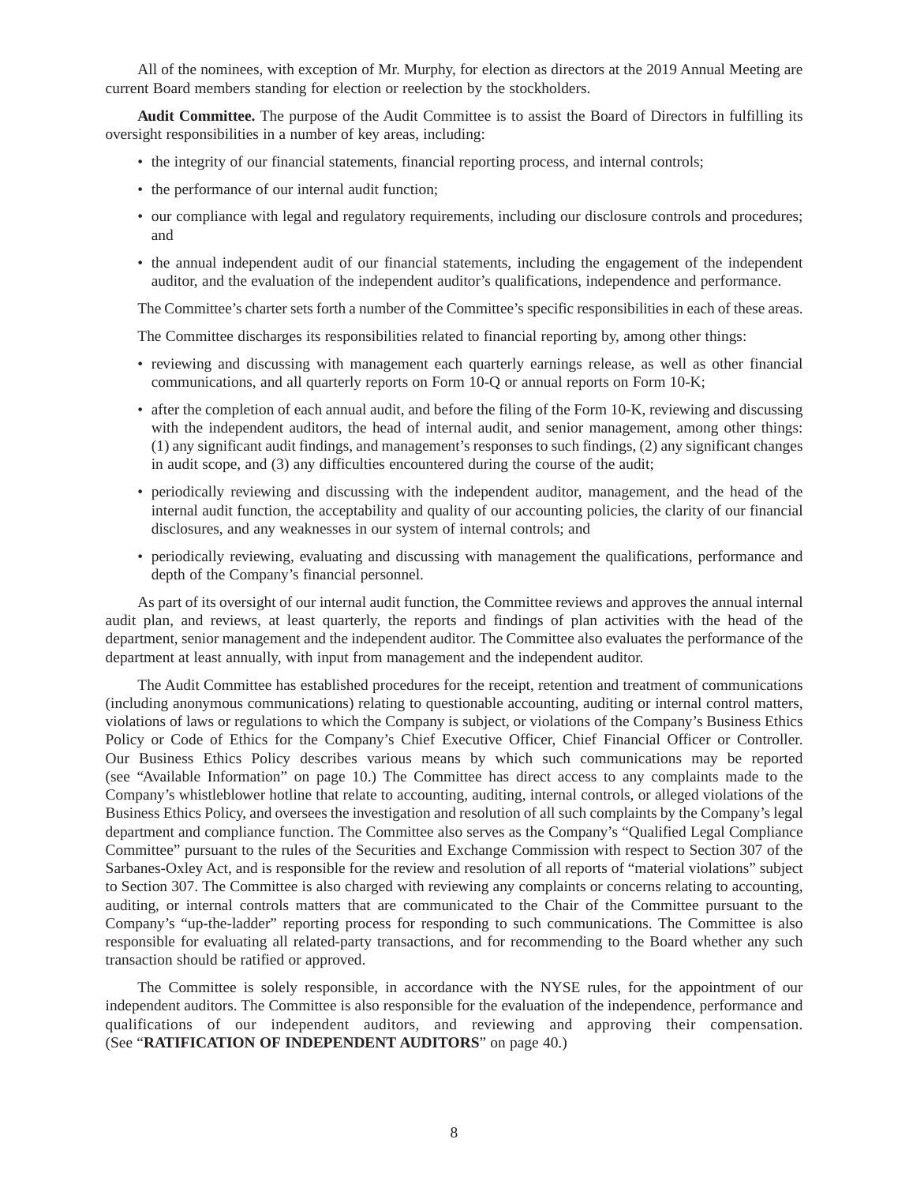All of the nominees, with exception of Mr. Murphy, for election as directors at the 2019 Annual Meeting are current Board members standing for election or reelection by the stockholders.

**Audit Committee.** The purpose of the Audit Committee is to assist the Board of Directors in fulfilling its oversight responsibilities in a number of key areas, including:

- the integrity of our financial statements, financial reporting process, and internal controls;
- the performance of our internal audit function;
- our compliance with legal and regulatory requirements, including our disclosure controls and procedures; and
- the annual independent audit of our financial statements, including the engagement of the independent auditor, and the evaluation of the independent auditor's qualifications, independence and performance.

The Committee's charter sets forth a number of the Committee's specific responsibilities in each of these areas.

The Committee discharges its responsibilities related to financial reporting by, among other things:

- reviewing and discussing with management each quarterly earnings release, as well as other financial communications, and all quarterly reports on Form 10-Q or annual reports on Form 10-K;
- after the completion of each annual audit, and before the filing of the Form 10-K, reviewing and discussing with the independent auditors, the head of internal audit, and senior management, among other things: (1) any significant audit findings, and management's responses to such findings, (2) any significant changes in audit scope, and (3) any difficulties encountered during the course of the audit;
- periodically reviewing and discussing with the independent auditor, management, and the head of the internal audit function, the acceptability and quality of our accounting policies, the clarity of our financial disclosures, and any weaknesses in our system of internal controls; and
- periodically reviewing, evaluating and discussing with management the qualifications, performance and depth of the Company's financial personnel.

As part of its oversight of our internal audit function, the Committee reviews and approves the annual internal audit plan, and reviews, at least quarterly, the reports and findings of plan activities with the head of the department, senior management and the independent auditor. The Committee also evaluates the performance of the department at least annually, with input from management and the independent auditor.

The Audit Committee has established procedures for the receipt, retention and treatment of communications (including anonymous communications) relating to questionable accounting, auditing or internal control matters, violations of laws or regulations to which the Company is subject, or violations of the Company's Business Ethics Policy or Code of Ethics for the Company's Chief Executive Officer, Chief Financial Officer or Controller. Our Business Ethics Policy describes various means by which such communications may be reported (see "Available Information" on page 10.) The Committee has direct access to any complaints made to the Company's whistleblower hotline that relate to accounting, auditing, internal controls, or alleged violations of the Business Ethics Policy, and oversees the investigation and resolution of all such complaints by the Company's legal department and compliance function. The Committee also serves as the Company's "Qualified Legal Compliance Committee" pursuant to the rules of the Securities and Exchange Commission with respect to Section 307 of the Sarbanes-Oxley Act, and is responsible for the review and resolution of all reports of "material violations" subject to Section 307. The Committee is also charged with reviewing any complaints or concerns relating to accounting, auditing, or internal controls matters that are communicated to the Chair of the Committee pursuant to the Company's "up-the-ladder" reporting process for responding to such communications. The Committee is also responsible for evaluating all related-party transactions, and for recommending to the Board whether any such transaction should be ratified or approved.

The Committee is solely responsible, in accordance with the NYSE rules, for the appointment of our independent auditors. The Committee is also responsible for the evaluation of the independence, performance and qualifications of our independent auditors, and reviewing and approving their compensation. (See "**RATIFICATION OF INDEPENDENT AUDITORS**" on page 40.)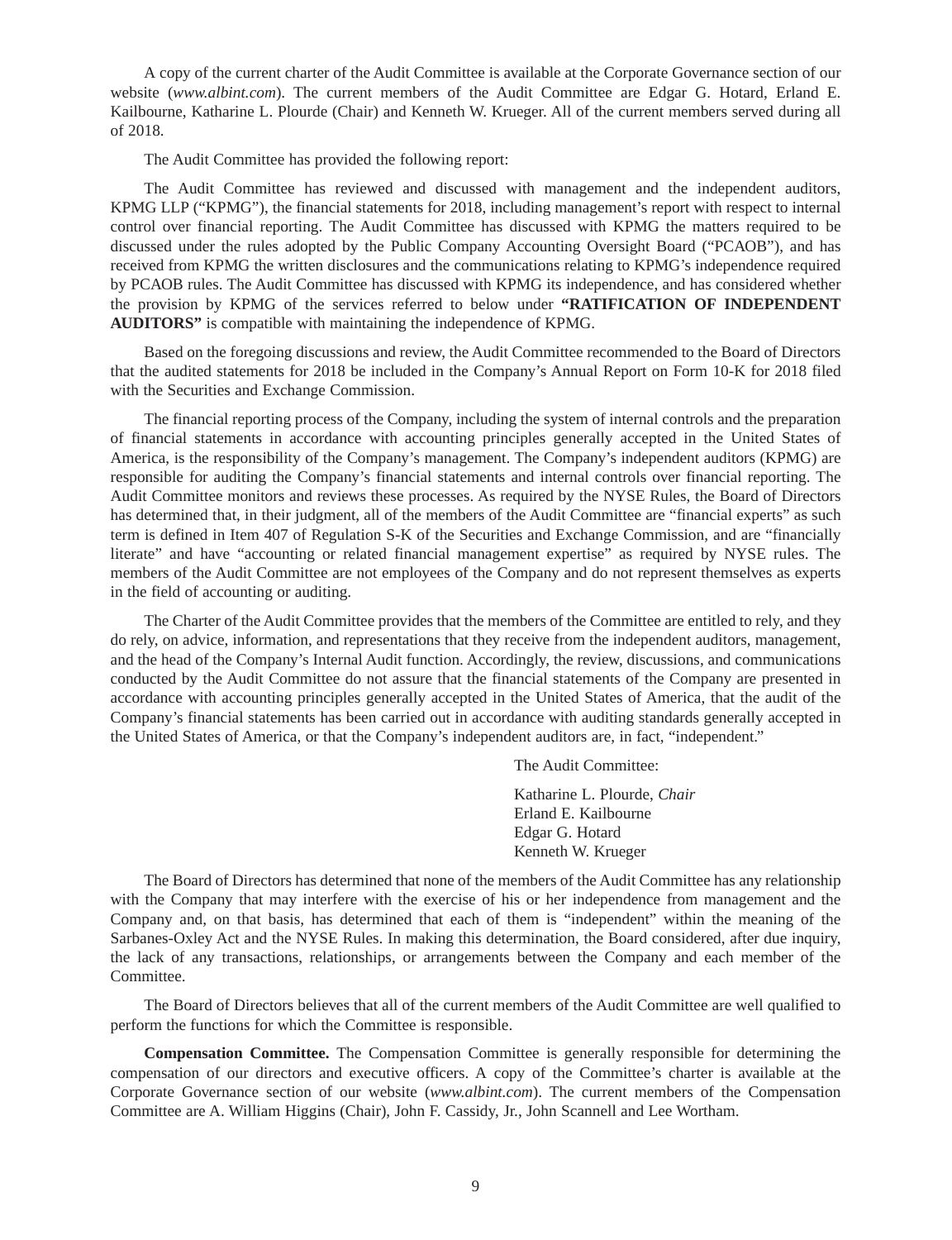A copy of the current charter of the Audit Committee is available at the Corporate Governance section of our website (*www.albint.com*). The current members of the Audit Committee are Edgar G. Hotard, Erland E. Kailbourne, Katharine L. Plourde (Chair) and Kenneth W. Krueger. All of the current members served during all of 2018.

The Audit Committee has provided the following report:

The Audit Committee has reviewed and discussed with management and the independent auditors, KPMG LLP ("KPMG"), the financial statements for 2018, including management's report with respect to internal control over financial reporting. The Audit Committee has discussed with KPMG the matters required to be discussed under the rules adopted by the Public Company Accounting Oversight Board ("PCAOB"), and has received from KPMG the written disclosures and the communications relating to KPMG's independence required by PCAOB rules. The Audit Committee has discussed with KPMG its independence, and has considered whether the provision by KPMG of the services referred to below under **"RATIFICATION OF INDEPENDENT AUDITORS"** is compatible with maintaining the independence of KPMG.

Based on the foregoing discussions and review, the Audit Committee recommended to the Board of Directors that the audited statements for 2018 be included in the Company's Annual Report on Form 10-K for 2018 filed with the Securities and Exchange Commission.

The financial reporting process of the Company, including the system of internal controls and the preparation of financial statements in accordance with accounting principles generally accepted in the United States of America, is the responsibility of the Company's management. The Company's independent auditors (KPMG) are responsible for auditing the Company's financial statements and internal controls over financial reporting. The Audit Committee monitors and reviews these processes. As required by the NYSE Rules, the Board of Directors has determined that, in their judgment, all of the members of the Audit Committee are "financial experts" as such term is defined in Item 407 of Regulation S-K of the Securities and Exchange Commission, and are "financially literate" and have "accounting or related financial management expertise" as required by NYSE rules. The members of the Audit Committee are not employees of the Company and do not represent themselves as experts in the field of accounting or auditing.

The Charter of the Audit Committee provides that the members of the Committee are entitled to rely, and they do rely, on advice, information, and representations that they receive from the independent auditors, management, and the head of the Company's Internal Audit function. Accordingly, the review, discussions, and communications conducted by the Audit Committee do not assure that the financial statements of the Company are presented in accordance with accounting principles generally accepted in the United States of America, that the audit of the Company's financial statements has been carried out in accordance with auditing standards generally accepted in the United States of America, or that the Company's independent auditors are, in fact, "independent."

The Audit Committee:

Katharine L. Plourde, *Chair*
Erland E. Kailbourne
Edgar G. Hotard
Kenneth W. Krueger

The Board of Directors has determined that none of the members of the Audit Committee has any relationship with the Company that may interfere with the exercise of his or her independence from management and the Company and, on that basis, has determined that each of them is "independent" within the meaning of the Sarbanes-Oxley Act and the NYSE Rules. In making this determination, the Board considered, after due inquiry, the lack of any transactions, relationships, or arrangements between the Company and each member of the Committee.

The Board of Directors believes that all of the current members of the Audit Committee are well qualified to perform the functions for which the Committee is responsible.

**Compensation Committee.** The Compensation Committee is generally responsible for determining the compensation of our directors and executive officers. A copy of the Committee's charter is available at the Corporate Governance section of our website (*www.albint.com*). The current members of the Compensation Committee are A. William Higgins (Chair), John F. Cassidy, Jr., John Scannell and Lee Wortham.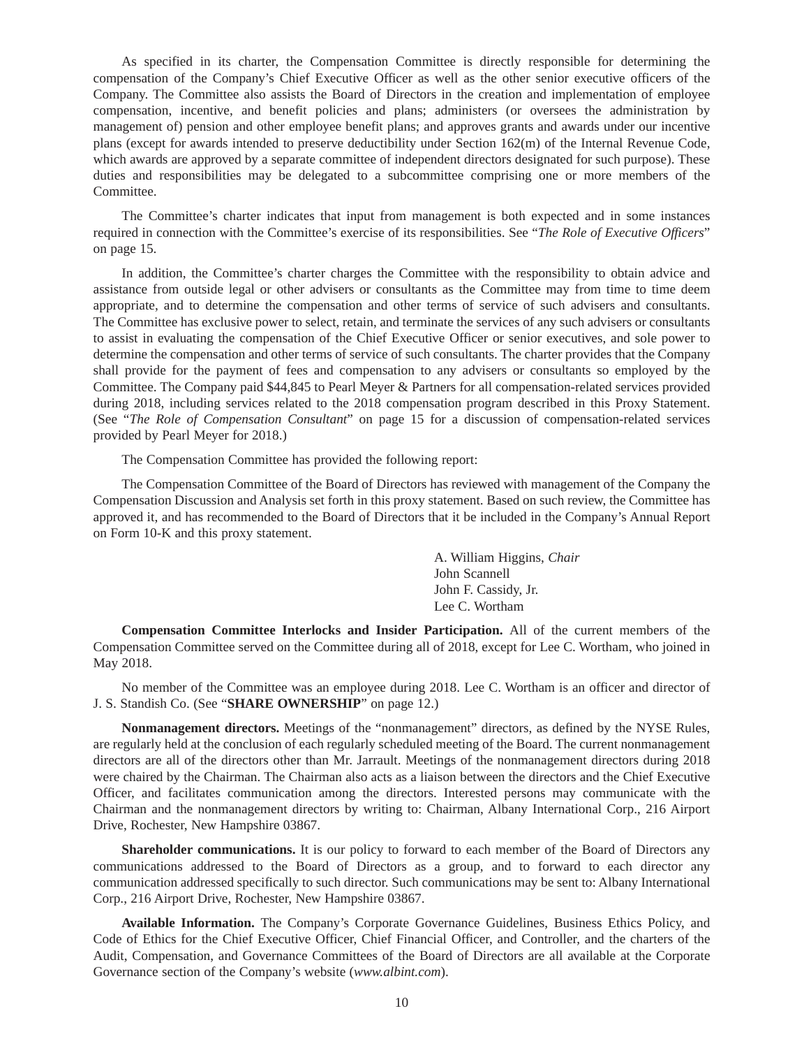As specified in its charter, the Compensation Committee is directly responsible for determining the compensation of the Company's Chief Executive Officer as well as the other senior executive officers of the Company. The Committee also assists the Board of Directors in the creation and implementation of employee compensation, incentive, and benefit policies and plans; administers (or oversees the administration by management of) pension and other employee benefit plans; and approves grants and awards under our incentive plans (except for awards intended to preserve deductibility under Section 162(m) of the Internal Revenue Code, which awards are approved by a separate committee of independent directors designated for such purpose). These duties and responsibilities may be delegated to a subcommittee comprising one or more members of the Committee.

The Committee's charter indicates that input from management is both expected and in some instances required in connection with the Committee's exercise of its responsibilities. See "*The Role of Executive Officers*" on page 15.

In addition, the Committee's charter charges the Committee with the responsibility to obtain advice and assistance from outside legal or other advisers or consultants as the Committee may from time to time deem appropriate, and to determine the compensation and other terms of service of such advisers and consultants. The Committee has exclusive power to select, retain, and terminate the services of any such advisers or consultants to assist in evaluating the compensation of the Chief Executive Officer or senior executives, and sole power to determine the compensation and other terms of service of such consultants. The charter provides that the Company shall provide for the payment of fees and compensation to any advisers or consultants so employed by the Committee. The Company paid $44,845 to Pearl Meyer & Partners for all compensation-related services provided during 2018, including services related to the 2018 compensation program described in this Proxy Statement. (See "*The Role of Compensation Consultant*" on page 15 for a discussion of compensation-related services provided by Pearl Meyer for 2018.)

The Compensation Committee has provided the following report:

The Compensation Committee of the Board of Directors has reviewed with management of the Company the Compensation Discussion and Analysis set forth in this proxy statement. Based on such review, the Committee has approved it, and has recommended to the Board of Directors that it be included in the Company's Annual Report on Form 10-K and this proxy statement.

A. William Higgins, *Chair*
John Scannell
John F. Cassidy, Jr.
Lee C. Wortham

**Compensation Committee Interlocks and Insider Participation.** All of the current members of the Compensation Committee served on the Committee during all of 2018, except for Lee C. Wortham, who joined in May 2018.

No member of the Committee was an employee during 2018. Lee C. Wortham is an officer and director of J. S. Standish Co. (See "**SHARE OWNERSHIP**" on page 12.)

**Nonmanagement directors.** Meetings of the "nonmanagement" directors, as defined by the NYSE Rules, are regularly held at the conclusion of each regularly scheduled meeting of the Board. The current nonmanagement directors are all of the directors other than Mr. Jarrault. Meetings of the nonmanagement directors during 2018 were chaired by the Chairman. The Chairman also acts as a liaison between the directors and the Chief Executive Officer, and facilitates communication among the directors. Interested persons may communicate with the Chairman and the nonmanagement directors by writing to: Chairman, Albany International Corp., 216 Airport Drive, Rochester, New Hampshire 03867.

**Shareholder communications.** It is our policy to forward to each member of the Board of Directors any communications addressed to the Board of Directors as a group, and to forward to each director any communication addressed specifically to such director. Such communications may be sent to: Albany International Corp., 216 Airport Drive, Rochester, New Hampshire 03867.

**Available Information.** The Company's Corporate Governance Guidelines, Business Ethics Policy, and Code of Ethics for the Chief Executive Officer, Chief Financial Officer, and Controller, and the charters of the Audit, Compensation, and Governance Committees of the Board of Directors are all available at the Corporate Governance section of the Company's website (*www.albint.com*).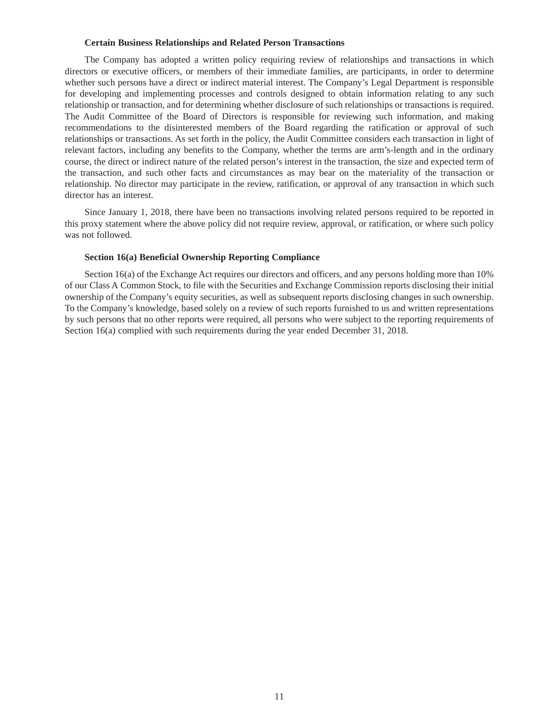**Certain Business Relationships and Related Person Transactions**

The Company has adopted a written policy requiring review of relationships and transactions in which directors or executive officers, or members of their immediate families, are participants, in order to determine whether such persons have a direct or indirect material interest. The Company's Legal Department is responsible for developing and implementing processes and controls designed to obtain information relating to any such relationship or transaction, and for determining whether disclosure of such relationships or transactions is required. The Audit Committee of the Board of Directors is responsible for reviewing such information, and making recommendations to the disinterested members of the Board regarding the ratification or approval of such relationships or transactions. As set forth in the policy, the Audit Committee considers each transaction in light of relevant factors, including any benefits to the Company, whether the terms are arm's-length and in the ordinary course, the direct or indirect nature of the related person's interest in the transaction, the size and expected term of the transaction, and such other facts and circumstances as may bear on the materiality of the transaction or relationship. No director may participate in the review, ratification, or approval of any transaction in which such director has an interest.

Since January 1, 2018, there have been no transactions involving related persons required to be reported in this proxy statement where the above policy did not require review, approval, or ratification, or where such policy was not followed.

**Section 16(a) Beneficial Ownership Reporting Compliance**

Section 16(a) of the Exchange Act requires our directors and officers, and any persons holding more than 10% of our Class A Common Stock, to file with the Securities and Exchange Commission reports disclosing their initial ownership of the Company's equity securities, as well as subsequent reports disclosing changes in such ownership. To the Company's knowledge, based solely on a review of such reports furnished to us and written representations by such persons that no other reports were required, all persons who were subject to the reporting requirements of Section 16(a) complied with such requirements during the year ended December 31, 2018.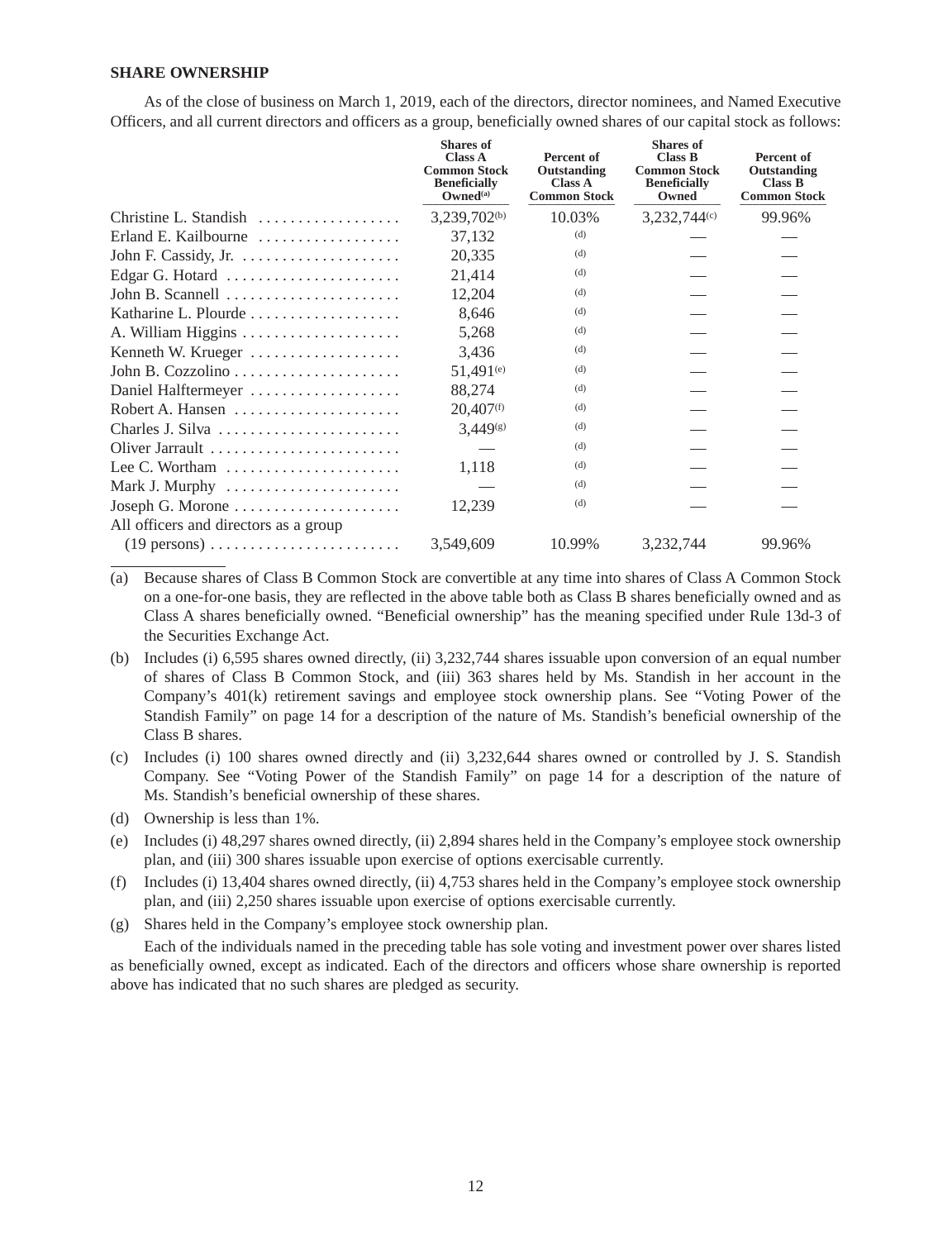## SHARE OWNERSHIP

As of the close of business on March 1, 2019, each of the directors, director nominees, and Named Executive Officers, and all current directors and officers as a group, beneficially owned shares of our capital stock as follows:

| | Shares of Class A Common Stock Beneficially Owned[(a)] | Percent of Outstanding Class A Common Stock | Shares of Class B Common Stock Beneficially Owned | Percent of Outstanding Class B Common Stock |
|---|---|---|---|---|
| Christine L. Standish | 3,239,702[(b)] | 10.03% | 3,232,744[(c)] | 99.96% |
| Erland E. Kailbourne | 37,132 | (d) | — | — |
| John F. Cassidy, Jr. | 20,335 | (d) | — | — |
| Edgar G. Hotard | 21,414 | (d) | — | — |
| John B. Scannell | 12,204 | (d) | — | — |
| Katharine L. Plourde | 8,646 | (d) | — | — |
| A. William Higgins | 5,268 | (d) | — | — |
| Kenneth W. Krueger | 3,436 | (d) | — | — |
| John B. Cozzolino | 51,491[(e)] | (d) | — | — |
| Daniel Halftermeyer | 88,274 | (d) | — | — |
| Robert A. Hansen | 20,407[(f)] | (d) | — | — |
| Charles J. Silva | 3,449[(g)] | (d) | — | — |
| Oliver Jarrault | — | (d) | — | — |
| Lee C. Wortham | 1,118 | (d) | — | — |
| Mark J. Murphy | — | (d) | — | — |
| Joseph G. Morone | 12,239 | (d) | — | — |
| All officers and directors as a group (19 persons) | 3,549,609 | 10.99% | 3,232,744 | 99.96% |

(a) Because shares of Class B Common Stock are convertible at any time into shares of Class A Common Stock on a one-for-one basis, they are reflected in the above table both as Class B shares beneficially owned and as Class A shares beneficially owned. "Beneficial ownership" has the meaning specified under Rule 13d-3 of the Securities Exchange Act.

(b) Includes (i) 6,595 shares owned directly, (ii) 3,232,744 shares issuable upon conversion of an equal number of shares of Class B Common Stock, and (iii) 363 shares held by Ms. Standish in her account in the Company's 401(k) retirement savings and employee stock ownership plans. See "Voting Power of the Standish Family" on page 14 for a description of the nature of Ms. Standish's beneficial ownership of the Class B shares.

(c) Includes (i) 100 shares owned directly and (ii) 3,232,644 shares owned or controlled by J. S. Standish Company. See "Voting Power of the Standish Family" on page 14 for a description of the nature of Ms. Standish's beneficial ownership of these shares.

(d) Ownership is less than 1%.

(e) Includes (i) 48,297 shares owned directly, (ii) 2,894 shares held in the Company's employee stock ownership plan, and (iii) 300 shares issuable upon exercise of options exercisable currently.

(f) Includes (i) 13,404 shares owned directly, (ii) 4,753 shares held in the Company's employee stock ownership plan, and (iii) 2,250 shares issuable upon exercise of options exercisable currently.

(g) Shares held in the Company's employee stock ownership plan.

Each of the individuals named in the preceding table has sole voting and investment power over shares listed as beneficially owned, except as indicated. Each of the directors and officers whose share ownership is reported above has indicated that no such shares are pledged as security.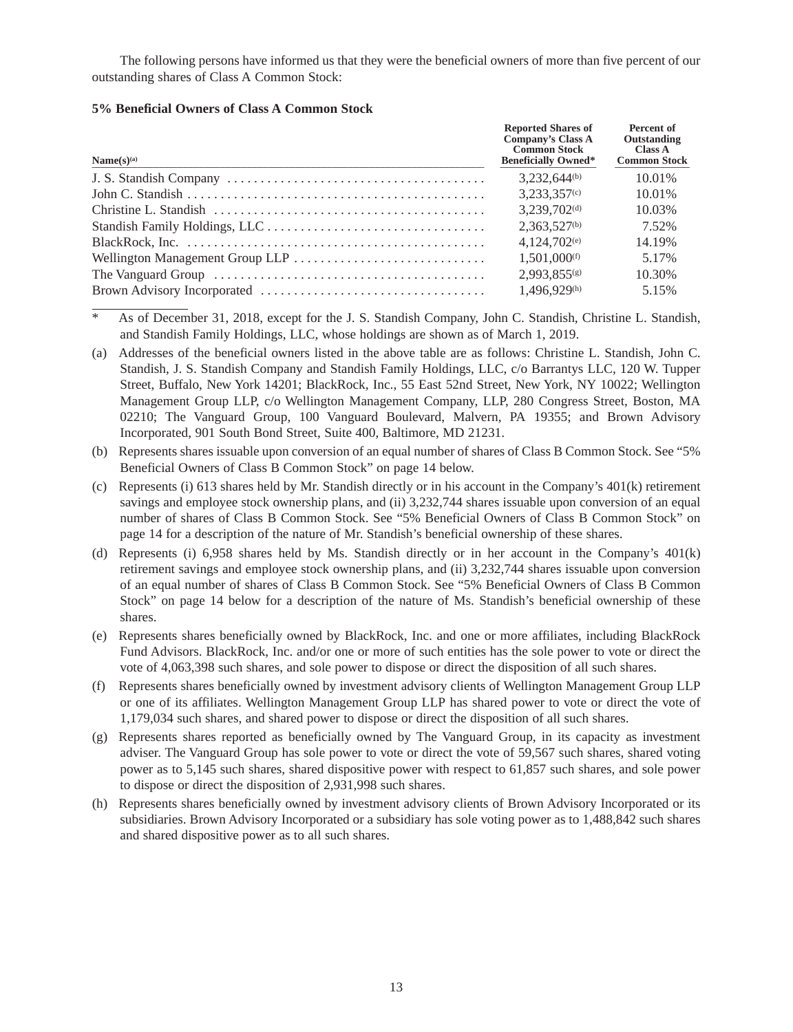The following persons have informed us that they were the beneficial owners of more than five percent of our outstanding shares of Class A Common Stock:

**5% Beneficial Owners of Class A Common Stock**

| Name(s)[(a)] | Reported Shares of Company's Class A Common Stock Beneficially Owned* | Percent of Outstanding Class A Common Stock |
|---|---|---|
| J. S. Standish Company | 3,232,644[(b)] | 10.01% |
| John C. Standish | 3,233,357[(c)] | 10.01% |
| Christine L. Standish | 3,239,702[(d)] | 10.03% |
| Standish Family Holdings, LLC | 2,363,527[(b)] | 7.52% |
| BlackRock, Inc. | 4,124,702[(e)] | 14.19% |
| Wellington Management Group LLP | 1,501,000[(f)] | 5.17% |
| The Vanguard Group | 2,993,855[(g)] | 10.30% |
| Brown Advisory Incorporated | 1,496,929[(h)] | 5.15% |

\* As of December 31, 2018, except for the J. S. Standish Company, John C. Standish, Christine L. Standish, and Standish Family Holdings, LLC, whose holdings are shown as of March 1, 2019.

(a) Addresses of the beneficial owners listed in the above table are as follows: Christine L. Standish, John C. Standish, J. S. Standish Company and Standish Family Holdings, LLC, c/o Barrantys LLC, 120 W. Tupper Street, Buffalo, New York 14201; BlackRock, Inc., 55 East 52nd Street, New York, NY 10022; Wellington Management Group LLP, c/o Wellington Management Company, LLP, 280 Congress Street, Boston, MA 02210; The Vanguard Group, 100 Vanguard Boulevard, Malvern, PA 19355; and Brown Advisory Incorporated, 901 South Bond Street, Suite 400, Baltimore, MD 21231.

(b) Represents shares issuable upon conversion of an equal number of shares of Class B Common Stock. See "5% Beneficial Owners of Class B Common Stock" on page 14 below.

(c) Represents (i) 613 shares held by Mr. Standish directly or in his account in the Company's 401(k) retirement savings and employee stock ownership plans, and (ii) 3,232,744 shares issuable upon conversion of an equal number of shares of Class B Common Stock. See "5% Beneficial Owners of Class B Common Stock" on page 14 for a description of the nature of Mr. Standish's beneficial ownership of these shares.

(d) Represents (i) 6,958 shares held by Ms. Standish directly or in her account in the Company's 401(k) retirement savings and employee stock ownership plans, and (ii) 3,232,744 shares issuable upon conversion of an equal number of shares of Class B Common Stock. See "5% Beneficial Owners of Class B Common Stock" on page 14 below for a description of the nature of Ms. Standish's beneficial ownership of these shares.

(e) Represents shares beneficially owned by BlackRock, Inc. and one or more affiliates, including BlackRock Fund Advisors. BlackRock, Inc. and/or one or more of such entities has the sole power to vote or direct the vote of 4,063,398 such shares, and sole power to dispose or direct the disposition of all such shares.

(f) Represents shares beneficially owned by investment advisory clients of Wellington Management Group LLP or one of its affiliates. Wellington Management Group LLP has shared power to vote or direct the vote of 1,179,034 such shares, and shared power to dispose or direct the disposition of all such shares.

(g) Represents shares reported as beneficially owned by The Vanguard Group, in its capacity as investment adviser. The Vanguard Group has sole power to vote or direct the vote of 59,567 such shares, shared voting power as to 5,145 such shares, shared dispositive power with respect to 61,857 such shares, and sole power to dispose or direct the disposition of 2,931,998 such shares.

(h) Represents shares beneficially owned by investment advisory clients of Brown Advisory Incorporated or its subsidiaries. Brown Advisory Incorporated or a subsidiary has sole voting power as to 1,488,842 such shares and shared dispositive power as to all such shares.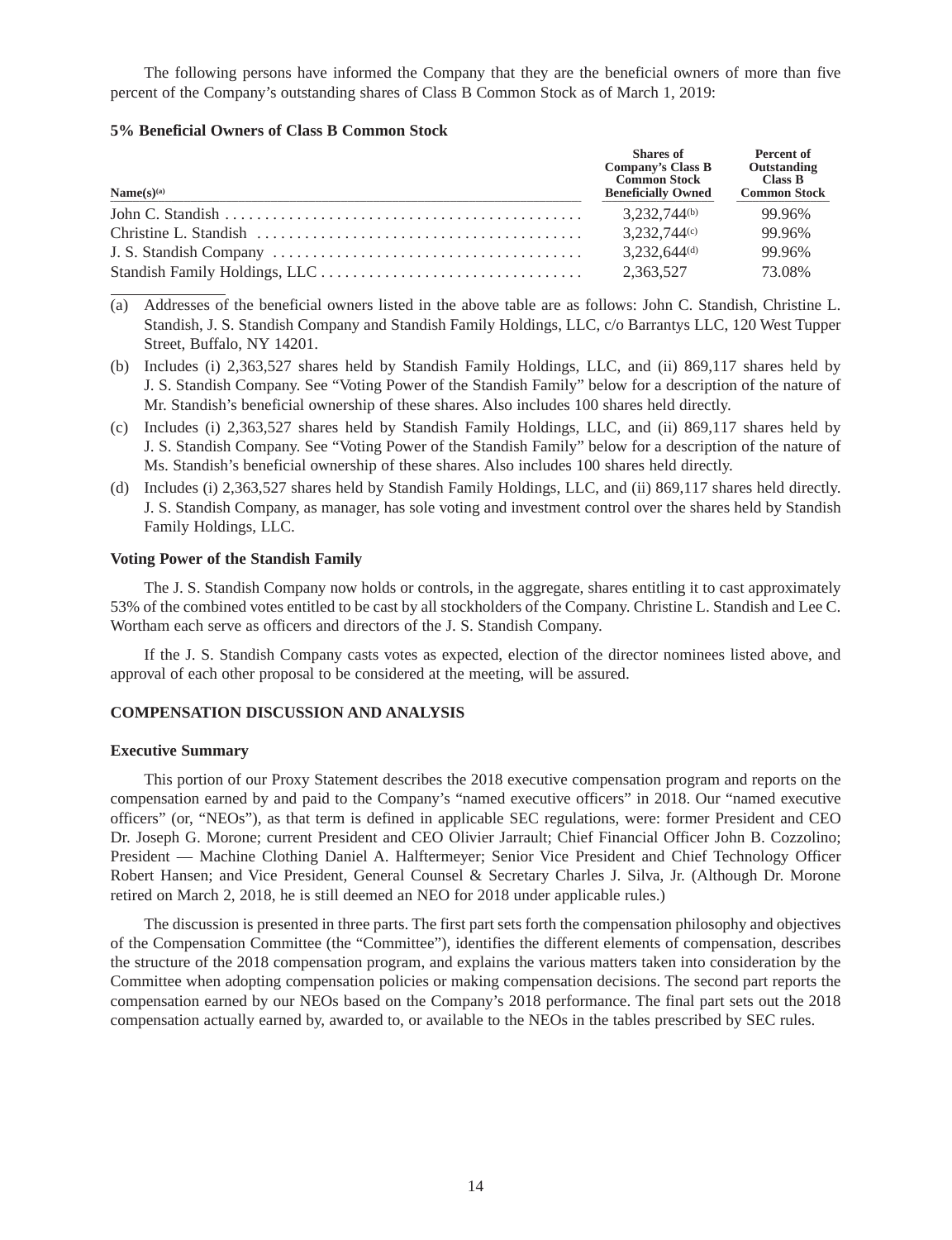The following persons have informed the Company that they are the beneficial owners of more than five percent of the Company's outstanding shares of Class B Common Stock as of March 1, 2019:

**5% Beneficial Owners of Class B Common Stock**

| Name(s)[(a)] | Shares of Company's Class B Common Stock Beneficially Owned | Percent of Outstanding Class B Common Stock |
|---|---|---|
| John C. Standish | 3,232,744[(b)] | 99.96% |
| Christine L. Standish | 3,232,744[(c)] | 99.96% |
| J. S. Standish Company | 3,232,644[(d)] | 99.96% |
| Standish Family Holdings, LLC | 2,363,527 | 73.08% |

(a) Addresses of the beneficial owners listed in the above table are as follows: John C. Standish, Christine L. Standish, J. S. Standish Company and Standish Family Holdings, LLC, c/o Barrantys LLC, 120 West Tupper Street, Buffalo, NY 14201.

(b) Includes (i) 2,363,527 shares held by Standish Family Holdings, LLC, and (ii) 869,117 shares held by J. S. Standish Company. See "Voting Power of the Standish Family" below for a description of the nature of Mr. Standish's beneficial ownership of these shares. Also includes 100 shares held directly.

(c) Includes (i) 2,363,527 shares held by Standish Family Holdings, LLC, and (ii) 869,117 shares held by J. S. Standish Company. See "Voting Power of the Standish Family" below for a description of the nature of Ms. Standish's beneficial ownership of these shares. Also includes 100 shares held directly.

(d) Includes (i) 2,363,527 shares held by Standish Family Holdings, LLC, and (ii) 869,117 shares held directly. J. S. Standish Company, as manager, has sole voting and investment control over the shares held by Standish Family Holdings, LLC.

**Voting Power of the Standish Family**

The J. S. Standish Company now holds or controls, in the aggregate, shares entitling it to cast approximately 53% of the combined votes entitled to be cast by all stockholders of the Company. Christine L. Standish and Lee C. Wortham each serve as officers and directors of the J. S. Standish Company.

If the J. S. Standish Company casts votes as expected, election of the director nominees listed above, and approval of each other proposal to be considered at the meeting, will be assured.

## COMPENSATION DISCUSSION AND ANALYSIS

**Executive Summary**

This portion of our Proxy Statement describes the 2018 executive compensation program and reports on the compensation earned by and paid to the Company's "named executive officers" in 2018. Our "named executive officers" (or, "NEOs"), as that term is defined in applicable SEC regulations, were: former President and CEO Dr. Joseph G. Morone; current President and CEO Olivier Jarrault; Chief Financial Officer John B. Cozzolino; President — Machine Clothing Daniel A. Halftermeyer; Senior Vice President and Chief Technology Officer Robert Hansen; and Vice President, General Counsel & Secretary Charles J. Silva, Jr. (Although Dr. Morone retired on March 2, 2018, he is still deemed an NEO for 2018 under applicable rules.)

The discussion is presented in three parts. The first part sets forth the compensation philosophy and objectives of the Compensation Committee (the "Committee"), identifies the different elements of compensation, describes the structure of the 2018 compensation program, and explains the various matters taken into consideration by the Committee when adopting compensation policies or making compensation decisions. The second part reports the compensation earned by our NEOs based on the Company's 2018 performance. The final part sets out the 2018 compensation actually earned by, awarded to, or available to the NEOs in the tables prescribed by SEC rules.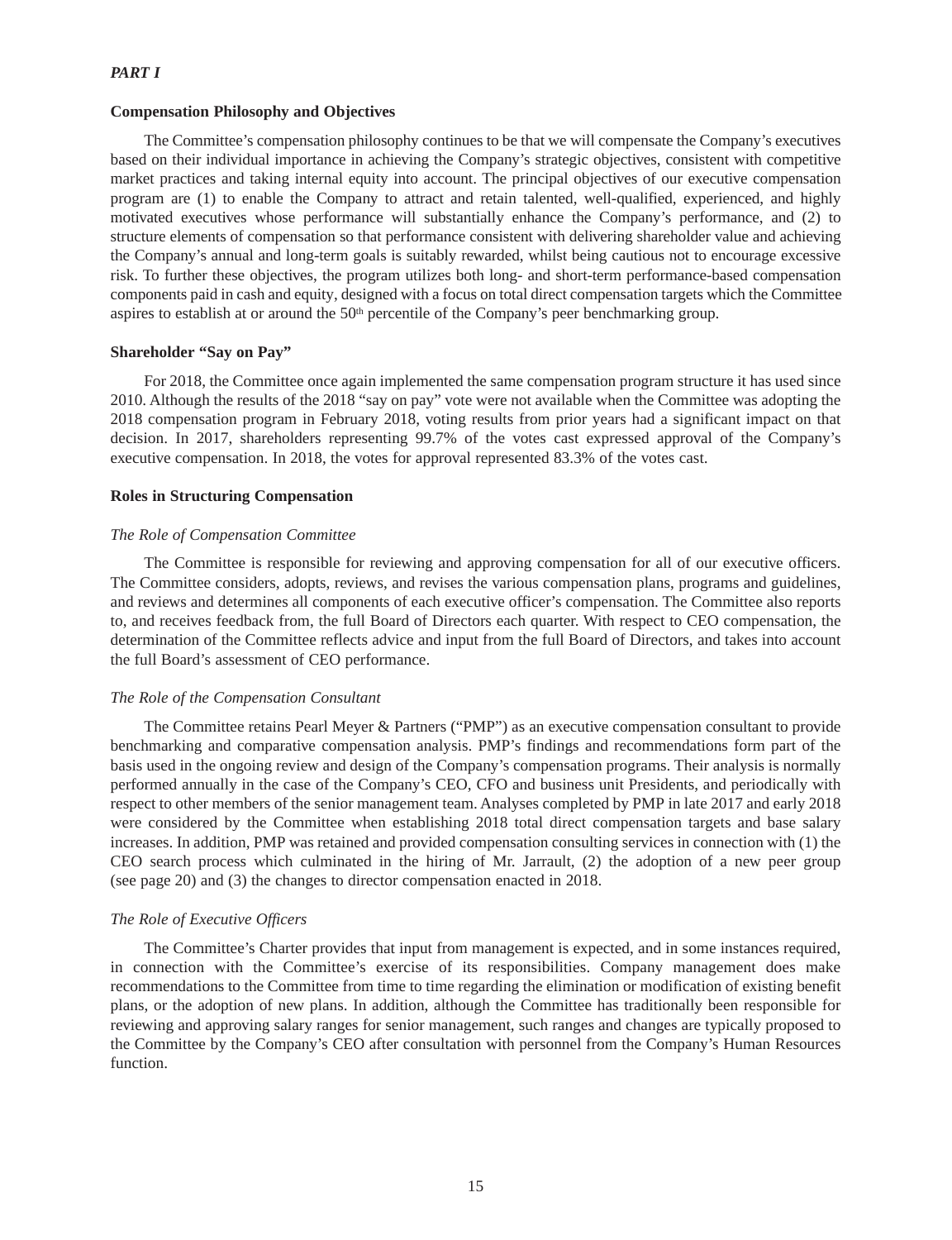*PART I*

**Compensation Philosophy and Objectives**

The Committee's compensation philosophy continues to be that we will compensate the Company's executives based on their individual importance in achieving the Company's strategic objectives, consistent with competitive market practices and taking internal equity into account. The principal objectives of our executive compensation program are (1) to enable the Company to attract and retain talented, well-qualified, experienced, and highly motivated executives whose performance will substantially enhance the Company's performance, and (2) to structure elements of compensation so that performance consistent with delivering shareholder value and achieving the Company's annual and long-term goals is suitably rewarded, whilst being cautious not to encourage excessive risk. To further these objectives, the program utilizes both long- and short-term performance-based compensation components paid in cash and equity, designed with a focus on total direct compensation targets which the Committee aspires to establish at or around the 50th percentile of the Company's peer benchmarking group.

**Shareholder "Say on Pay"**

For 2018, the Committee once again implemented the same compensation program structure it has used since 2010. Although the results of the 2018 "say on pay" vote were not available when the Committee was adopting the 2018 compensation program in February 2018, voting results from prior years had a significant impact on that decision. In 2017, shareholders representing 99.7% of the votes cast expressed approval of the Company's executive compensation. In 2018, the votes for approval represented 83.3% of the votes cast.

**Roles in Structuring Compensation**

*The Role of Compensation Committee*

The Committee is responsible for reviewing and approving compensation for all of our executive officers. The Committee considers, adopts, reviews, and revises the various compensation plans, programs and guidelines, and reviews and determines all components of each executive officer's compensation. The Committee also reports to, and receives feedback from, the full Board of Directors each quarter. With respect to CEO compensation, the determination of the Committee reflects advice and input from the full Board of Directors, and takes into account the full Board's assessment of CEO performance.

*The Role of the Compensation Consultant*

The Committee retains Pearl Meyer & Partners ("PMP") as an executive compensation consultant to provide benchmarking and comparative compensation analysis. PMP's findings and recommendations form part of the basis used in the ongoing review and design of the Company's compensation programs. Their analysis is normally performed annually in the case of the Company's CEO, CFO and business unit Presidents, and periodically with respect to other members of the senior management team. Analyses completed by PMP in late 2017 and early 2018 were considered by the Committee when establishing 2018 total direct compensation targets and base salary increases. In addition, PMP was retained and provided compensation consulting services in connection with (1) the CEO search process which culminated in the hiring of Mr. Jarrault, (2) the adoption of a new peer group (see page 20) and (3) the changes to director compensation enacted in 2018.

*The Role of Executive Officers*

The Committee's Charter provides that input from management is expected, and in some instances required, in connection with the Committee's exercise of its responsibilities. Company management does make recommendations to the Committee from time to time regarding the elimination or modification of existing benefit plans, or the adoption of new plans. In addition, although the Committee has traditionally been responsible for reviewing and approving salary ranges for senior management, such ranges and changes are typically proposed to the Committee by the Company's CEO after consultation with personnel from the Company's Human Resources function.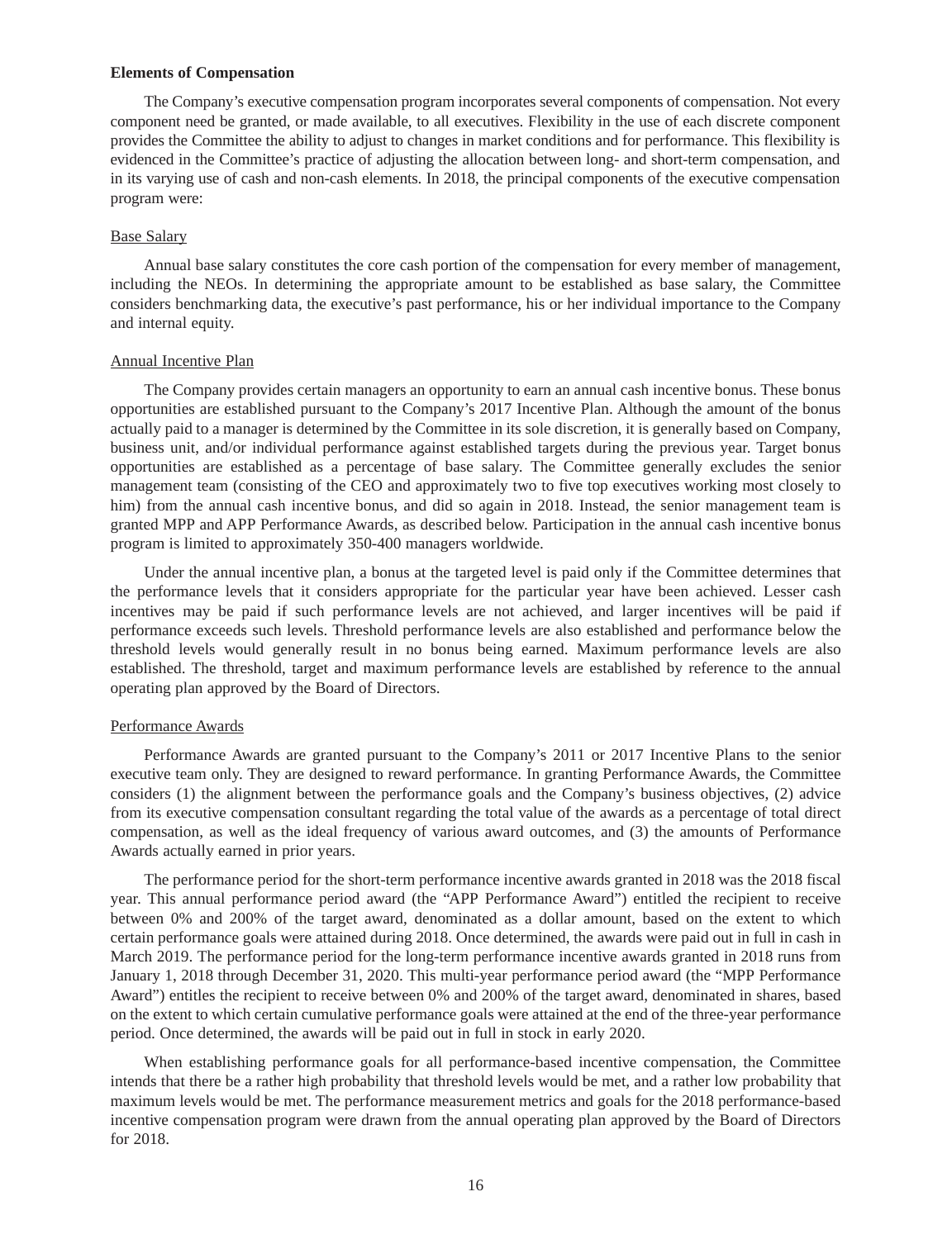**Elements of Compensation**

The Company's executive compensation program incorporates several components of compensation. Not every component need be granted, or made available, to all executives. Flexibility in the use of each discrete component provides the Committee the ability to adjust to changes in market conditions and for performance. This flexibility is evidenced in the Committee's practice of adjusting the allocation between long- and short-term compensation, and in its varying use of cash and non-cash elements. In 2018, the principal components of the executive compensation program were:

Base Salary

Annual base salary constitutes the core cash portion of the compensation for every member of management, including the NEOs. In determining the appropriate amount to be established as base salary, the Committee considers benchmarking data, the executive's past performance, his or her individual importance to the Company and internal equity.

Annual Incentive Plan

The Company provides certain managers an opportunity to earn an annual cash incentive bonus. These bonus opportunities are established pursuant to the Company's 2017 Incentive Plan. Although the amount of the bonus actually paid to a manager is determined by the Committee in its sole discretion, it is generally based on Company, business unit, and/or individual performance against established targets during the previous year. Target bonus opportunities are established as a percentage of base salary. The Committee generally excludes the senior management team (consisting of the CEO and approximately two to five top executives working most closely to him) from the annual cash incentive bonus, and did so again in 2018. Instead, the senior management team is granted MPP and APP Performance Awards, as described below. Participation in the annual cash incentive bonus program is limited to approximately 350-400 managers worldwide.

Under the annual incentive plan, a bonus at the targeted level is paid only if the Committee determines that the performance levels that it considers appropriate for the particular year have been achieved. Lesser cash incentives may be paid if such performance levels are not achieved, and larger incentives will be paid if performance exceeds such levels. Threshold performance levels are also established and performance below the threshold levels would generally result in no bonus being earned. Maximum performance levels are also established. The threshold, target and maximum performance levels are established by reference to the annual operating plan approved by the Board of Directors.

Performance Awards

Performance Awards are granted pursuant to the Company's 2011 or 2017 Incentive Plans to the senior executive team only. They are designed to reward performance. In granting Performance Awards, the Committee considers (1) the alignment between the performance goals and the Company's business objectives, (2) advice from its executive compensation consultant regarding the total value of the awards as a percentage of total direct compensation, as well as the ideal frequency of various award outcomes, and (3) the amounts of Performance Awards actually earned in prior years.

The performance period for the short-term performance incentive awards granted in 2018 was the 2018 fiscal year. This annual performance period award (the "APP Performance Award") entitled the recipient to receive between 0% and 200% of the target award, denominated as a dollar amount, based on the extent to which certain performance goals were attained during 2018. Once determined, the awards were paid out in full in cash in March 2019. The performance period for the long-term performance incentive awards granted in 2018 runs from January 1, 2018 through December 31, 2020. This multi-year performance period award (the "MPP Performance Award") entitles the recipient to receive between 0% and 200% of the target award, denominated in shares, based on the extent to which certain cumulative performance goals were attained at the end of the three-year performance period. Once determined, the awards will be paid out in full in stock in early 2020.

When establishing performance goals for all performance-based incentive compensation, the Committee intends that there be a rather high probability that threshold levels would be met, and a rather low probability that maximum levels would be met. The performance measurement metrics and goals for the 2018 performance-based incentive compensation program were drawn from the annual operating plan approved by the Board of Directors for 2018.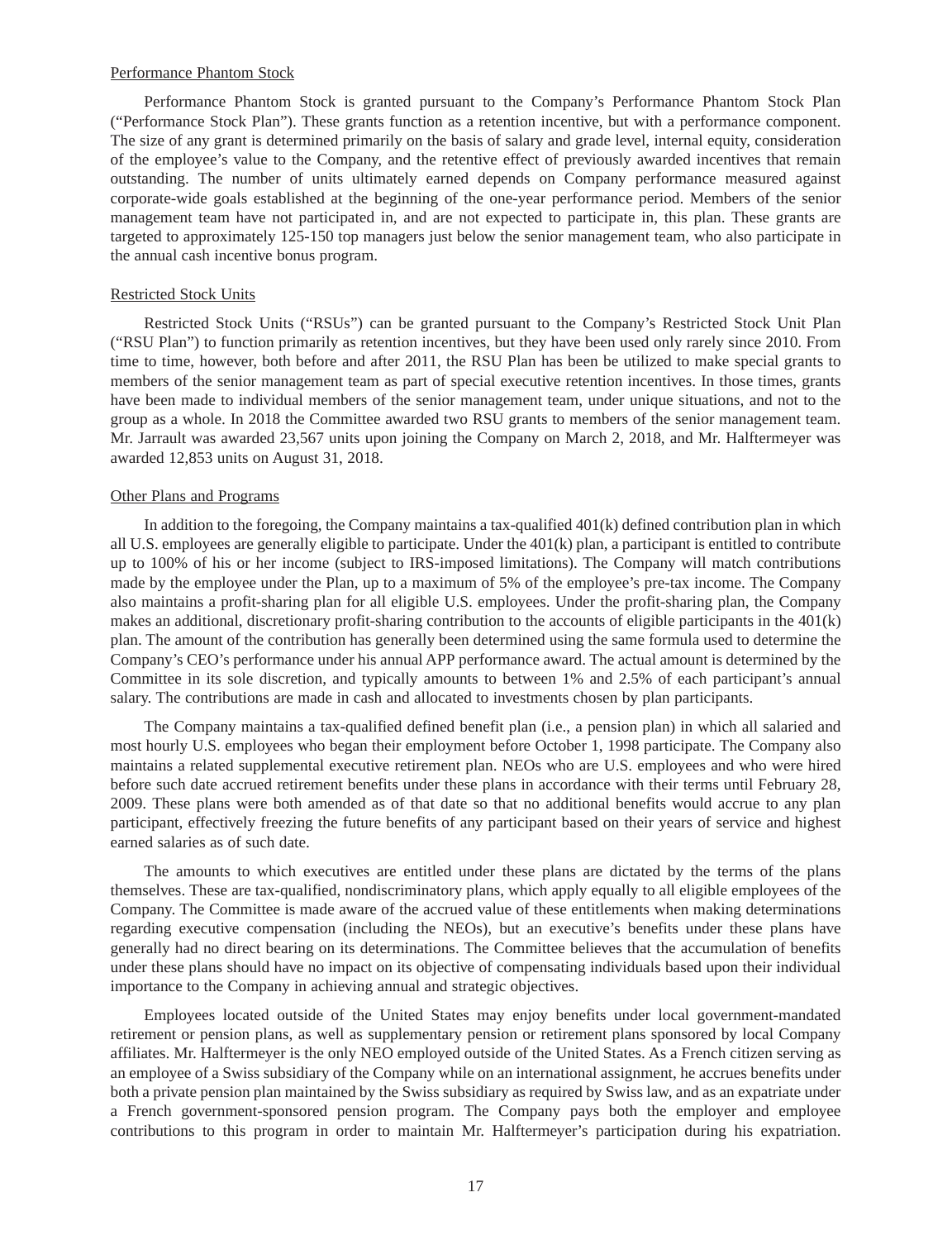Performance Phantom Stock

Performance Phantom Stock is granted pursuant to the Company's Performance Phantom Stock Plan ("Performance Stock Plan"). These grants function as a retention incentive, but with a performance component. The size of any grant is determined primarily on the basis of salary and grade level, internal equity, consideration of the employee's value to the Company, and the retentive effect of previously awarded incentives that remain outstanding. The number of units ultimately earned depends on Company performance measured against corporate-wide goals established at the beginning of the one-year performance period. Members of the senior management team have not participated in, and are not expected to participate in, this plan. These grants are targeted to approximately 125-150 top managers just below the senior management team, who also participate in the annual cash incentive bonus program.

Restricted Stock Units

Restricted Stock Units ("RSUs") can be granted pursuant to the Company's Restricted Stock Unit Plan ("RSU Plan") to function primarily as retention incentives, but they have been used only rarely since 2010. From time to time, however, both before and after 2011, the RSU Plan has been be utilized to make special grants to members of the senior management team as part of special executive retention incentives. In those times, grants have been made to individual members of the senior management team, under unique situations, and not to the group as a whole. In 2018 the Committee awarded two RSU grants to members of the senior management team. Mr. Jarrault was awarded 23,567 units upon joining the Company on March 2, 2018, and Mr. Halftermeyer was awarded 12,853 units on August 31, 2018.

Other Plans and Programs

In addition to the foregoing, the Company maintains a tax-qualified 401(k) defined contribution plan in which all U.S. employees are generally eligible to participate. Under the 401(k) plan, a participant is entitled to contribute up to 100% of his or her income (subject to IRS-imposed limitations). The Company will match contributions made by the employee under the Plan, up to a maximum of 5% of the employee's pre-tax income. The Company also maintains a profit-sharing plan for all eligible U.S. employees. Under the profit-sharing plan, the Company makes an additional, discretionary profit-sharing contribution to the accounts of eligible participants in the 401(k) plan. The amount of the contribution has generally been determined using the same formula used to determine the Company's CEO's performance under his annual APP performance award. The actual amount is determined by the Committee in its sole discretion, and typically amounts to between 1% and 2.5% of each participant's annual salary. The contributions are made in cash and allocated to investments chosen by plan participants.

The Company maintains a tax-qualified defined benefit plan (i.e., a pension plan) in which all salaried and most hourly U.S. employees who began their employment before October 1, 1998 participate. The Company also maintains a related supplemental executive retirement plan. NEOs who are U.S. employees and who were hired before such date accrued retirement benefits under these plans in accordance with their terms until February 28, 2009. These plans were both amended as of that date so that no additional benefits would accrue to any plan participant, effectively freezing the future benefits of any participant based on their years of service and highest earned salaries as of such date.

The amounts to which executives are entitled under these plans are dictated by the terms of the plans themselves. These are tax-qualified, nondiscriminatory plans, which apply equally to all eligible employees of the Company. The Committee is made aware of the accrued value of these entitlements when making determinations regarding executive compensation (including the NEOs), but an executive's benefits under these plans have generally had no direct bearing on its determinations. The Committee believes that the accumulation of benefits under these plans should have no impact on its objective of compensating individuals based upon their individual importance to the Company in achieving annual and strategic objectives.

Employees located outside of the United States may enjoy benefits under local government-mandated retirement or pension plans, as well as supplementary pension or retirement plans sponsored by local Company affiliates. Mr. Halftermeyer is the only NEO employed outside of the United States. As a French citizen serving as an employee of a Swiss subsidiary of the Company while on an international assignment, he accrues benefits under both a private pension plan maintained by the Swiss subsidiary as required by Swiss law, and as an expatriate under a French government-sponsored pension program. The Company pays both the employer and employee contributions to this program in order to maintain Mr. Halftermeyer's participation during his expatriation.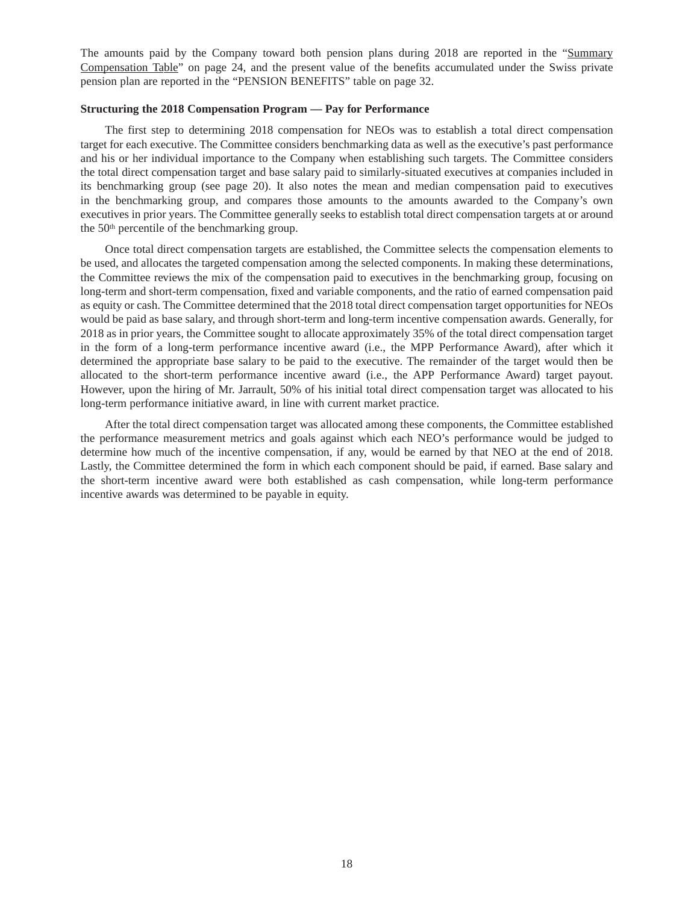The amounts paid by the Company toward both pension plans during 2018 are reported in the "Summary Compensation Table" on page 24, and the present value of the benefits accumulated under the Swiss private pension plan are reported in the "PENSION BENEFITS" table on page 32.

**Structuring the 2018 Compensation Program — Pay for Performance**

The first step to determining 2018 compensation for NEOs was to establish a total direct compensation target for each executive. The Committee considers benchmarking data as well as the executive's past performance and his or her individual importance to the Company when establishing such targets. The Committee considers the total direct compensation target and base salary paid to similarly-situated executives at companies included in its benchmarking group (see page 20). It also notes the mean and median compensation paid to executives in the benchmarking group, and compares those amounts to the amounts awarded to the Company's own executives in prior years. The Committee generally seeks to establish total direct compensation targets at or around the 50th percentile of the benchmarking group.

Once total direct compensation targets are established, the Committee selects the compensation elements to be used, and allocates the targeted compensation among the selected components. In making these determinations, the Committee reviews the mix of the compensation paid to executives in the benchmarking group, focusing on long-term and short-term compensation, fixed and variable components, and the ratio of earned compensation paid as equity or cash. The Committee determined that the 2018 total direct compensation target opportunities for NEOs would be paid as base salary, and through short-term and long-term incentive compensation awards. Generally, for 2018 as in prior years, the Committee sought to allocate approximately 35% of the total direct compensation target in the form of a long-term performance incentive award (i.e., the MPP Performance Award), after which it determined the appropriate base salary to be paid to the executive. The remainder of the target would then be allocated to the short-term performance incentive award (i.e., the APP Performance Award) target payout. However, upon the hiring of Mr. Jarrault, 50% of his initial total direct compensation target was allocated to his long-term performance initiative award, in line with current market practice.

After the total direct compensation target was allocated among these components, the Committee established the performance measurement metrics and goals against which each NEO's performance would be judged to determine how much of the incentive compensation, if any, would be earned by that NEO at the end of 2018. Lastly, the Committee determined the form in which each component should be paid, if earned. Base salary and the short-term incentive award were both established as cash compensation, while long-term performance incentive awards was determined to be payable in equity.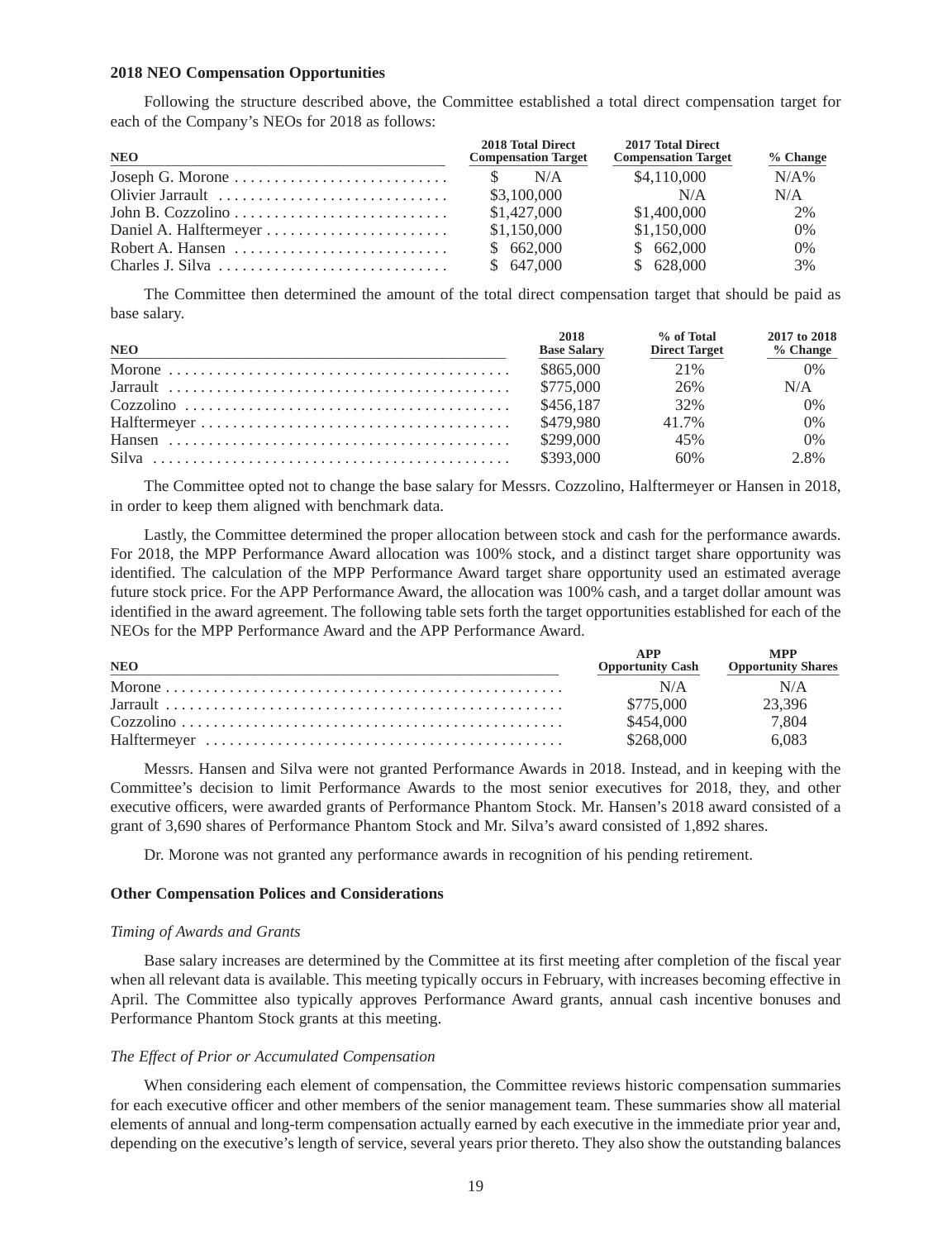**2018 NEO Compensation Opportunities**

Following the structure described above, the Committee established a total direct compensation target for each of the Company's NEOs for 2018 as follows:

| NEO | 2018 Total Direct Compensation Target | 2017 Total Direct Compensation Target | % Change |
|---|---|---|---|
| Joseph G. Morone | $ N/A | $4,110,000 | N/A% |
| Olivier Jarrault | $3,100,000 | N/A | N/A |
| John B. Cozzolino | $1,427,000 | $1,400,000 | 2% |
| Daniel A. Halftermeyer | $1,150,000 | $1,150,000 | 0% |
| Robert A. Hansen | $ 662,000 | $ 662,000 | 0% |
| Charles J. Silva | $ 647,000 | $ 628,000 | 3% |

The Committee then determined the amount of the total direct compensation target that should be paid as base salary.

| NEO | 2018 Base Salary | % of Total Direct Target | 2017 to 2018 % Change |
|---|---|---|---|
| Morone | $865,000 | 21% | 0% |
| Jarrault | $775,000 | 26% | N/A |
| Cozzolino | $456,187 | 32% | 0% |
| Halftermeyer | $479,980 | 41.7% | 0% |
| Hansen | $299,000 | 45% | 0% |
| Silva | $393,000 | 60% | 2.8% |

The Committee opted not to change the base salary for Messrs. Cozzolino, Halftermeyer or Hansen in 2018, in order to keep them aligned with benchmark data.

Lastly, the Committee determined the proper allocation between stock and cash for the performance awards. For 2018, the MPP Performance Award allocation was 100% stock, and a distinct target share opportunity was identified. The calculation of the MPP Performance Award target share opportunity used an estimated average future stock price. For the APP Performance Award, the allocation was 100% cash, and a target dollar amount was identified in the award agreement. The following table sets forth the target opportunities established for each of the NEOs for the MPP Performance Award and the APP Performance Award.

| NEO | APP Opportunity Cash | MPP Opportunity Shares |
|---|---|---|
| Morone | N/A | N/A |
| Jarrault | $775,000 | 23,396 |
| Cozzolino | $454,000 | 7,804 |
| Halftermeyer | $268,000 | 6,083 |

Messrs. Hansen and Silva were not granted Performance Awards in 2018. Instead, and in keeping with the Committee's decision to limit Performance Awards to the most senior executives for 2018, they, and other executive officers, were awarded grants of Performance Phantom Stock. Mr. Hansen's 2018 award consisted of a grant of 3,690 shares of Performance Phantom Stock and Mr. Silva's award consisted of 1,892 shares.

Dr. Morone was not granted any performance awards in recognition of his pending retirement.

**Other Compensation Polices and Considerations**

*Timing of Awards and Grants*

Base salary increases are determined by the Committee at its first meeting after completion of the fiscal year when all relevant data is available. This meeting typically occurs in February, with increases becoming effective in April. The Committee also typically approves Performance Award grants, annual cash incentive bonuses and Performance Phantom Stock grants at this meeting.

*The Effect of Prior or Accumulated Compensation*

When considering each element of compensation, the Committee reviews historic compensation summaries for each executive officer and other members of the senior management team. These summaries show all material elements of annual and long-term compensation actually earned by each executive in the immediate prior year and, depending on the executive's length of service, several years prior thereto. They also show the outstanding balances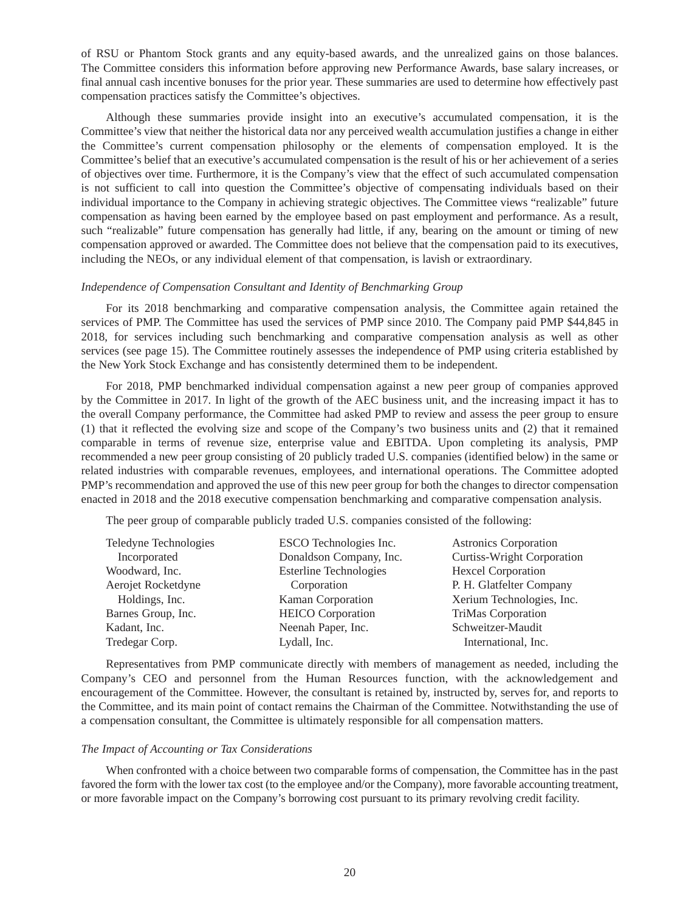of RSU or Phantom Stock grants and any equity-based awards, and the unrealized gains on those balances. The Committee considers this information before approving new Performance Awards, base salary increases, or final annual cash incentive bonuses for the prior year. These summaries are used to determine how effectively past compensation practices satisfy the Committee's objectives.

Although these summaries provide insight into an executive's accumulated compensation, it is the Committee's view that neither the historical data nor any perceived wealth accumulation justifies a change in either the Committee's current compensation philosophy or the elements of compensation employed. It is the Committee's belief that an executive's accumulated compensation is the result of his or her achievement of a series of objectives over time. Furthermore, it is the Company's view that the effect of such accumulated compensation is not sufficient to call into question the Committee's objective of compensating individuals based on their individual importance to the Company in achieving strategic objectives. The Committee views "realizable" future compensation as having been earned by the employee based on past employment and performance. As a result, such "realizable" future compensation has generally had little, if any, bearing on the amount or timing of new compensation approved or awarded. The Committee does not believe that the compensation paid to its executives, including the NEOs, or any individual element of that compensation, is lavish or extraordinary.

*Independence of Compensation Consultant and Identity of Benchmarking Group*

For its 2018 benchmarking and comparative compensation analysis, the Committee again retained the services of PMP. The Committee has used the services of PMP since 2010. The Company paid PMP $44,845 in 2018, for services including such benchmarking and comparative compensation analysis as well as other services (see page 15). The Committee routinely assesses the independence of PMP using criteria established by the New York Stock Exchange and has consistently determined them to be independent.

For 2018, PMP benchmarked individual compensation against a new peer group of companies approved by the Committee in 2017. In light of the growth of the AEC business unit, and the increasing impact it has to the overall Company performance, the Committee had asked PMP to review and assess the peer group to ensure (1) that it reflected the evolving size and scope of the Company's two business units and (2) that it remained comparable in terms of revenue size, enterprise value and EBITDA. Upon completing its analysis, PMP recommended a new peer group consisting of 20 publicly traded U.S. companies (identified below) in the same or related industries with comparable revenues, employees, and international operations. The Committee adopted PMP's recommendation and approved the use of this new peer group for both the changes to director compensation enacted in 2018 and the 2018 executive compensation benchmarking and comparative compensation analysis.

The peer group of comparable publicly traded U.S. companies consisted of the following:

- Teledyne Technologies Incorporated
- Woodward, Inc.
- Aerojet Rocketdyne Holdings, Inc.
- Barnes Group, Inc.
- Kadant, Inc.
- Tredegar Corp.
- ESCO Technologies Inc.
- Donaldson Company, Inc.
- Esterline Technologies Corporation
- Kaman Corporation
- HEICO Corporation
- Neenah Paper, Inc.
- Lydall, Inc.
- Astronics Corporation
- Curtiss-Wright Corporation
- Hexcel Corporation
- P. H. Glatfelter Company
- Xerium Technologies, Inc.
- TriMas Corporation
- Schweitzer-Maudit International, Inc.

Representatives from PMP communicate directly with members of management as needed, including the Company's CEO and personnel from the Human Resources function, with the acknowledgement and encouragement of the Committee. However, the consultant is retained by, instructed by, serves for, and reports to the Committee, and its main point of contact remains the Chairman of the Committee. Notwithstanding the use of a compensation consultant, the Committee is ultimately responsible for all compensation matters.

*The Impact of Accounting or Tax Considerations*

When confronted with a choice between two comparable forms of compensation, the Committee has in the past favored the form with the lower tax cost (to the employee and/or the Company), more favorable accounting treatment, or more favorable impact on the Company's borrowing cost pursuant to its primary revolving credit facility.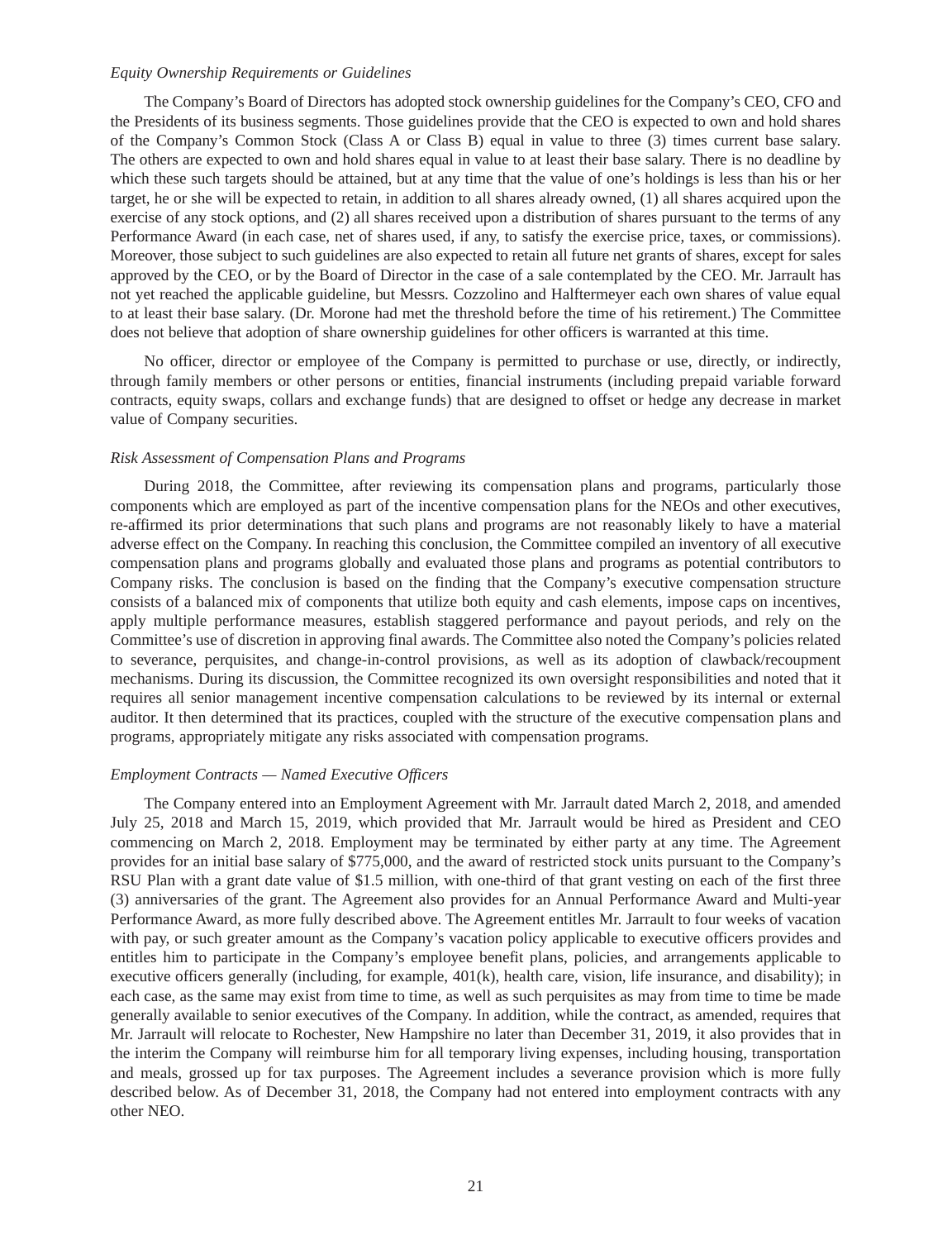*Equity Ownership Requirements or Guidelines*

The Company's Board of Directors has adopted stock ownership guidelines for the Company's CEO, CFO and the Presidents of its business segments. Those guidelines provide that the CEO is expected to own and hold shares of the Company's Common Stock (Class A or Class B) equal in value to three (3) times current base salary. The others are expected to own and hold shares equal in value to at least their base salary. There is no deadline by which these such targets should be attained, but at any time that the value of one's holdings is less than his or her target, he or she will be expected to retain, in addition to all shares already owned, (1) all shares acquired upon the exercise of any stock options, and (2) all shares received upon a distribution of shares pursuant to the terms of any Performance Award (in each case, net of shares used, if any, to satisfy the exercise price, taxes, or commissions). Moreover, those subject to such guidelines are also expected to retain all future net grants of shares, except for sales approved by the CEO, or by the Board of Director in the case of a sale contemplated by the CEO. Mr. Jarrault has not yet reached the applicable guideline, but Messrs. Cozzolino and Halftermeyer each own shares of value equal to at least their base salary. (Dr. Morone had met the threshold before the time of his retirement.) The Committee does not believe that adoption of share ownership guidelines for other officers is warranted at this time.

No officer, director or employee of the Company is permitted to purchase or use, directly, or indirectly, through family members or other persons or entities, financial instruments (including prepaid variable forward contracts, equity swaps, collars and exchange funds) that are designed to offset or hedge any decrease in market value of Company securities.

*Risk Assessment of Compensation Plans and Programs*

During 2018, the Committee, after reviewing its compensation plans and programs, particularly those components which are employed as part of the incentive compensation plans for the NEOs and other executives, re-affirmed its prior determinations that such plans and programs are not reasonably likely to have a material adverse effect on the Company. In reaching this conclusion, the Committee compiled an inventory of all executive compensation plans and programs globally and evaluated those plans and programs as potential contributors to Company risks. The conclusion is based on the finding that the Company's executive compensation structure consists of a balanced mix of components that utilize both equity and cash elements, impose caps on incentives, apply multiple performance measures, establish staggered performance and payout periods, and rely on the Committee's use of discretion in approving final awards. The Committee also noted the Company's policies related to severance, perquisites, and change-in-control provisions, as well as its adoption of clawback/recoupment mechanisms. During its discussion, the Committee recognized its own oversight responsibilities and noted that it requires all senior management incentive compensation calculations to be reviewed by its internal or external auditor. It then determined that its practices, coupled with the structure of the executive compensation plans and programs, appropriately mitigate any risks associated with compensation programs.

*Employment Contracts — Named Executive Officers*

The Company entered into an Employment Agreement with Mr. Jarrault dated March 2, 2018, and amended July 25, 2018 and March 15, 2019, which provided that Mr. Jarrault would be hired as President and CEO commencing on March 2, 2018. Employment may be terminated by either party at any time. The Agreement provides for an initial base salary of $775,000, and the award of restricted stock units pursuant to the Company's RSU Plan with a grant date value of $1.5 million, with one-third of that grant vesting on each of the first three (3) anniversaries of the grant. The Agreement also provides for an Annual Performance Award and Multi-year Performance Award, as more fully described above. The Agreement entitles Mr. Jarrault to four weeks of vacation with pay, or such greater amount as the Company's vacation policy applicable to executive officers provides and entitles him to participate in the Company's employee benefit plans, policies, and arrangements applicable to executive officers generally (including, for example, 401(k), health care, vision, life insurance, and disability); in each case, as the same may exist from time to time, as well as such perquisites as may from time to time be made generally available to senior executives of the Company. In addition, while the contract, as amended, requires that Mr. Jarrault will relocate to Rochester, New Hampshire no later than December 31, 2019, it also provides that in the interim the Company will reimburse him for all temporary living expenses, including housing, transportation and meals, grossed up for tax purposes. The Agreement includes a severance provision which is more fully described below. As of December 31, 2018, the Company had not entered into employment contracts with any other NEO.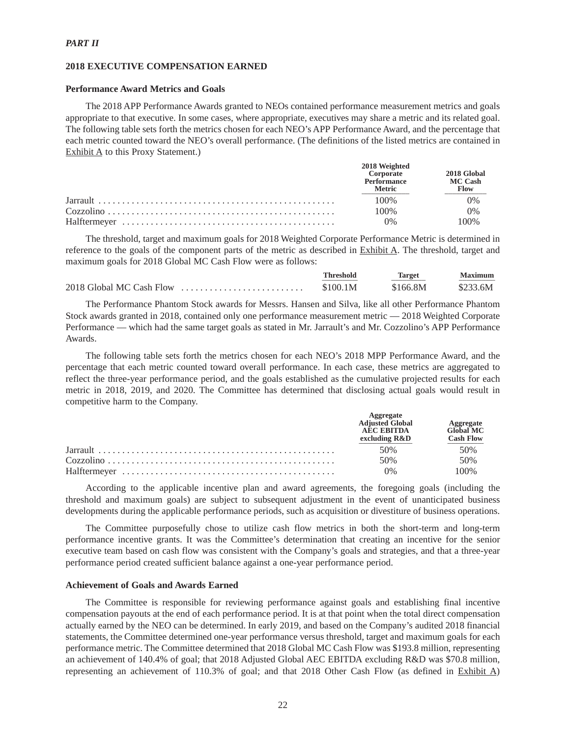*PART II*

**2018 EXECUTIVE COMPENSATION EARNED**

**Performance Award Metrics and Goals**

The 2018 APP Performance Awards granted to NEOs contained performance measurement metrics and goals appropriate to that executive. In some cases, where appropriate, executives may share a metric and its related goal. The following table sets forth the metrics chosen for each NEO's APP Performance Award, and the percentage that each metric counted toward the NEO's overall performance. (The definitions of the listed metrics are contained in Exhibit A to this Proxy Statement.)

| | 2018 Weighted Corporate Performance Metric | 2018 Global MC Cash Flow |
|---|---|---|
| Jarrault | 100% | 0% |
| Cozzolino | 100% | 0% |
| Halftermeyer | 0% | 100% |

The threshold, target and maximum goals for 2018 Weighted Corporate Performance Metric is determined in reference to the goals of the component parts of the metric as described in Exhibit A. The threshold, target and maximum goals for 2018 Global MC Cash Flow were as follows:

| | Threshold | Target | Maximum |
|---|---|---|---|
| 2018 Global MC Cash Flow | $100.1M | $166.8M | $233.6M |

The Performance Phantom Stock awards for Messrs. Hansen and Silva, like all other Performance Phantom Stock awards granted in 2018, contained only one performance measurement metric — 2018 Weighted Corporate Performance — which had the same target goals as stated in Mr. Jarrault's and Mr. Cozzolino's APP Performance Awards.

The following table sets forth the metrics chosen for each NEO's 2018 MPP Performance Award, and the percentage that each metric counted toward overall performance. In each case, these metrics are aggregated to reflect the three-year performance period, and the goals established as the cumulative projected results for each metric in 2018, 2019, and 2020. The Committee has determined that disclosing actual goals would result in competitive harm to the Company.

| | Aggregate Adjusted Global AEC EBITDA excluding R&D | Aggregate Global MC Cash Flow |
|---|---|---|
| Jarrault | 50% | 50% |
| Cozzolino | 50% | 50% |
| Halftermeyer | 0% | 100% |

According to the applicable incentive plan and award agreements, the foregoing goals (including the threshold and maximum goals) are subject to subsequent adjustment in the event of unanticipated business developments during the applicable performance periods, such as acquisition or divestiture of business operations.

The Committee purposefully chose to utilize cash flow metrics in both the short-term and long-term performance incentive grants. It was the Committee's determination that creating an incentive for the senior executive team based on cash flow was consistent with the Company's goals and strategies, and that a three-year performance period created sufficient balance against a one-year performance period.

**Achievement of Goals and Awards Earned**

The Committee is responsible for reviewing performance against goals and establishing final incentive compensation payouts at the end of each performance period. It is at that point when the total direct compensation actually earned by the NEO can be determined. In early 2019, and based on the Company's audited 2018 financial statements, the Committee determined one-year performance versus threshold, target and maximum goals for each performance metric. The Committee determined that 2018 Global MC Cash Flow was $193.8 million, representing an achievement of 140.4% of goal; that 2018 Adjusted Global AEC EBITDA excluding R&D was $70.8 million, representing an achievement of 110.3% of goal; and that 2018 Other Cash Flow (as defined in Exhibit A)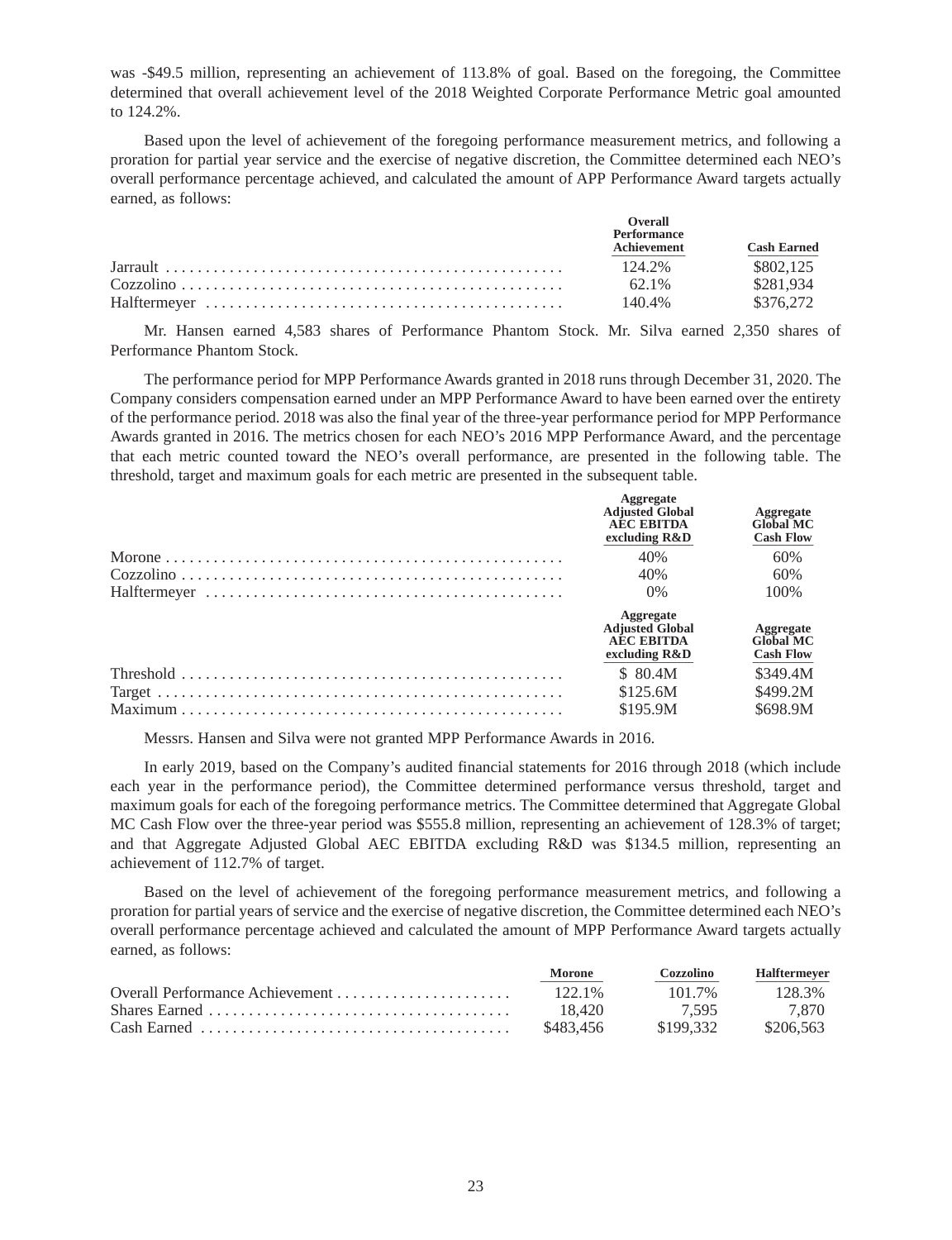was -$49.5 million, representing an achievement of 113.8% of goal. Based on the foregoing, the Committee determined that overall achievement level of the 2018 Weighted Corporate Performance Metric goal amounted to 124.2%.

Based upon the level of achievement of the foregoing performance measurement metrics, and following a proration for partial year service and the exercise of negative discretion, the Committee determined each NEO's overall performance percentage achieved, and calculated the amount of APP Performance Award targets actually earned, as follows:

| | Overall Performance Achievement | Cash Earned |
|---|---|---|
| Jarrault | 124.2% | $802,125 |
| Cozzolino | 62.1% | $281,934 |
| Halftermeyer | 140.4% | $376,272 |

Mr. Hansen earned 4,583 shares of Performance Phantom Stock. Mr. Silva earned 2,350 shares of Performance Phantom Stock.

The performance period for MPP Performance Awards granted in 2018 runs through December 31, 2020. The Company considers compensation earned under an MPP Performance Award to have been earned over the entirety of the performance period. 2018 was also the final year of the three-year performance period for MPP Performance Awards granted in 2016. The metrics chosen for each NEO's 2016 MPP Performance Award, and the percentage that each metric counted toward the NEO's overall performance, are presented in the following table. The threshold, target and maximum goals for each metric are presented in the subsequent table.

| | Aggregate Adjusted Global AEC EBITDA excluding R&D | Aggregate Global MC Cash Flow |
|---|---|---|
| Morone | 40% | 60% |
| Cozzolino | 40% | 60% |
| Halftermeyer | 0% | 100% |

| | Aggregate Adjusted Global AEC EBITDA excluding R&D | Aggregate Global MC Cash Flow |
|---|---|---|
| Threshold | $ 80.4M | $349.4M |
| Target | $125.6M | $499.2M |
| Maximum | $195.9M | $698.9M |

Messrs. Hansen and Silva were not granted MPP Performance Awards in 2016.

In early 2019, based on the Company's audited financial statements for 2016 through 2018 (which include each year in the performance period), the Committee determined performance versus threshold, target and maximum goals for each of the foregoing performance metrics. The Committee determined that Aggregate Global MC Cash Flow over the three-year period was $555.8 million, representing an achievement of 128.3% of target; and that Aggregate Adjusted Global AEC EBITDA excluding R&D was $134.5 million, representing an achievement of 112.7% of target.

Based on the level of achievement of the foregoing performance measurement metrics, and following a proration for partial years of service and the exercise of negative discretion, the Committee determined each NEO's overall performance percentage achieved and calculated the amount of MPP Performance Award targets actually earned, as follows:

| | Morone | Cozzolino | Halftermeyer |
|---|---|---|---|
| Overall Performance Achievement | 122.1% | 101.7% | 128.3% |
| Shares Earned | 18,420 | 7,595 | 7,870 |
| Cash Earned | $483,456 | $199,332 | $206,563 |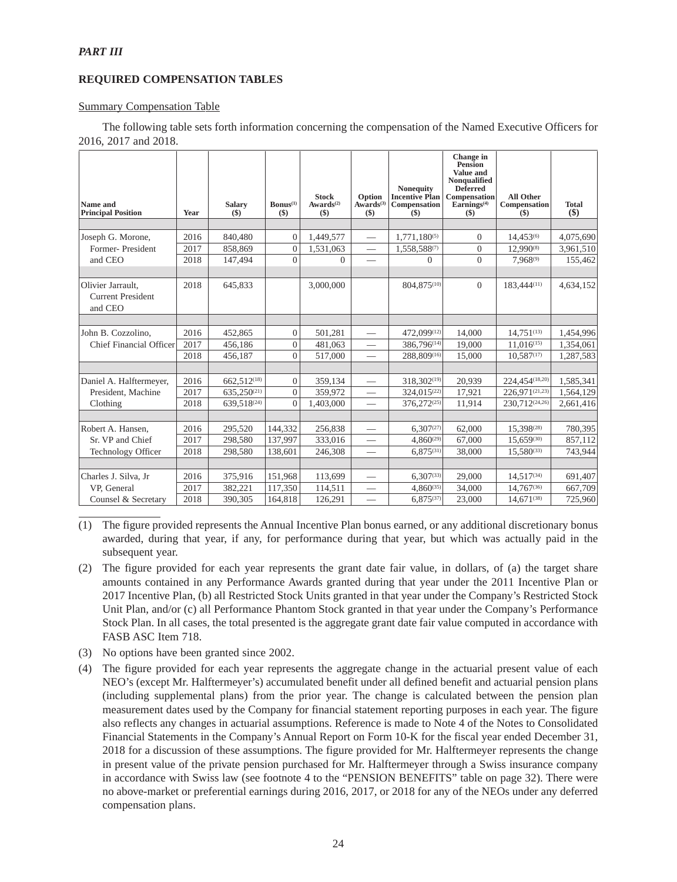*PART III*

**REQUIRED COMPENSATION TABLES**

Summary Compensation Table

The following table sets forth information concerning the compensation of the Named Executive Officers for 2016, 2017 and 2018.

| Name and Principal Position | Year | Salary ($) | Bonus[1] ($) | Stock Awards[2] ($) | Option Awards[3] ($) | Nonequity Incentive Plan Compensation ($) | Change in Pension Value and Nonqualified Deferred Compensation Earnings[4] ($) | All Other Compensation ($) | Total ($) |
|---|---|---|---|---|---|---|---|---|---|
| Joseph G. Morone, | 2016 | 840,480 | 0 | 1,449,577 | — | 1,771,180[5] | 0 | 14,453[6] | 4,075,690 |
| Former- President | 2017 | 858,869 | 0 | 1,531,063 | — | 1,558,588[7] | 0 | 12,990[8] | 3,961,510 |
| and CEO | 2018 | 147,494 | 0 | 0 | — | 0 | 0 | 7,968[9] | 155,462 |
| Olivier Jarrault, Current President and CEO | 2018 | 645,833 | | 3,000,000 | | 804,875[10] | 0 | 183,444[11] | 4,634,152 |
| John B. Cozzolino, | 2016 | 452,865 | 0 | 501,281 | — | 472,099[12] | 14,000 | 14,751[13] | 1,454,996 |
| Chief Financial Officer | 2017 | 456,186 | 0 | 481,063 | — | 386,796[14] | 19,000 | 11,016[15] | 1,354,061 |
| | 2018 | 456,187 | 0 | 517,000 | — | 288,809[16] | 15,000 | 10,587[17] | 1,287,583 |
| Daniel A. Halftermeyer, | 2016 | 662,512[18] | 0 | 359,134 | — | 318,302[19] | 20,939 | 224,454[18,20] | 1,585,341 |
| President, Machine | 2017 | 635,250[21] | 0 | 359,972 | — | 324,015[22] | 17,921 | 226,971[21,23] | 1,564,129 |
| Clothing | 2018 | 639,518[24] | 0 | 1,403,000 | — | 376,272[25] | 11,914 | 230,712[24,26] | 2,661,416 |
| Robert A. Hansen, | 2016 | 295,520 | 144,332 | 256,838 | — | 6,307[27] | 62,000 | 15,398[28] | 780,395 |
| Sr. VP and Chief | 2017 | 298,580 | 137,997 | 333,016 | — | 4,860[29] | 67,000 | 15,659[30] | 857,112 |
| Technology Officer | 2018 | 298,580 | 138,601 | 246,308 | — | 6,875[31] | 38,000 | 15,580[33] | 743,944 |
| Charles J. Silva, Jr | 2016 | 375,916 | 151,968 | 113,699 | — | 6,307[33] | 29,000 | 14,517[34] | 691,407 |
| VP, General | 2017 | 382,221 | 117,350 | 114,511 | — | 4,860[35] | 34,000 | 14,767[36] | 667,709 |
| Counsel & Secretary | 2018 | 390,305 | 164,818 | 126,291 | — | 6,875[37] | 23,000 | 14,671[38] | 725,960 |

(1) The figure provided represents the Annual Incentive Plan bonus earned, or any additional discretionary bonus awarded, during that year, if any, for performance during that year, but which was actually paid in the subsequent year.

(2) The figure provided for each year represents the grant date fair value, in dollars, of (a) the target share amounts contained in any Performance Awards granted during that year under the 2011 Incentive Plan or 2017 Incentive Plan, (b) all Restricted Stock Units granted in that year under the Company's Restricted Stock Unit Plan, and/or (c) all Performance Phantom Stock granted in that year under the Company's Performance Stock Plan. In all cases, the total presented is the aggregate grant date fair value computed in accordance with FASB ASC Item 718.

(3) No options have been granted since 2002.

(4) The figure provided for each year represents the aggregate change in the actuarial present value of each NEO's (except Mr. Halftermeyer's) accumulated benefit under all defined benefit and actuarial pension plans (including supplemental plans) from the prior year. The change is calculated between the pension plan measurement dates used by the Company for financial statement reporting purposes in each year. The figure also reflects any changes in actuarial assumptions. Reference is made to Note 4 of the Notes to Consolidated Financial Statements in the Company's Annual Report on Form 10-K for the fiscal year ended December 31, 2018 for a discussion of these assumptions. The figure provided for Mr. Halftermeyer represents the change in present value of the private pension purchased for Mr. Halftermeyer through a Swiss insurance company in accordance with Swiss law (see footnote 4 to the "PENSION BENEFITS" table on page 32). There were no above-market or preferential earnings during 2016, 2017, or 2018 for any of the NEOs under any deferred compensation plans.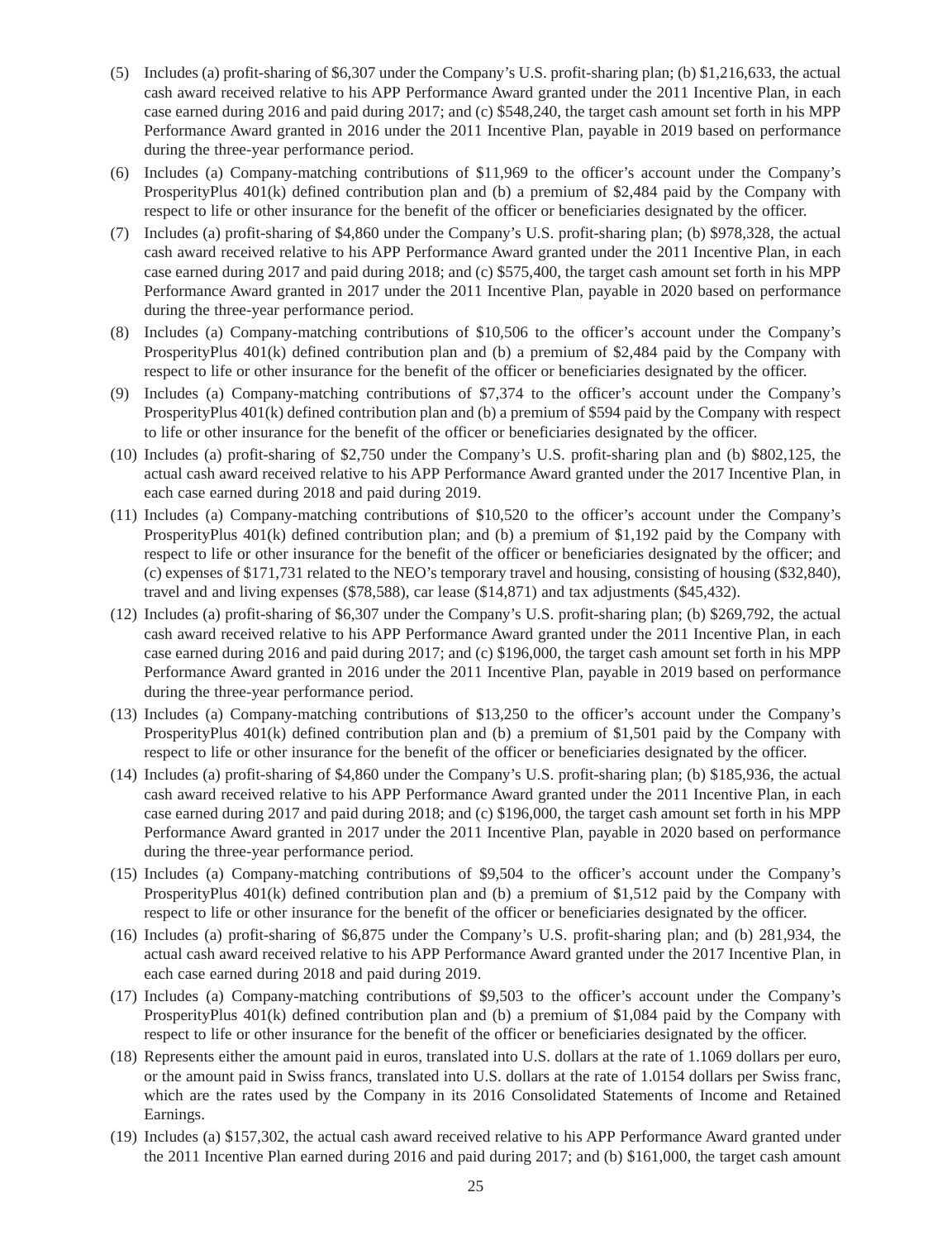(5) Includes (a) profit-sharing of $6,307 under the Company's U.S. profit-sharing plan; (b) $1,216,633, the actual cash award received relative to his APP Performance Award granted under the 2011 Incentive Plan, in each case earned during 2016 and paid during 2017; and (c) $548,240, the target cash amount set forth in his MPP Performance Award granted in 2016 under the 2011 Incentive Plan, payable in 2019 based on performance during the three-year performance period.

(6) Includes (a) Company-matching contributions of $11,969 to the officer's account under the Company's ProsperityPlus 401(k) defined contribution plan and (b) a premium of $2,484 paid by the Company with respect to life or other insurance for the benefit of the officer or beneficiaries designated by the officer.

(7) Includes (a) profit-sharing of $4,860 under the Company's U.S. profit-sharing plan; (b) $978,328, the actual cash award received relative to his APP Performance Award granted under the 2011 Incentive Plan, in each case earned during 2017 and paid during 2018; and (c) $575,400, the target cash amount set forth in his MPP Performance Award granted in 2017 under the 2011 Incentive Plan, payable in 2020 based on performance during the three-year performance period.

(8) Includes (a) Company-matching contributions of $10,506 to the officer's account under the Company's ProsperityPlus 401(k) defined contribution plan and (b) a premium of $2,484 paid by the Company with respect to life or other insurance for the benefit of the officer or beneficiaries designated by the officer.

(9) Includes (a) Company-matching contributions of $7,374 to the officer's account under the Company's ProsperityPlus 401(k) defined contribution plan and (b) a premium of $594 paid by the Company with respect to life or other insurance for the benefit of the officer or beneficiaries designated by the officer.

(10) Includes (a) profit-sharing of $2,750 under the Company's U.S. profit-sharing plan and (b) $802,125, the actual cash award received relative to his APP Performance Award granted under the 2017 Incentive Plan, in each case earned during 2018 and paid during 2019.

(11) Includes (a) Company-matching contributions of $10,520 to the officer's account under the Company's ProsperityPlus 401(k) defined contribution plan; and (b) a premium of $1,192 paid by the Company with respect to life or other insurance for the benefit of the officer or beneficiaries designated by the officer; and (c) expenses of $171,731 related to the NEO's temporary travel and housing, consisting of housing ($32,840), travel and and living expenses ($78,588), car lease ($14,871) and tax adjustments ($45,432).

(12) Includes (a) profit-sharing of $6,307 under the Company's U.S. profit-sharing plan; (b) $269,792, the actual cash award received relative to his APP Performance Award granted under the 2011 Incentive Plan, in each case earned during 2016 and paid during 2017; and (c) $196,000, the target cash amount set forth in his MPP Performance Award granted in 2016 under the 2011 Incentive Plan, payable in 2019 based on performance during the three-year performance period.

(13) Includes (a) Company-matching contributions of $13,250 to the officer's account under the Company's ProsperityPlus 401(k) defined contribution plan and (b) a premium of $1,501 paid by the Company with respect to life or other insurance for the benefit of the officer or beneficiaries designated by the officer.

(14) Includes (a) profit-sharing of $4,860 under the Company's U.S. profit-sharing plan; (b) $185,936, the actual cash award received relative to his APP Performance Award granted under the 2011 Incentive Plan, in each case earned during 2017 and paid during 2018; and (c) $196,000, the target cash amount set forth in his MPP Performance Award granted in 2017 under the 2011 Incentive Plan, payable in 2020 based on performance during the three-year performance period.

(15) Includes (a) Company-matching contributions of $9,504 to the officer's account under the Company's ProsperityPlus 401(k) defined contribution plan and (b) a premium of $1,512 paid by the Company with respect to life or other insurance for the benefit of the officer or beneficiaries designated by the officer.

(16) Includes (a) profit-sharing of $6,875 under the Company's U.S. profit-sharing plan; and (b) 281,934, the actual cash award received relative to his APP Performance Award granted under the 2017 Incentive Plan, in each case earned during 2018 and paid during 2019.

(17) Includes (a) Company-matching contributions of $9,503 to the officer's account under the Company's ProsperityPlus 401(k) defined contribution plan and (b) a premium of $1,084 paid by the Company with respect to life or other insurance for the benefit of the officer or beneficiaries designated by the officer.

(18) Represents either the amount paid in euros, translated into U.S. dollars at the rate of 1.1069 dollars per euro, or the amount paid in Swiss francs, translated into U.S. dollars at the rate of 1.0154 dollars per Swiss franc, which are the rates used by the Company in its 2016 Consolidated Statements of Income and Retained Earnings.

(19) Includes (a) $157,302, the actual cash award received relative to his APP Performance Award granted under the 2011 Incentive Plan earned during 2016 and paid during 2017; and (b) $161,000, the target cash amount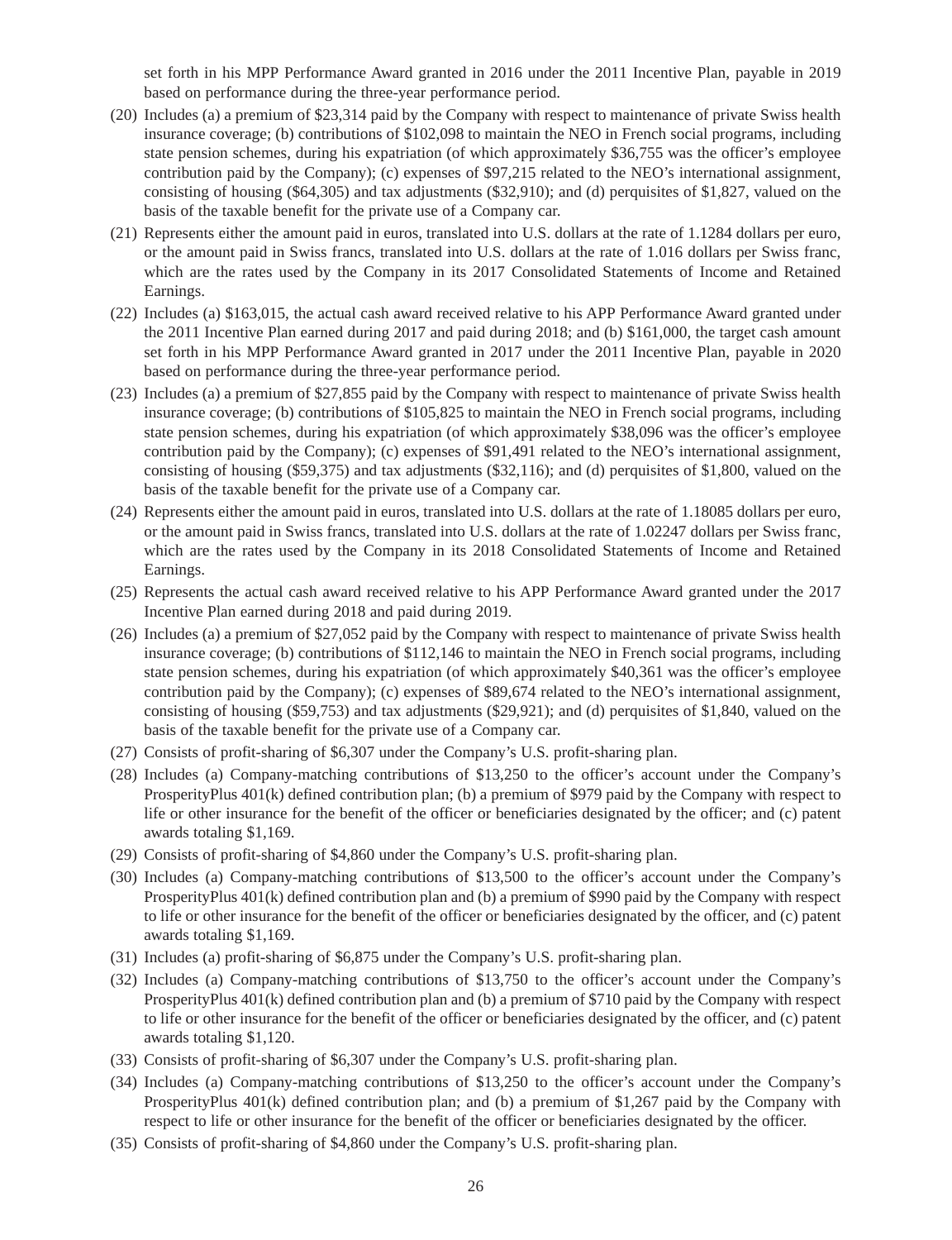set forth in his MPP Performance Award granted in 2016 under the 2011 Incentive Plan, payable in 2019 based on performance during the three-year performance period.

(20) Includes (a) a premium of $23,314 paid by the Company with respect to maintenance of private Swiss health insurance coverage; (b) contributions of $102,098 to maintain the NEO in French social programs, including state pension schemes, during his expatriation (of which approximately $36,755 was the officer's employee contribution paid by the Company); (c) expenses of $97,215 related to the NEO's international assignment, consisting of housing ($64,305) and tax adjustments ($32,910); and (d) perquisites of $1,827, valued on the basis of the taxable benefit for the private use of a Company car.

(21) Represents either the amount paid in euros, translated into U.S. dollars at the rate of 1.1284 dollars per euro, or the amount paid in Swiss francs, translated into U.S. dollars at the rate of 1.016 dollars per Swiss franc, which are the rates used by the Company in its 2017 Consolidated Statements of Income and Retained Earnings.

(22) Includes (a) $163,015, the actual cash award received relative to his APP Performance Award granted under the 2011 Incentive Plan earned during 2017 and paid during 2018; and (b) $161,000, the target cash amount set forth in his MPP Performance Award granted in 2017 under the 2011 Incentive Plan, payable in 2020 based on performance during the three-year performance period.

(23) Includes (a) a premium of $27,855 paid by the Company with respect to maintenance of private Swiss health insurance coverage; (b) contributions of $105,825 to maintain the NEO in French social programs, including state pension schemes, during his expatriation (of which approximately $38,096 was the officer's employee contribution paid by the Company); (c) expenses of $91,491 related to the NEO's international assignment, consisting of housing ($59,375) and tax adjustments ($32,116); and (d) perquisites of $1,800, valued on the basis of the taxable benefit for the private use of a Company car.

(24) Represents either the amount paid in euros, translated into U.S. dollars at the rate of 1.18085 dollars per euro, or the amount paid in Swiss francs, translated into U.S. dollars at the rate of 1.02247 dollars per Swiss franc, which are the rates used by the Company in its 2018 Consolidated Statements of Income and Retained Earnings.

(25) Represents the actual cash award received relative to his APP Performance Award granted under the 2017 Incentive Plan earned during 2018 and paid during 2019.

(26) Includes (a) a premium of $27,052 paid by the Company with respect to maintenance of private Swiss health insurance coverage; (b) contributions of $112,146 to maintain the NEO in French social programs, including state pension schemes, during his expatriation (of which approximately $40,361 was the officer's employee contribution paid by the Company); (c) expenses of $89,674 related to the NEO's international assignment, consisting of housing ($59,753) and tax adjustments ($29,921); and (d) perquisites of $1,840, valued on the basis of the taxable benefit for the private use of a Company car.

(27) Consists of profit-sharing of $6,307 under the Company's U.S. profit-sharing plan.

(28) Includes (a) Company-matching contributions of $13,250 to the officer's account under the Company's ProsperityPlus 401(k) defined contribution plan; (b) a premium of $979 paid by the Company with respect to life or other insurance for the benefit of the officer or beneficiaries designated by the officer; and (c) patent awards totaling $1,169.

(29) Consists of profit-sharing of $4,860 under the Company's U.S. profit-sharing plan.

(30) Includes (a) Company-matching contributions of $13,500 to the officer's account under the Company's ProsperityPlus 401(k) defined contribution plan and (b) a premium of $990 paid by the Company with respect to life or other insurance for the benefit of the officer or beneficiaries designated by the officer, and (c) patent awards totaling $1,169.

(31) Includes (a) profit-sharing of $6,875 under the Company's U.S. profit-sharing plan.

(32) Includes (a) Company-matching contributions of $13,750 to the officer's account under the Company's ProsperityPlus 401(k) defined contribution plan and (b) a premium of $710 paid by the Company with respect to life or other insurance for the benefit of the officer or beneficiaries designated by the officer, and (c) patent awards totaling $1,120.

(33) Consists of profit-sharing of $6,307 under the Company's U.S. profit-sharing plan.

(34) Includes (a) Company-matching contributions of $13,250 to the officer's account under the Company's ProsperityPlus 401(k) defined contribution plan; and (b) a premium of $1,267 paid by the Company with respect to life or other insurance for the benefit of the officer or beneficiaries designated by the officer.

(35) Consists of profit-sharing of $4,860 under the Company's U.S. profit-sharing plan.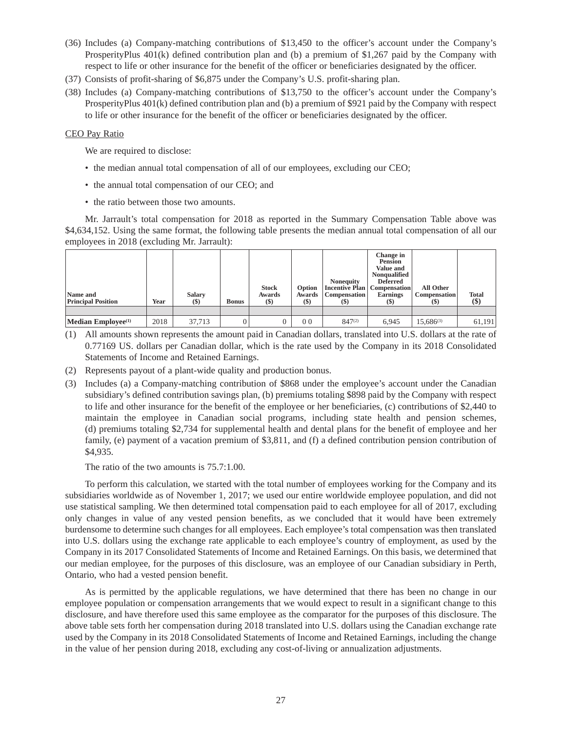(36) Includes (a) Company-matching contributions of $13,450 to the officer's account under the Company's ProsperityPlus 401(k) defined contribution plan and (b) a premium of $1,267 paid by the Company with respect to life or other insurance for the benefit of the officer or beneficiaries designated by the officer.

(37) Consists of profit-sharing of $6,875 under the Company's U.S. profit-sharing plan.

(38) Includes (a) Company-matching contributions of $13,750 to the officer's account under the Company's ProsperityPlus 401(k) defined contribution plan and (b) a premium of $921 paid by the Company with respect to life or other insurance for the benefit of the officer or beneficiaries designated by the officer.

CEO Pay Ratio

We are required to disclose:

- the median annual total compensation of all of our employees, excluding our CEO;
- the annual total compensation of our CEO; and
- the ratio between those two amounts.

Mr. Jarrault's total compensation for 2018 as reported in the Summary Compensation Table above was $4,634,152. Using the same format, the following table presents the median annual total compensation of all our employees in 2018 (excluding Mr. Jarrault):

| Name and Principal Position | Year | Salary ($) | Bonus | Stock Awards ($) | Option Awards ($) | Nonequity Incentive Plan Compensation ($) | Change in Pension Value and Nonqualified Deferred Compensation Earnings ($) | All Other Compensation ($) | Total ($) |
|---|---|---|---|---|---|---|---|---|---|
| | | | | | | | | | |
| **Median Employee**[(1)] | 2018 | 37,713 | 0 | 0 | 0 0 | 847[(2)] | 6,945 | 15,686[(3)] | 61,191 |

(1) All amounts shown represents the amount paid in Canadian dollars, translated into U.S. dollars at the rate of 0.77169 US. dollars per Canadian dollar, which is the rate used by the Company in its 2018 Consolidated Statements of Income and Retained Earnings.

(2) Represents payout of a plant-wide quality and production bonus.

(3) Includes (a) a Company-matching contribution of $868 under the employee's account under the Canadian subsidiary's defined contribution savings plan, (b) premiums totaling $898 paid by the Company with respect to life and other insurance for the benefit of the employee or her beneficiaries, (c) contributions of $2,440 to maintain the employee in Canadian social programs, including state health and pension schemes, (d) premiums totaling $2,734 for supplemental health and dental plans for the benefit of employee and her family, (e) payment of a vacation premium of $3,811, and (f) a defined contribution pension contribution of $4,935.

The ratio of the two amounts is 75.7:1.00.

To perform this calculation, we started with the total number of employees working for the Company and its subsidiaries worldwide as of November 1, 2017; we used our entire worldwide employee population, and did not use statistical sampling. We then determined total compensation paid to each employee for all of 2017, excluding only changes in value of any vested pension benefits, as we concluded that it would have been extremely burdensome to determine such changes for all employees. Each employee's total compensation was then translated into U.S. dollars using the exchange rate applicable to each employee's country of employment, as used by the Company in its 2017 Consolidated Statements of Income and Retained Earnings. On this basis, we determined that our median employee, for the purposes of this disclosure, was an employee of our Canadian subsidiary in Perth, Ontario, who had a vested pension benefit.

As is permitted by the applicable regulations, we have determined that there has been no change in our employee population or compensation arrangements that we would expect to result in a significant change to this disclosure, and have therefore used this same employee as the comparator for the purposes of this disclosure. The above table sets forth her compensation during 2018 translated into U.S. dollars using the Canadian exchange rate used by the Company in its 2018 Consolidated Statements of Income and Retained Earnings, including the change in the value of her pension during 2018, excluding any cost-of-living or annualization adjustments.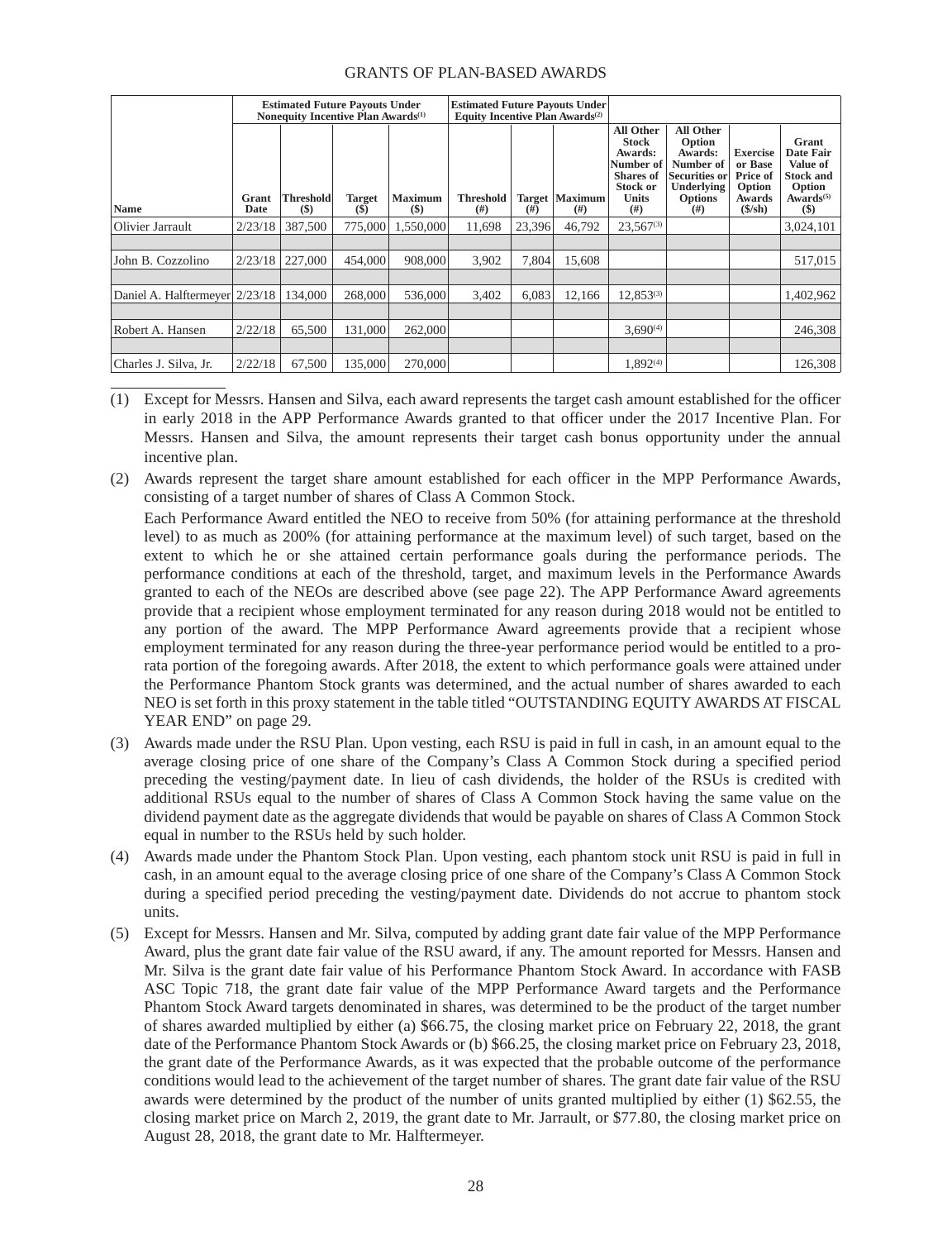# GRANTS OF PLAN-BASED AWARDS

| | | Estimated Future Payouts Under Nonequity Incentive Plan Awards[(1)] | | | Estimated Future Payouts Under Equity Incentive Plan Awards[(2)] | | | | | | |
|---|---|---|---|---|---|---|---|---|---|---|---|
| Name | Grant Date | Threshold ($) | Target ($) | Maximum ($) | Threshold (#) | Target (#) | Maximum (#) | All Other Stock Awards: Number of Shares of Stock or Units (#) | All Other Option Awards: Number of Securities Underlying Options (#) | Exercise or Base Price of Option Awards ($/sh) | Grant Date Fair Value of Stock and Option Awards[(5)] ($) |
| Olivier Jarrault | 2/23/18 | 387,500 | 775,000 | 1,550,000 | 11,698 | 23,396 | 46,792 | 23,567[(3)] | | | 3,024,101 |
| John B. Cozzolino | 2/23/18 | 227,000 | 454,000 | 908,000 | 3,902 | 7,804 | 15,608 | | | | 517,015 |
| Daniel A. Halftermeyer | 2/23/18 | 134,000 | 268,000 | 536,000 | 3,402 | 6,083 | 12,166 | 12,853[(3)] | | | 1,402,962 |
| Robert A. Hansen | 2/22/18 | 65,500 | 131,000 | 262,000 | | | | 3,690[(4)] | | | 246,308 |
| Charles J. Silva, Jr. | 2/22/18 | 67,500 | 135,000 | 270,000 | | | | 1,892[(4)] | | | 126,308 |

(1) Except for Messrs. Hansen and Silva, each award represents the target cash amount established for the officer in early 2018 in the APP Performance Awards granted to that officer under the 2017 Incentive Plan. For Messrs. Hansen and Silva, the amount represents their target cash bonus opportunity under the annual incentive plan.

(2) Awards represent the target share amount established for each officer in the MPP Performance Awards, consisting of a target number of shares of Class A Common Stock.

Each Performance Award entitled the NEO to receive from 50% (for attaining performance at the threshold level) to as much as 200% (for attaining performance at the maximum level) of such target, based on the extent to which he or she attained certain performance goals during the performance periods. The performance conditions at each of the threshold, target, and maximum levels in the Performance Awards granted to each of the NEOs are described above (see page 22). The APP Performance Award agreements provide that a recipient whose employment terminated for any reason during 2018 would not be entitled to any portion of the award. The MPP Performance Award agreements provide that a recipient whose employment terminated for any reason during the three-year performance period would be entitled to a pro-rata portion of the foregoing awards. After 2018, the extent to which performance goals were attained under the Performance Phantom Stock grants was determined, and the actual number of shares awarded to each NEO is set forth in this proxy statement in the table titled "OUTSTANDING EQUITY AWARDS AT FISCAL YEAR END" on page 29.

(3) Awards made under the RSU Plan. Upon vesting, each RSU is paid in full in cash, in an amount equal to the average closing price of one share of the Company's Class A Common Stock during a specified period preceding the vesting/payment date. In lieu of cash dividends, the holder of the RSUs is credited with additional RSUs equal to the number of shares of Class A Common Stock having the same value on the dividend payment date as the aggregate dividends that would be payable on shares of Class A Common Stock equal in number to the RSUs held by such holder.

(4) Awards made under the Phantom Stock Plan. Upon vesting, each phantom stock unit RSU is paid in full in cash, in an amount equal to the average closing price of one share of the Company's Class A Common Stock during a specified period preceding the vesting/payment date. Dividends do not accrue to phantom stock units.

(5) Except for Messrs. Hansen and Mr. Silva, computed by adding grant date fair value of the MPP Performance Award, plus the grant date fair value of the RSU award, if any. The amount reported for Messrs. Hansen and Mr. Silva is the grant date fair value of his Performance Phantom Stock Award. In accordance with FASB ASC Topic 718, the grant date fair value of the MPP Performance Award targets and the Performance Phantom Stock Award targets denominated in shares, was determined to be the product of the target number of shares awarded multiplied by either (a) $66.75, the closing market price on February 22, 2018, the grant date of the Performance Phantom Stock Awards or (b) $66.25, the closing market price on February 23, 2018, the grant date of the Performance Awards, as it was expected that the probable outcome of the performance conditions would lead to the achievement of the target number of shares. The grant date fair value of the RSU awards were determined by the product of the number of units granted multiplied by either (1) $62.55, the closing market price on March 2, 2019, the grant date to Mr. Jarrault, or $77.80, the closing market price on August 28, 2018, the grant date to Mr. Halftermeyer.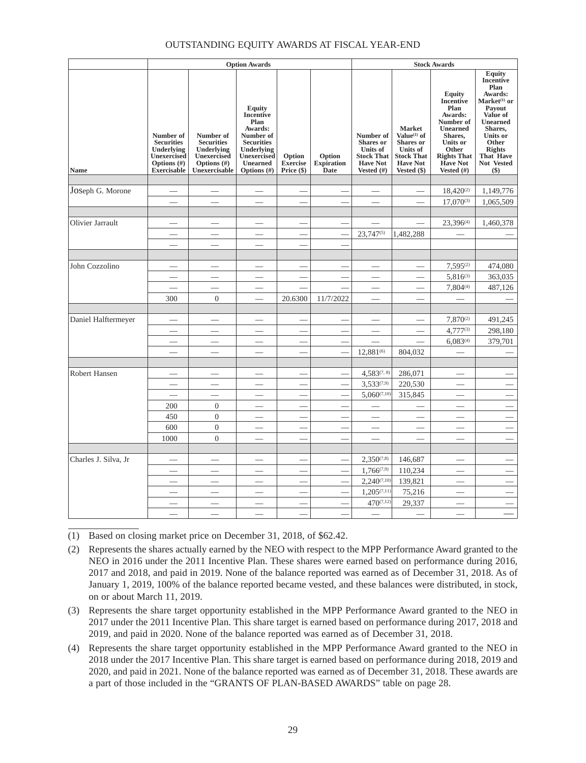OUTSTANDING EQUITY AWARDS AT FISCAL YEAR-END

| | Option Awards | | | | | Stock Awards | | | |
|---|---|---|---|---|---|---|---|---|---|
| Name | Number of Securities Underlying Unexercised Options (#) Exercisable | Number of Securities Underlying Unexercised Options (#) Unexercisable | Equity Incentive Plan Awards: Number of Securities Underlying Unexercised Unearned Options (#) | Option Exercise Price ($) | Option Expiration Date | Number of Shares or Units of Stock That Have Not Vested (#) | Market Value[(1)] of Shares or Units of Stock That Have Not Vested ($) | Equity Incentive Plan Awards: Number of Unearned Shares, Units or Other Rights That Have Not Vested (#) | Equity Incentive Plan Awards: Market[(1)] or Payout Value of Unearned Shares, Units or Other Rights That Have Not Vested ($) |
| JOseph G. Morone | — | — | — | — | — | — | — | 18,420[(2)] | 1,149,776 |
| | — | — | — | — | — | — | — | 17,070[(3)] | 1,065,509 |
| Olivier Jarrault | — | — | — | — | — | — | — | 23,396[(4)] | 1,460,378 |
| | — | — | — | — | — | 23,747[(5)] | 1,482,288 | — | — |
| | — | — | — | — | — | | | | |
| John Cozzolino | — | — | — | — | — | — | — | 7,595[(2)] | 474,080 |
| | — | — | — | — | — | — | — | 5,816[(3)] | 363,035 |
| | — | — | — | — | — | — | — | 7,804[(4)] | 487,126 |
| | 300 | 0 | — | 20.6300 | 11/7/2022 | — | — | — | — |
| Daniel Halftermeyer | — | — | — | — | — | — | — | 7,870[(2)] | 491,245 |
| | — | — | — | — | — | — | — | 4,777[(3)] | 298,180 |
| | — | — | — | — | — | — | — | 6,083[(4)] | 379,701 |
| | — | — | — | — | — | 12,881[(6)] | 804,032 | — | — |
| Robert Hansen | — | — | — | — | — | 4,583[(7, 8)] | 286,071 | — | — |
| | — | — | — | — | — | 3,533[(7,9)] | 220,530 | — | — |
| | — | — | — | — | — | 5,060[(7,10)] | 315,845 | — | — |
| | 200 | 0 | — | — | — | — | — | — | — |
| | 450 | 0 | — | — | — | — | — | — | — |
| | 600 | 0 | — | — | — | — | — | — | — |
| | 1000 | 0 | — | — | — | — | — | — | — |
| Charles J. Silva, Jr | — | — | — | — | — | 2,350[(7,8)] | 146,687 | — | — |
| | — | — | — | — | — | 1,766[(7,9)] | 110,234 | — | — |
| | — | — | — | — | — | 2,240[(7,10)] | 139,821 | — | — |
| | — | — | — | — | — | 1,205[(7,11)] | 75,216 | — | — |
| | — | — | — | — | — | 470[(7,12)] | 29,337 | — | — |
| | — | — | — | — | — | — | — | — | — |

(1) Based on closing market price on December 31, 2018, of $62.42.

(2) Represents the shares actually earned by the NEO with respect to the MPP Performance Award granted to the NEO in 2016 under the 2011 Incentive Plan. These shares were earned based on performance during 2016, 2017 and 2018, and paid in 2019. None of the balance reported was earned as of December 31, 2018. As of January 1, 2019, 100% of the balance reported became vested, and these balances were distributed, in stock, on or about March 11, 2019.

(3) Represents the share target opportunity established in the MPP Performance Award granted to the NEO in 2017 under the 2011 Incentive Plan. This share target is earned based on performance during 2017, 2018 and 2019, and paid in 2020. None of the balance reported was earned as of December 31, 2018.

(4) Represents the share target opportunity established in the MPP Performance Award granted to the NEO in 2018 under the 2017 Incentive Plan. This share target is earned based on performance during 2018, 2019 and 2020, and paid in 2021. None of the balance reported was earned as of December 31, 2018. These awards are a part of those included in the "GRANTS OF PLAN-BASED AWARDS" table on page 28.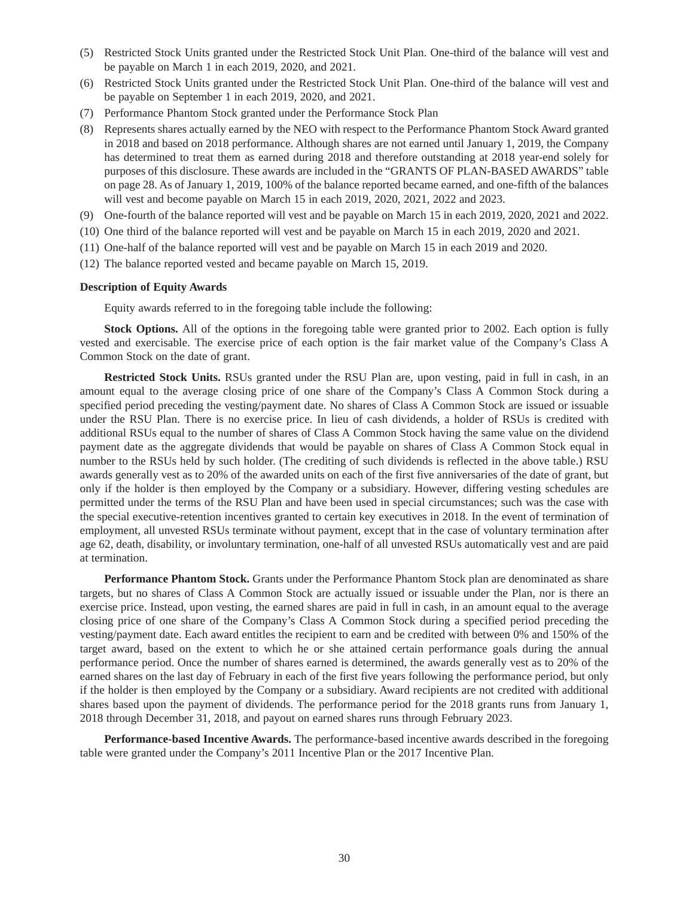(5) Restricted Stock Units granted under the Restricted Stock Unit Plan. One-third of the balance will vest and be payable on March 1 in each 2019, 2020, and 2021.

(6) Restricted Stock Units granted under the Restricted Stock Unit Plan. One-third of the balance will vest and be payable on September 1 in each 2019, 2020, and 2021.

(7) Performance Phantom Stock granted under the Performance Stock Plan

(8) Represents shares actually earned by the NEO with respect to the Performance Phantom Stock Award granted in 2018 and based on 2018 performance. Although shares are not earned until January 1, 2019, the Company has determined to treat them as earned during 2018 and therefore outstanding at 2018 year-end solely for purposes of this disclosure. These awards are included in the "GRANTS OF PLAN-BASED AWARDS" table on page 28. As of January 1, 2019, 100% of the balance reported became earned, and one-fifth of the balances will vest and become payable on March 15 in each 2019, 2020, 2021, 2022 and 2023.

(9) One-fourth of the balance reported will vest and be payable on March 15 in each 2019, 2020, 2021 and 2022.

(10) One third of the balance reported will vest and be payable on March 15 in each 2019, 2020 and 2021.

(11) One-half of the balance reported will vest and be payable on March 15 in each 2019 and 2020.

(12) The balance reported vested and became payable on March 15, 2019.

**Description of Equity Awards**

Equity awards referred to in the foregoing table include the following:

**Stock Options.** All of the options in the foregoing table were granted prior to 2002. Each option is fully vested and exercisable. The exercise price of each option is the fair market value of the Company's Class A Common Stock on the date of grant.

**Restricted Stock Units.** RSUs granted under the RSU Plan are, upon vesting, paid in full in cash, in an amount equal to the average closing price of one share of the Company's Class A Common Stock during a specified period preceding the vesting/payment date. No shares of Class A Common Stock are issued or issuable under the RSU Plan. There is no exercise price. In lieu of cash dividends, a holder of RSUs is credited with additional RSUs equal to the number of shares of Class A Common Stock having the same value on the dividend payment date as the aggregate dividends that would be payable on shares of Class A Common Stock equal in number to the RSUs held by such holder. (The crediting of such dividends is reflected in the above table.) RSU awards generally vest as to 20% of the awarded units on each of the first five anniversaries of the date of grant, but only if the holder is then employed by the Company or a subsidiary. However, differing vesting schedules are permitted under the terms of the RSU Plan and have been used in special circumstances; such was the case with the special executive-retention incentives granted to certain key executives in 2018. In the event of termination of employment, all unvested RSUs terminate without payment, except that in the case of voluntary termination after age 62, death, disability, or involuntary termination, one-half of all unvested RSUs automatically vest and are paid at termination.

**Performance Phantom Stock.** Grants under the Performance Phantom Stock plan are denominated as share targets, but no shares of Class A Common Stock are actually issued or issuable under the Plan, nor is there an exercise price. Instead, upon vesting, the earned shares are paid in full in cash, in an amount equal to the average closing price of one share of the Company's Class A Common Stock during a specified period preceding the vesting/payment date. Each award entitles the recipient to earn and be credited with between 0% and 150% of the target award, based on the extent to which he or she attained certain performance goals during the annual performance period. Once the number of shares earned is determined, the awards generally vest as to 20% of the earned shares on the last day of February in each of the first five years following the performance period, but only if the holder is then employed by the Company or a subsidiary. Award recipients are not credited with additional shares based upon the payment of dividends. The performance period for the 2018 grants runs from January 1, 2018 through December 31, 2018, and payout on earned shares runs through February 2023.

**Performance-based Incentive Awards.** The performance-based incentive awards described in the foregoing table were granted under the Company's 2011 Incentive Plan or the 2017 Incentive Plan.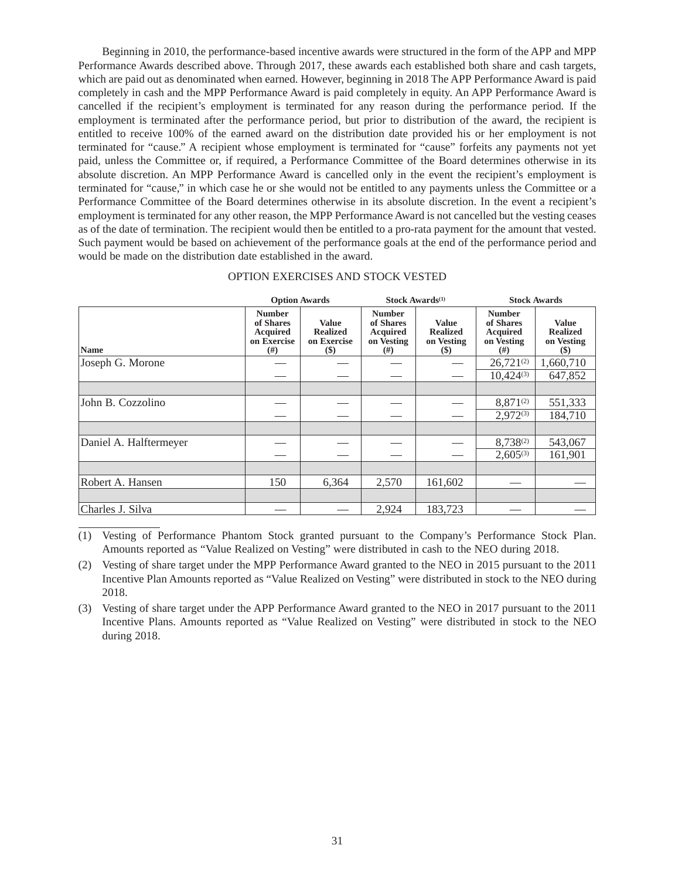Beginning in 2010, the performance-based incentive awards were structured in the form of the APP and MPP Performance Awards described above. Through 2017, these awards each established both share and cash targets, which are paid out as denominated when earned. However, beginning in 2018 The APP Performance Award is paid completely in cash and the MPP Performance Award is paid completely in equity. An APP Performance Award is cancelled if the recipient's employment is terminated for any reason during the performance period. If the employment is terminated after the performance period, but prior to distribution of the award, the recipient is entitled to receive 100% of the earned award on the distribution date provided his or her employment is not terminated for "cause." A recipient whose employment is terminated for "cause" forfeits any payments not yet paid, unless the Committee or, if required, a Performance Committee of the Board determines otherwise in its absolute discretion. An MPP Performance Award is cancelled only in the event the recipient's employment is terminated for "cause," in which case he or she would not be entitled to any payments unless the Committee or a Performance Committee of the Board determines otherwise in its absolute discretion. In the event a recipient's employment is terminated for any other reason, the MPP Performance Award is not cancelled but the vesting ceases as of the date of termination. The recipient would then be entitled to a pro-rata payment for the amount that vested. Such payment would be based on achievement of the performance goals at the end of the performance period and would be made on the distribution date established in the award.

## OPTION EXERCISES AND STOCK VESTED

| | Option Awards | | Stock Awards(1) | | Stock Awards | |
|---|---|---|---|---|---|---|
| **Name** | **Number of Shares Acquired on Exercise (#)** | **Value Realized on Exercise ($)** | **Number of Shares Acquired on Vesting (#)** | **Value Realized on Vesting ($)** | **Number of Shares Acquired on Vesting (#)** | **Value Realized on Vesting ($)** |
| Joseph G. Morone | — | — | — | — | 26,721(2) | 1,660,710 |
| | — | — | — | — | 10,424(3) | 647,852 |
| John B. Cozzolino | — | — | — | — | 8,871(2) | 551,333 |
| | — | — | — | — | 2,972(3) | 184,710 |
| Daniel A. Halftermeyer | — | — | — | — | 8,738(2) | 543,067 |
| | — | — | — | — | 2,605(3) | 161,901 |
| Robert A. Hansen | 150 | 6,364 | 2,570 | 161,602 | — | — |
| Charles J. Silva | — | — | 2,924 | 183,723 | — | — |

(1) Vesting of Performance Phantom Stock granted pursuant to the Company's Performance Stock Plan. Amounts reported as "Value Realized on Vesting" were distributed in cash to the NEO during 2018.

(2) Vesting of share target under the MPP Performance Award granted to the NEO in 2015 pursuant to the 2011 Incentive Plan Amounts reported as "Value Realized on Vesting" were distributed in stock to the NEO during 2018.

(3) Vesting of share target under the APP Performance Award granted to the NEO in 2017 pursuant to the 2011 Incentive Plans. Amounts reported as "Value Realized on Vesting" were distributed in stock to the NEO during 2018.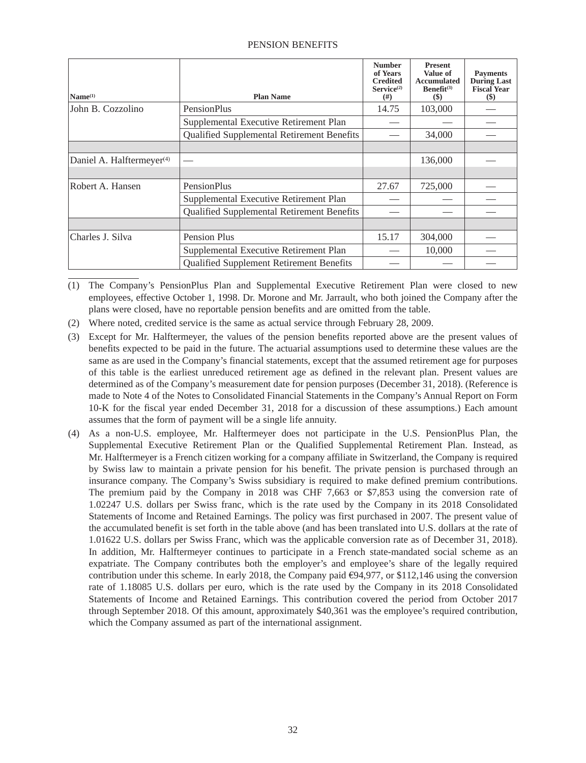PENSION BENEFITS

| Name[(1)] | Plan Name | Number of Years Credited Service[(2)] (#) | Present Value of Accumulated Benefit[(3)] ($) | Payments During Last Fiscal Year ($) |
|---|---|---|---|---|
| John B. Cozzolino | PensionPlus | 14.75 | 103,000 | — |
| | Supplemental Executive Retirement Plan | — | — | — |
| | Qualified Supplemental Retirement Benefits | — | 34,000 | — |
| | | | | |
| Daniel A. Halftermeyer[(4)] | — | | 136,000 | — |
| | | | | |
| Robert A. Hansen | PensionPlus | 27.67 | 725,000 | — |
| | Supplemental Executive Retirement Plan | — | — | — |
| | Qualified Supplemental Retirement Benefits | — | — | — |
| | | | | |
| Charles J. Silva | Pension Plus | 15.17 | 304,000 | — |
| | Supplemental Executive Retirement Plan | — | 10,000 | — |
| | Qualified Supplement Retirement Benefits | — | — | — |

(1) The Company's PensionPlus Plan and Supplemental Executive Retirement Plan were closed to new employees, effective October 1, 1998. Dr. Morone and Mr. Jarrault, who both joined the Company after the plans were closed, have no reportable pension benefits and are omitted from the table.

(2) Where noted, credited service is the same as actual service through February 28, 2009.

(3) Except for Mr. Halftermeyer, the values of the pension benefits reported above are the present values of benefits expected to be paid in the future. The actuarial assumptions used to determine these values are the same as are used in the Company's financial statements, except that the assumed retirement age for purposes of this table is the earliest unreduced retirement age as defined in the relevant plan. Present values are determined as of the Company's measurement date for pension purposes (December 31, 2018). (Reference is made to Note 4 of the Notes to Consolidated Financial Statements in the Company's Annual Report on Form 10-K for the fiscal year ended December 31, 2018 for a discussion of these assumptions.) Each amount assumes that the form of payment will be a single life annuity.

(4) As a non-U.S. employee, Mr. Halftermeyer does not participate in the U.S. PensionPlus Plan, the Supplemental Executive Retirement Plan or the Qualified Supplemental Retirement Plan. Instead, as Mr. Halftermeyer is a French citizen working for a company affiliate in Switzerland, the Company is required by Swiss law to maintain a private pension for his benefit. The private pension is purchased through an insurance company. The Company's Swiss subsidiary is required to make defined premium contributions. The premium paid by the Company in 2018 was CHF 7,663 or $7,853 using the conversion rate of 1.02247 U.S. dollars per Swiss franc, which is the rate used by the Company in its 2018 Consolidated Statements of Income and Retained Earnings. The policy was first purchased in 2007. The present value of the accumulated benefit is set forth in the table above (and has been translated into U.S. dollars at the rate of 1.01622 U.S. dollars per Swiss Franc, which was the applicable conversion rate as of December 31, 2018). In addition, Mr. Halftermeyer continues to participate in a French state-mandated social scheme as an expatriate. The Company contributes both the employer's and employee's share of the legally required contribution under this scheme. In early 2018, the Company paid €94,977, or $112,146 using the conversion rate of 1.18085 U.S. dollars per euro, which is the rate used by the Company in its 2018 Consolidated Statements of Income and Retained Earnings. This contribution covered the period from October 2017 through September 2018. Of this amount, approximately $40,361 was the employee's required contribution, which the Company assumed as part of the international assignment.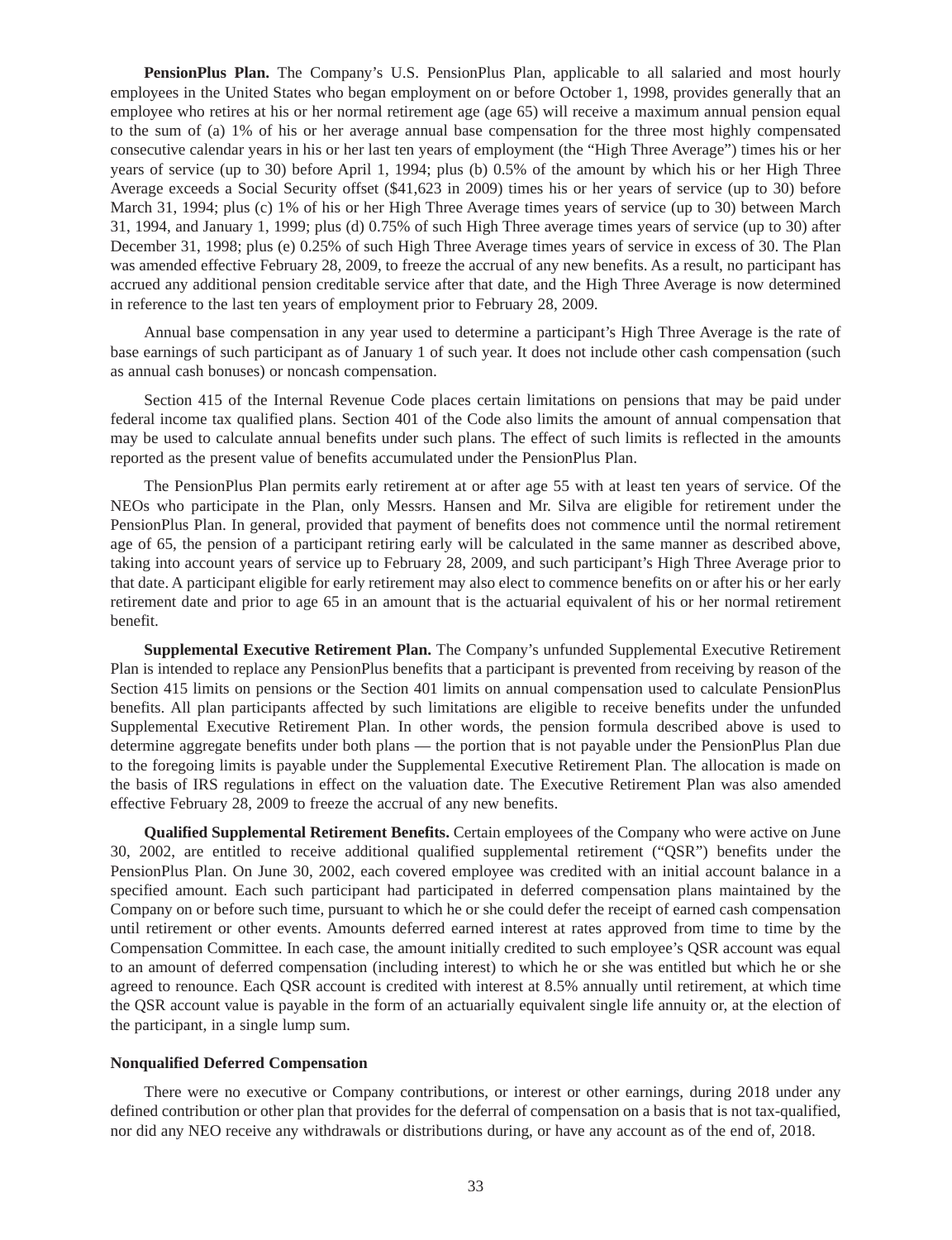**PensionPlus Plan.** The Company's U.S. PensionPlus Plan, applicable to all salaried and most hourly employees in the United States who began employment on or before October 1, 1998, provides generally that an employee who retires at his or her normal retirement age (age 65) will receive a maximum annual pension equal to the sum of (a) 1% of his or her average annual base compensation for the three most highly compensated consecutive calendar years in his or her last ten years of employment (the "High Three Average") times his or her years of service (up to 30) before April 1, 1994; plus (b) 0.5% of the amount by which his or her High Three Average exceeds a Social Security offset ($41,623 in 2009) times his or her years of service (up to 30) before March 31, 1994; plus (c) 1% of his or her High Three Average times years of service (up to 30) between March 31, 1994, and January 1, 1999; plus (d) 0.75% of such High Three average times years of service (up to 30) after December 31, 1998; plus (e) 0.25% of such High Three Average times years of service in excess of 30. The Plan was amended effective February 28, 2009, to freeze the accrual of any new benefits. As a result, no participant has accrued any additional pension creditable service after that date, and the High Three Average is now determined in reference to the last ten years of employment prior to February 28, 2009.

Annual base compensation in any year used to determine a participant's High Three Average is the rate of base earnings of such participant as of January 1 of such year. It does not include other cash compensation (such as annual cash bonuses) or noncash compensation.

Section 415 of the Internal Revenue Code places certain limitations on pensions that may be paid under federal income tax qualified plans. Section 401 of the Code also limits the amount of annual compensation that may be used to calculate annual benefits under such plans. The effect of such limits is reflected in the amounts reported as the present value of benefits accumulated under the PensionPlus Plan.

The PensionPlus Plan permits early retirement at or after age 55 with at least ten years of service. Of the NEOs who participate in the Plan, only Messrs. Hansen and Mr. Silva are eligible for retirement under the PensionPlus Plan. In general, provided that payment of benefits does not commence until the normal retirement age of 65, the pension of a participant retiring early will be calculated in the same manner as described above, taking into account years of service up to February 28, 2009, and such participant's High Three Average prior to that date. A participant eligible for early retirement may also elect to commence benefits on or after his or her early retirement date and prior to age 65 in an amount that is the actuarial equivalent of his or her normal retirement benefit.

**Supplemental Executive Retirement Plan.** The Company's unfunded Supplemental Executive Retirement Plan is intended to replace any PensionPlus benefits that a participant is prevented from receiving by reason of the Section 415 limits on pensions or the Section 401 limits on annual compensation used to calculate PensionPlus benefits. All plan participants affected by such limitations are eligible to receive benefits under the unfunded Supplemental Executive Retirement Plan. In other words, the pension formula described above is used to determine aggregate benefits under both plans — the portion that is not payable under the PensionPlus Plan due to the foregoing limits is payable under the Supplemental Executive Retirement Plan. The allocation is made on the basis of IRS regulations in effect on the valuation date. The Executive Retirement Plan was also amended effective February 28, 2009 to freeze the accrual of any new benefits.

**Qualified Supplemental Retirement Benefits.** Certain employees of the Company who were active on June 30, 2002, are entitled to receive additional qualified supplemental retirement ("QSR") benefits under the PensionPlus Plan. On June 30, 2002, each covered employee was credited with an initial account balance in a specified amount. Each such participant had participated in deferred compensation plans maintained by the Company on or before such time, pursuant to which he or she could defer the receipt of earned cash compensation until retirement or other events. Amounts deferred earned interest at rates approved from time to time by the Compensation Committee. In each case, the amount initially credited to such employee's QSR account was equal to an amount of deferred compensation (including interest) to which he or she was entitled but which he or she agreed to renounce. Each QSR account is credited with interest at 8.5% annually until retirement, at which time the QSR account value is payable in the form of an actuarially equivalent single life annuity or, at the election of the participant, in a single lump sum.

### Nonqualified Deferred Compensation

There were no executive or Company contributions, or interest or other earnings, during 2018 under any defined contribution or other plan that provides for the deferral of compensation on a basis that is not tax-qualified, nor did any NEO receive any withdrawals or distributions during, or have any account as of the end of, 2018.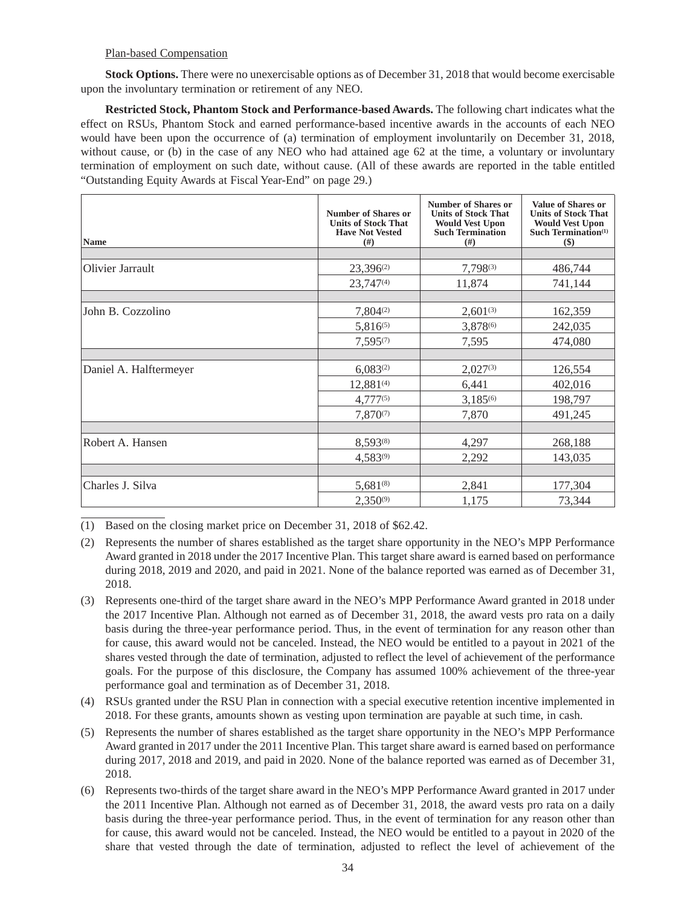Plan-based Compensation

**Stock Options.** There were no unexercisable options as of December 31, 2018 that would become exercisable upon the involuntary termination or retirement of any NEO.

**Restricted Stock, Phantom Stock and Performance-based Awards.** The following chart indicates what the effect on RSUs, Phantom Stock and earned performance-based incentive awards in the accounts of each NEO would have been upon the occurrence of (a) termination of employment involuntarily on December 31, 2018, without cause, or (b) in the case of any NEO who had attained age 62 at the time, a voluntary or involuntary termination of employment on such date, without cause. (All of these awards are reported in the table entitled "Outstanding Equity Awards at Fiscal Year-End" on page 29.)

| Name | Number of Shares or Units of Stock That Have Not Vested (#) | Number of Shares or Units of Stock That Would Vest Upon Such Termination (#) | Value of Shares or Units of Stock That Would Vest Upon Such Termination[(1)] ($) |
|---|---|---|---|
| Olivier Jarrault | 23,396[(2)] | 7,798[(3)] | 486,744 |
| | 23,747[(4)] | 11,874 | 741,144 |
| John B. Cozzolino | 7,804[(2)] | 2,601[(3)] | 162,359 |
| | 5,816[(5)] | 3,878[(6)] | 242,035 |
| | 7,595[(7)] | 7,595 | 474,080 |
| Daniel A. Halftermeyer | 6,083[(2)] | 2,027[(3)] | 126,554 |
| | 12,881[(4)] | 6,441 | 402,016 |
| | 4,777[(5)] | 3,185[(6)] | 198,797 |
| | 7,870[(7)] | 7,870 | 491,245 |
| Robert A. Hansen | 8,593[(8)] | 4,297 | 268,188 |
| | 4,583[(9)] | 2,292 | 143,035 |
| Charles J. Silva | 5,681[(8)] | 2,841 | 177,304 |
| | 2,350[(9)] | 1,175 | 73,344 |

(1) Based on the closing market price on December 31, 2018 of $62.42.

(2) Represents the number of shares established as the target share opportunity in the NEO's MPP Performance Award granted in 2018 under the 2017 Incentive Plan. This target share award is earned based on performance during 2018, 2019 and 2020, and paid in 2021. None of the balance reported was earned as of December 31, 2018.

(3) Represents one-third of the target share award in the NEO's MPP Performance Award granted in 2018 under the 2017 Incentive Plan. Although not earned as of December 31, 2018, the award vests pro rata on a daily basis during the three-year performance period. Thus, in the event of termination for any reason other than for cause, this award would not be canceled. Instead, the NEO would be entitled to a payout in 2021 of the shares vested through the date of termination, adjusted to reflect the level of achievement of the performance goals. For the purpose of this disclosure, the Company has assumed 100% achievement of the three-year performance goal and termination as of December 31, 2018.

(4) RSUs granted under the RSU Plan in connection with a special executive retention incentive implemented in 2018. For these grants, amounts shown as vesting upon termination are payable at such time, in cash.

(5) Represents the number of shares established as the target share opportunity in the NEO's MPP Performance Award granted in 2017 under the 2011 Incentive Plan. This target share award is earned based on performance during 2017, 2018 and 2019, and paid in 2020. None of the balance reported was earned as of December 31, 2018.

(6) Represents two-thirds of the target share award in the NEO's MPP Performance Award granted in 2017 under the 2011 Incentive Plan. Although not earned as of December 31, 2018, the award vests pro rata on a daily basis during the three-year performance period. Thus, in the event of termination for any reason other than for cause, this award would not be canceled. Instead, the NEO would be entitled to a payout in 2020 of the share that vested through the date of termination, adjusted to reflect the level of achievement of the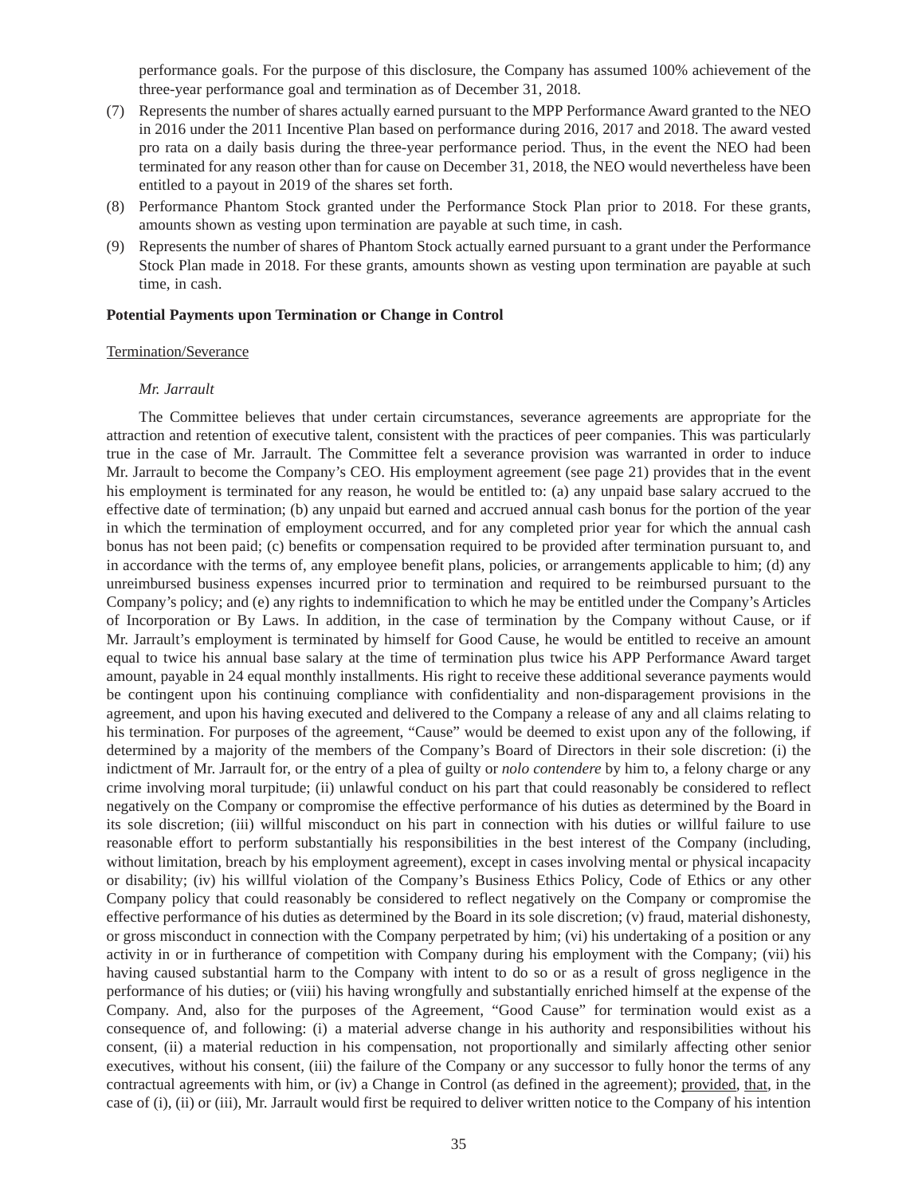performance goals. For the purpose of this disclosure, the Company has assumed 100% achievement of the three-year performance goal and termination as of December 31, 2018.

(7) Represents the number of shares actually earned pursuant to the MPP Performance Award granted to the NEO in 2016 under the 2011 Incentive Plan based on performance during 2016, 2017 and 2018. The award vested pro rata on a daily basis during the three-year performance period. Thus, in the event the NEO had been terminated for any reason other than for cause on December 31, 2018, the NEO would nevertheless have been entitled to a payout in 2019 of the shares set forth.

(8) Performance Phantom Stock granted under the Performance Stock Plan prior to 2018. For these grants, amounts shown as vesting upon termination are payable at such time, in cash.

(9) Represents the number of shares of Phantom Stock actually earned pursuant to a grant under the Performance Stock Plan made in 2018. For these grants, amounts shown as vesting upon termination are payable at such time, in cash.

**Potential Payments upon Termination or Change in Control**

Termination/Severance

*Mr. Jarrault*

The Committee believes that under certain circumstances, severance agreements are appropriate for the attraction and retention of executive talent, consistent with the practices of peer companies. This was particularly true in the case of Mr. Jarrault. The Committee felt a severance provision was warranted in order to induce Mr. Jarrault to become the Company's CEO. His employment agreement (see page 21) provides that in the event his employment is terminated for any reason, he would be entitled to: (a) any unpaid base salary accrued to the effective date of termination; (b) any unpaid but earned and accrued annual cash bonus for the portion of the year in which the termination of employment occurred, and for any completed prior year for which the annual cash bonus has not been paid; (c) benefits or compensation required to be provided after termination pursuant to, and in accordance with the terms of, any employee benefit plans, policies, or arrangements applicable to him; (d) any unreimbursed business expenses incurred prior to termination and required to be reimbursed pursuant to the Company's policy; and (e) any rights to indemnification to which he may be entitled under the Company's Articles of Incorporation or By Laws. In addition, in the case of termination by the Company without Cause, or if Mr. Jarrault's employment is terminated by himself for Good Cause, he would be entitled to receive an amount equal to twice his annual base salary at the time of termination plus twice his APP Performance Award target amount, payable in 24 equal monthly installments. His right to receive these additional severance payments would be contingent upon his continuing compliance with confidentiality and non-disparagement provisions in the agreement, and upon his having executed and delivered to the Company a release of any and all claims relating to his termination. For purposes of the agreement, "Cause" would be deemed to exist upon any of the following, if determined by a majority of the members of the Company's Board of Directors in their sole discretion: (i) the indictment of Mr. Jarrault for, or the entry of a plea of guilty or *nolo contendere* by him to, a felony charge or any crime involving moral turpitude; (ii) unlawful conduct on his part that could reasonably be considered to reflect negatively on the Company or compromise the effective performance of his duties as determined by the Board in its sole discretion; (iii) willful misconduct on his part in connection with his duties or willful failure to use reasonable effort to perform substantially his responsibilities in the best interest of the Company (including, without limitation, breach by his employment agreement), except in cases involving mental or physical incapacity or disability; (iv) his willful violation of the Company's Business Ethics Policy, Code of Ethics or any other Company policy that could reasonably be considered to reflect negatively on the Company or compromise the effective performance of his duties as determined by the Board in its sole discretion; (v) fraud, material dishonesty, or gross misconduct in connection with the Company perpetrated by him; (vi) his undertaking of a position or any activity in or in furtherance of competition with Company during his employment with the Company; (vii) his having caused substantial harm to the Company with intent to do so or as a result of gross negligence in the performance of his duties; or (viii) his having wrongfully and substantially enriched himself at the expense of the Company. And, also for the purposes of the Agreement, "Good Cause" for termination would exist as a consequence of, and following: (i) a material adverse change in his authority and responsibilities without his consent, (ii) a material reduction in his compensation, not proportionally and similarly affecting other senior executives, without his consent, (iii) the failure of the Company or any successor to fully honor the terms of any contractual agreements with him, or (iv) a Change in Control (as defined in the agreement); provided, that, in the case of (i), (ii) or (iii), Mr. Jarrault would first be required to deliver written notice to the Company of his intention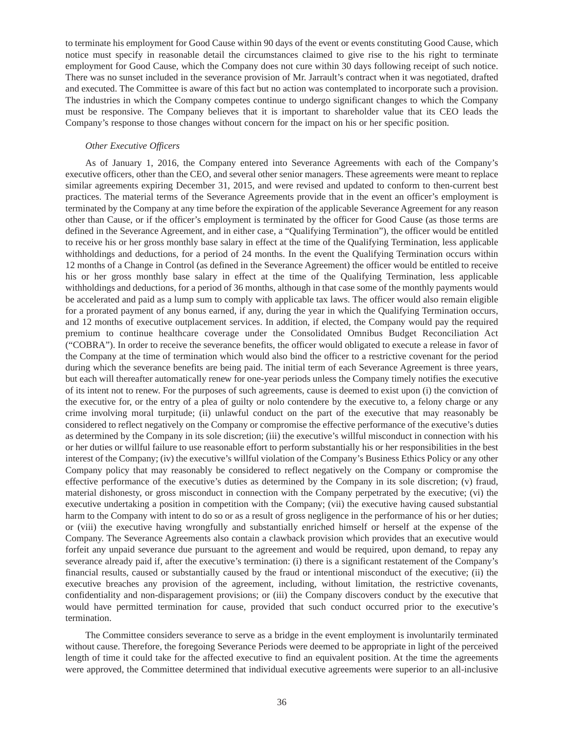to terminate his employment for Good Cause within 90 days of the event or events constituting Good Cause, which notice must specify in reasonable detail the circumstances claimed to give rise to the his right to terminate employment for Good Cause, which the Company does not cure within 30 days following receipt of such notice. There was no sunset included in the severance provision of Mr. Jarrault's contract when it was negotiated, drafted and executed. The Committee is aware of this fact but no action was contemplated to incorporate such a provision. The industries in which the Company competes continue to undergo significant changes to which the Company must be responsive. The Company believes that it is important to shareholder value that its CEO leads the Company's response to those changes without concern for the impact on his or her specific position.

*Other Executive Officers*

As of January 1, 2016, the Company entered into Severance Agreements with each of the Company's executive officers, other than the CEO, and several other senior managers. These agreements were meant to replace similar agreements expiring December 31, 2015, and were revised and updated to conform to then-current best practices. The material terms of the Severance Agreements provide that in the event an officer's employment is terminated by the Company at any time before the expiration of the applicable Severance Agreement for any reason other than Cause, or if the officer's employment is terminated by the officer for Good Cause (as those terms are defined in the Severance Agreement, and in either case, a "Qualifying Termination"), the officer would be entitled to receive his or her gross monthly base salary in effect at the time of the Qualifying Termination, less applicable withholdings and deductions, for a period of 24 months. In the event the Qualifying Termination occurs within 12 months of a Change in Control (as defined in the Severance Agreement) the officer would be entitled to receive his or her gross monthly base salary in effect at the time of the Qualifying Termination, less applicable withholdings and deductions, for a period of 36 months, although in that case some of the monthly payments would be accelerated and paid as a lump sum to comply with applicable tax laws. The officer would also remain eligible for a prorated payment of any bonus earned, if any, during the year in which the Qualifying Termination occurs, and 12 months of executive outplacement services. In addition, if elected, the Company would pay the required premium to continue healthcare coverage under the Consolidated Omnibus Budget Reconciliation Act ("COBRA"). In order to receive the severance benefits, the officer would obligated to execute a release in favor of the Company at the time of termination which would also bind the officer to a restrictive covenant for the period during which the severance benefits are being paid. The initial term of each Severance Agreement is three years, but each will thereafter automatically renew for one-year periods unless the Company timely notifies the executive of its intent not to renew. For the purposes of such agreements, cause is deemed to exist upon (i) the conviction of the executive for, or the entry of a plea of guilty or nolo contendere by the executive to, a felony charge or any crime involving moral turpitude; (ii) unlawful conduct on the part of the executive that may reasonably be considered to reflect negatively on the Company or compromise the effective performance of the executive's duties as determined by the Company in its sole discretion; (iii) the executive's willful misconduct in connection with his or her duties or willful failure to use reasonable effort to perform substantially his or her responsibilities in the best interest of the Company; (iv) the executive's willful violation of the Company's Business Ethics Policy or any other Company policy that may reasonably be considered to reflect negatively on the Company or compromise the effective performance of the executive's duties as determined by the Company in its sole discretion; (v) fraud, material dishonesty, or gross misconduct in connection with the Company perpetrated by the executive; (vi) the executive undertaking a position in competition with the Company; (vii) the executive having caused substantial harm to the Company with intent to do so or as a result of gross negligence in the performance of his or her duties; or (viii) the executive having wrongfully and substantially enriched himself or herself at the expense of the Company. The Severance Agreements also contain a clawback provision which provides that an executive would forfeit any unpaid severance due pursuant to the agreement and would be required, upon demand, to repay any severance already paid if, after the executive's termination: (i) there is a significant restatement of the Company's financial results, caused or substantially caused by the fraud or intentional misconduct of the executive; (ii) the executive breaches any provision of the agreement, including, without limitation, the restrictive covenants, confidentiality and non-disparagement provisions; or (iii) the Company discovers conduct by the executive that would have permitted termination for cause, provided that such conduct occurred prior to the executive's termination.

The Committee considers severance to serve as a bridge in the event employment is involuntarily terminated without cause. Therefore, the foregoing Severance Periods were deemed to be appropriate in light of the perceived length of time it could take for the affected executive to find an equivalent position. At the time the agreements were approved, the Committee determined that individual executive agreements were superior to an all-inclusive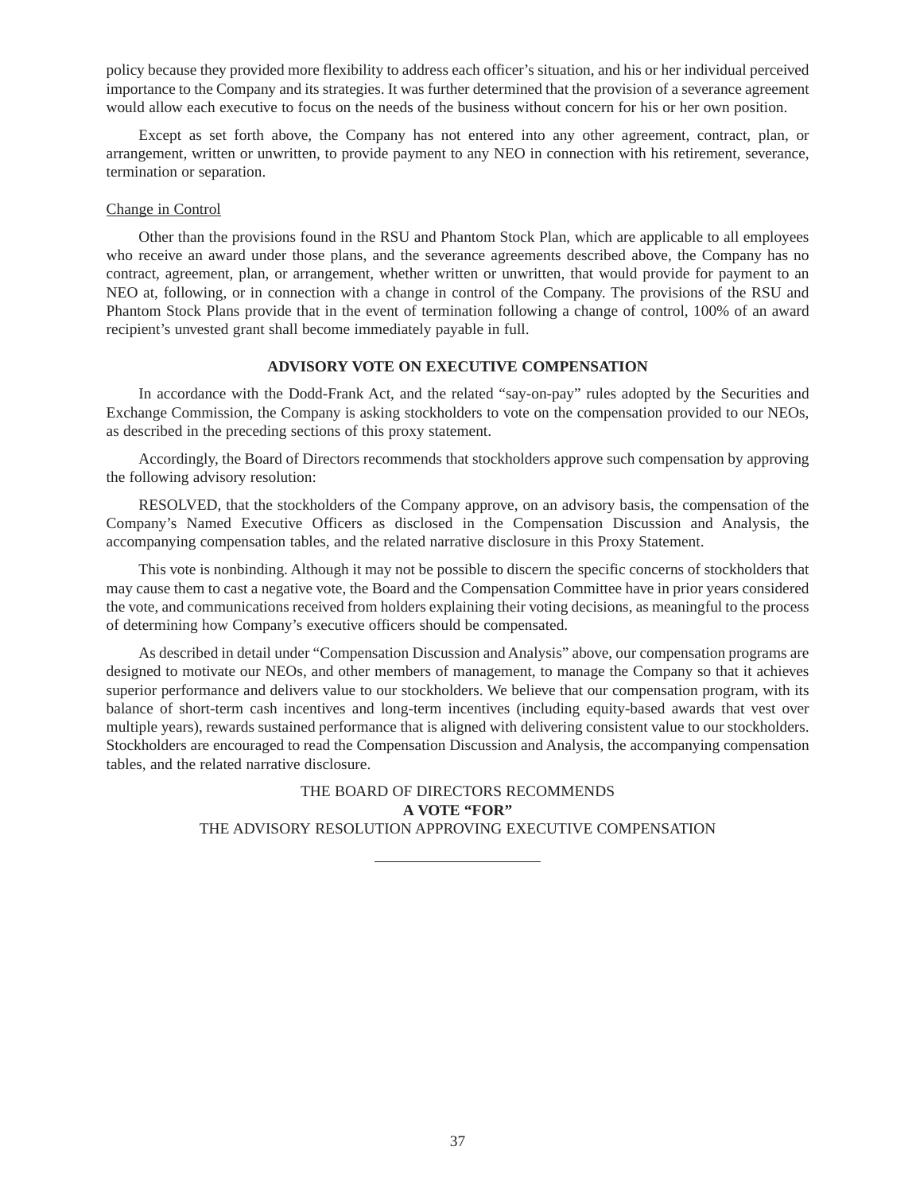policy because they provided more flexibility to address each officer's situation, and his or her individual perceived importance to the Company and its strategies. It was further determined that the provision of a severance agreement would allow each executive to focus on the needs of the business without concern for his or her own position.

Except as set forth above, the Company has not entered into any other agreement, contract, plan, or arrangement, written or unwritten, to provide payment to any NEO in connection with his retirement, severance, termination or separation.

Change in Control

Other than the provisions found in the RSU and Phantom Stock Plan, which are applicable to all employees who receive an award under those plans, and the severance agreements described above, the Company has no contract, agreement, plan, or arrangement, whether written or unwritten, that would provide for payment to an NEO at, following, or in connection with a change in control of the Company. The provisions of the RSU and Phantom Stock Plans provide that in the event of termination following a change of control, 100% of an award recipient's unvested grant shall become immediately payable in full.

## ADVISORY VOTE ON EXECUTIVE COMPENSATION

In accordance with the Dodd-Frank Act, and the related "say-on-pay" rules adopted by the Securities and Exchange Commission, the Company is asking stockholders to vote on the compensation provided to our NEOs, as described in the preceding sections of this proxy statement.

Accordingly, the Board of Directors recommends that stockholders approve such compensation by approving the following advisory resolution:

RESOLVED, that the stockholders of the Company approve, on an advisory basis, the compensation of the Company's Named Executive Officers as disclosed in the Compensation Discussion and Analysis, the accompanying compensation tables, and the related narrative disclosure in this Proxy Statement.

This vote is nonbinding. Although it may not be possible to discern the specific concerns of stockholders that may cause them to cast a negative vote, the Board and the Compensation Committee have in prior years considered the vote, and communications received from holders explaining their voting decisions, as meaningful to the process of determining how Company's executive officers should be compensated.

As described in detail under "Compensation Discussion and Analysis" above, our compensation programs are designed to motivate our NEOs, and other members of management, to manage the Company so that it achieves superior performance and delivers value to our stockholders. We believe that our compensation program, with its balance of short-term cash incentives and long-term incentives (including equity-based awards that vest over multiple years), rewards sustained performance that is aligned with delivering consistent value to our stockholders. Stockholders are encouraged to read the Compensation Discussion and Analysis, the accompanying compensation tables, and the related narrative disclosure.

THE BOARD OF DIRECTORS RECOMMENDS
**A VOTE "FOR"**
THE ADVISORY RESOLUTION APPROVING EXECUTIVE COMPENSATION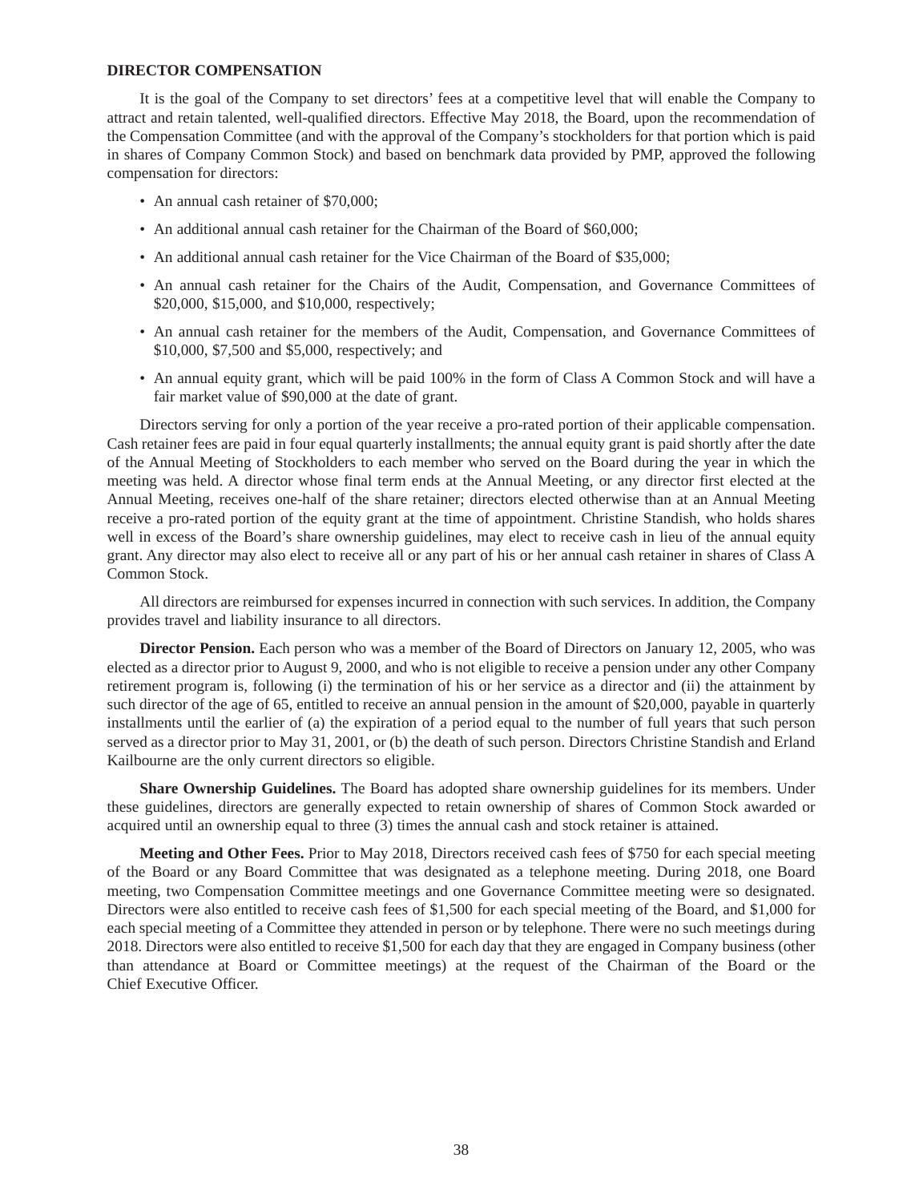## DIRECTOR COMPENSATION

It is the goal of the Company to set directors' fees at a competitive level that will enable the Company to attract and retain talented, well-qualified directors. Effective May 2018, the Board, upon the recommendation of the Compensation Committee (and with the approval of the Company's stockholders for that portion which is paid in shares of Company Common Stock) and based on benchmark data provided by PMP, approved the following compensation for directors:

- An annual cash retainer of $70,000;
- An additional annual cash retainer for the Chairman of the Board of $60,000;
- An additional annual cash retainer for the Vice Chairman of the Board of $35,000;
- An annual cash retainer for the Chairs of the Audit, Compensation, and Governance Committees of $20,000, $15,000, and $10,000, respectively;
- An annual cash retainer for the members of the Audit, Compensation, and Governance Committees of $10,000, $7,500 and $5,000, respectively; and
- An annual equity grant, which will be paid 100% in the form of Class A Common Stock and will have a fair market value of $90,000 at the date of grant.

Directors serving for only a portion of the year receive a pro-rated portion of their applicable compensation. Cash retainer fees are paid in four equal quarterly installments; the annual equity grant is paid shortly after the date of the Annual Meeting of Stockholders to each member who served on the Board during the year in which the meeting was held. A director whose final term ends at the Annual Meeting, or any director first elected at the Annual Meeting, receives one-half of the share retainer; directors elected otherwise than at an Annual Meeting receive a pro-rated portion of the equity grant at the time of appointment. Christine Standish, who holds shares well in excess of the Board's share ownership guidelines, may elect to receive cash in lieu of the annual equity grant. Any director may also elect to receive all or any part of his or her annual cash retainer in shares of Class A Common Stock.

All directors are reimbursed for expenses incurred in connection with such services. In addition, the Company provides travel and liability insurance to all directors.

**Director Pension.** Each person who was a member of the Board of Directors on January 12, 2005, who was elected as a director prior to August 9, 2000, and who is not eligible to receive a pension under any other Company retirement program is, following (i) the termination of his or her service as a director and (ii) the attainment by such director of the age of 65, entitled to receive an annual pension in the amount of $20,000, payable in quarterly installments until the earlier of (a) the expiration of a period equal to the number of full years that such person served as a director prior to May 31, 2001, or (b) the death of such person. Directors Christine Standish and Erland Kailbourne are the only current directors so eligible.

**Share Ownership Guidelines.** The Board has adopted share ownership guidelines for its members. Under these guidelines, directors are generally expected to retain ownership of shares of Common Stock awarded or acquired until an ownership equal to three (3) times the annual cash and stock retainer is attained.

**Meeting and Other Fees.** Prior to May 2018, Directors received cash fees of $750 for each special meeting of the Board or any Board Committee that was designated as a telephone meeting. During 2018, one Board meeting, two Compensation Committee meetings and one Governance Committee meeting were so designated. Directors were also entitled to receive cash fees of $1,500 for each special meeting of the Board, and $1,000 for each special meeting of a Committee they attended in person or by telephone. There were no such meetings during 2018. Directors were also entitled to receive $1,500 for each day that they are engaged in Company business (other than attendance at Board or Committee meetings) at the request of the Chairman of the Board or the Chief Executive Officer.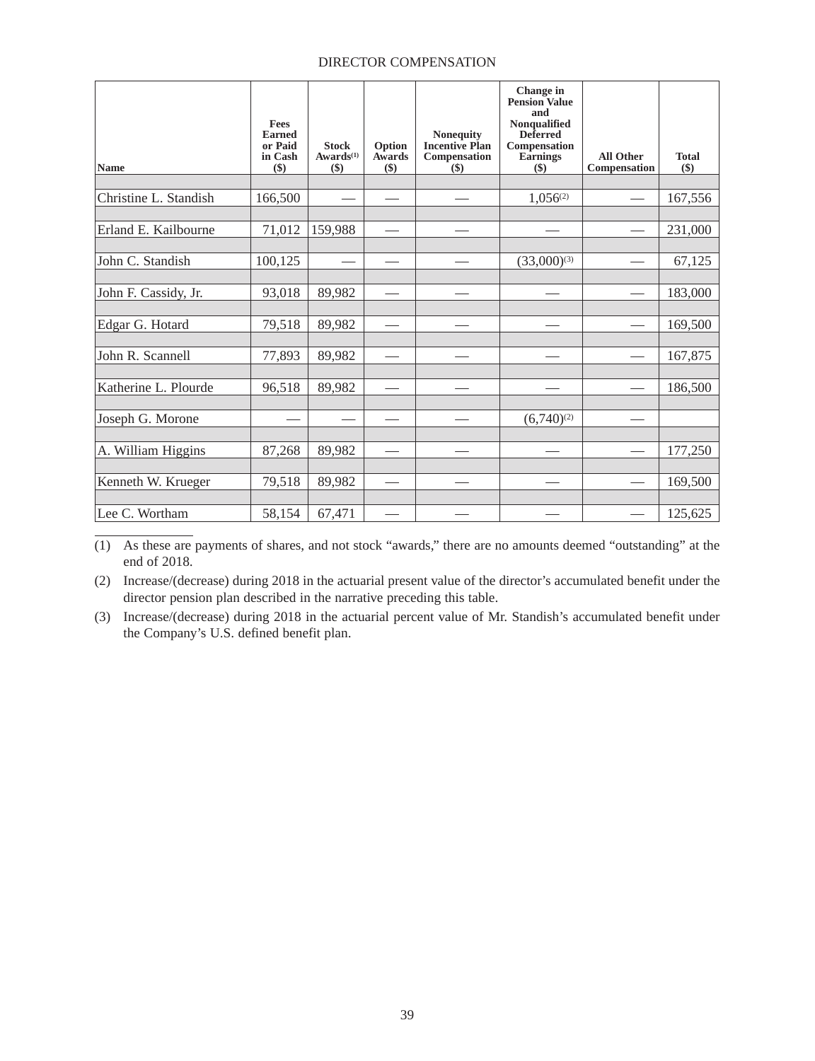## DIRECTOR COMPENSATION

| Name | Fees Earned or Paid in Cash ($) | Stock Awards[(1)] ($) | Option Awards ($) | Nonequity Incentive Plan Compensation ($) | Change in Pension Value and Nonqualified Deferred Compensation Earnings ($) | All Other Compensation | Total ($) |
|---|---|---|---|---|---|---|---|
| Christine L. Standish | 166,500 | — | — | — | 1,056[(2)] | — | 167,556 |
| Erland E. Kailbourne | 71,012 | 159,988 | — | — | — | — | 231,000 |
| John C. Standish | 100,125 | — | — | — | (33,000)[(3)] | — | 67,125 |
| John F. Cassidy, Jr. | 93,018 | 89,982 | — | — | — | — | 183,000 |
| Edgar G. Hotard | 79,518 | 89,982 | — | — | — | — | 169,500 |
| John R. Scannell | 77,893 | 89,982 | — | — | — | — | 167,875 |
| Katherine L. Plourde | 96,518 | 89,982 | — | — | — | — | 186,500 |
| Joseph G. Morone | — | — | — | — | (6,740)[(2)] | — | |
| A. William Higgins | 87,268 | 89,982 | — | — | — | — | 177,250 |
| Kenneth W. Krueger | 79,518 | 89,982 | — | — | — | — | 169,500 |
| Lee C. Wortham | 58,154 | 67,471 | — | — | — | — | 125,625 |

(1) As these are payments of shares, and not stock "awards," there are no amounts deemed "outstanding" at the end of 2018.

(2) Increase/(decrease) during 2018 in the actuarial present value of the director's accumulated benefit under the director pension plan described in the narrative preceding this table.

(3) Increase/(decrease) during 2018 in the actuarial percent value of Mr. Standish's accumulated benefit under the Company's U.S. defined benefit plan.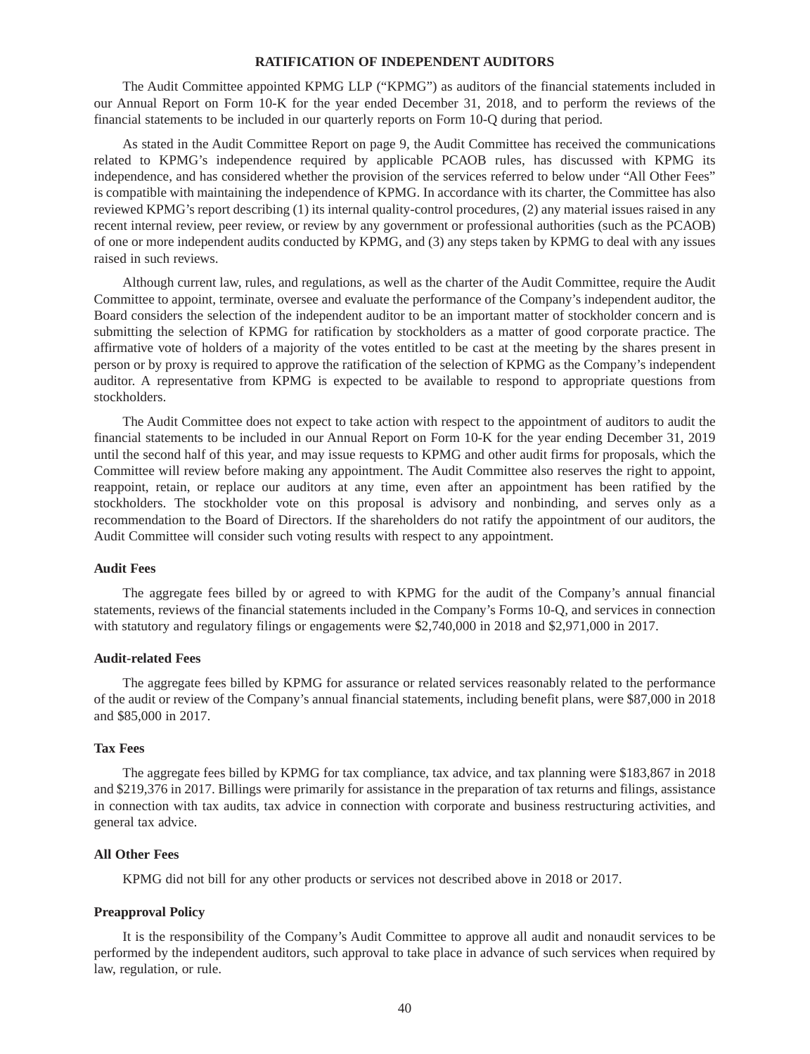## RATIFICATION OF INDEPENDENT AUDITORS

The Audit Committee appointed KPMG LLP ("KPMG") as auditors of the financial statements included in our Annual Report on Form 10-K for the year ended December 31, 2018, and to perform the reviews of the financial statements to be included in our quarterly reports on Form 10-Q during that period.

As stated in the Audit Committee Report on page 9, the Audit Committee has received the communications related to KPMG's independence required by applicable PCAOB rules, has discussed with KPMG its independence, and has considered whether the provision of the services referred to below under "All Other Fees" is compatible with maintaining the independence of KPMG. In accordance with its charter, the Committee has also reviewed KPMG's report describing (1) its internal quality-control procedures, (2) any material issues raised in any recent internal review, peer review, or review by any government or professional authorities (such as the PCAOB) of one or more independent audits conducted by KPMG, and (3) any steps taken by KPMG to deal with any issues raised in such reviews.

Although current law, rules, and regulations, as well as the charter of the Audit Committee, require the Audit Committee to appoint, terminate, oversee and evaluate the performance of the Company's independent auditor, the Board considers the selection of the independent auditor to be an important matter of stockholder concern and is submitting the selection of KPMG for ratification by stockholders as a matter of good corporate practice. The affirmative vote of holders of a majority of the votes entitled to be cast at the meeting by the shares present in person or by proxy is required to approve the ratification of the selection of KPMG as the Company's independent auditor. A representative from KPMG is expected to be available to respond to appropriate questions from stockholders.

The Audit Committee does not expect to take action with respect to the appointment of auditors to audit the financial statements to be included in our Annual Report on Form 10-K for the year ending December 31, 2019 until the second half of this year, and may issue requests to KPMG and other audit firms for proposals, which the Committee will review before making any appointment. The Audit Committee also reserves the right to appoint, reappoint, retain, or replace our auditors at any time, even after an appointment has been ratified by the stockholders. The stockholder vote on this proposal is advisory and nonbinding, and serves only as a recommendation to the Board of Directors. If the shareholders do not ratify the appointment of our auditors, the Audit Committee will consider such voting results with respect to any appointment.

### Audit Fees

The aggregate fees billed by or agreed to with KPMG for the audit of the Company's annual financial statements, reviews of the financial statements included in the Company's Forms 10-Q, and services in connection with statutory and regulatory filings or engagements were $2,740,000 in 2018 and $2,971,000 in 2017.

### Audit-related Fees

The aggregate fees billed by KPMG for assurance or related services reasonably related to the performance of the audit or review of the Company's annual financial statements, including benefit plans, were $87,000 in 2018 and $85,000 in 2017.

### Tax Fees

The aggregate fees billed by KPMG for tax compliance, tax advice, and tax planning were $183,867 in 2018 and $219,376 in 2017. Billings were primarily for assistance in the preparation of tax returns and filings, assistance in connection with tax audits, tax advice in connection with corporate and business restructuring activities, and general tax advice.

### All Other Fees

KPMG did not bill for any other products or services not described above in 2018 or 2017.

### Preapproval Policy

It is the responsibility of the Company's Audit Committee to approve all audit and nonaudit services to be performed by the independent auditors, such approval to take place in advance of such services when required by law, regulation, or rule.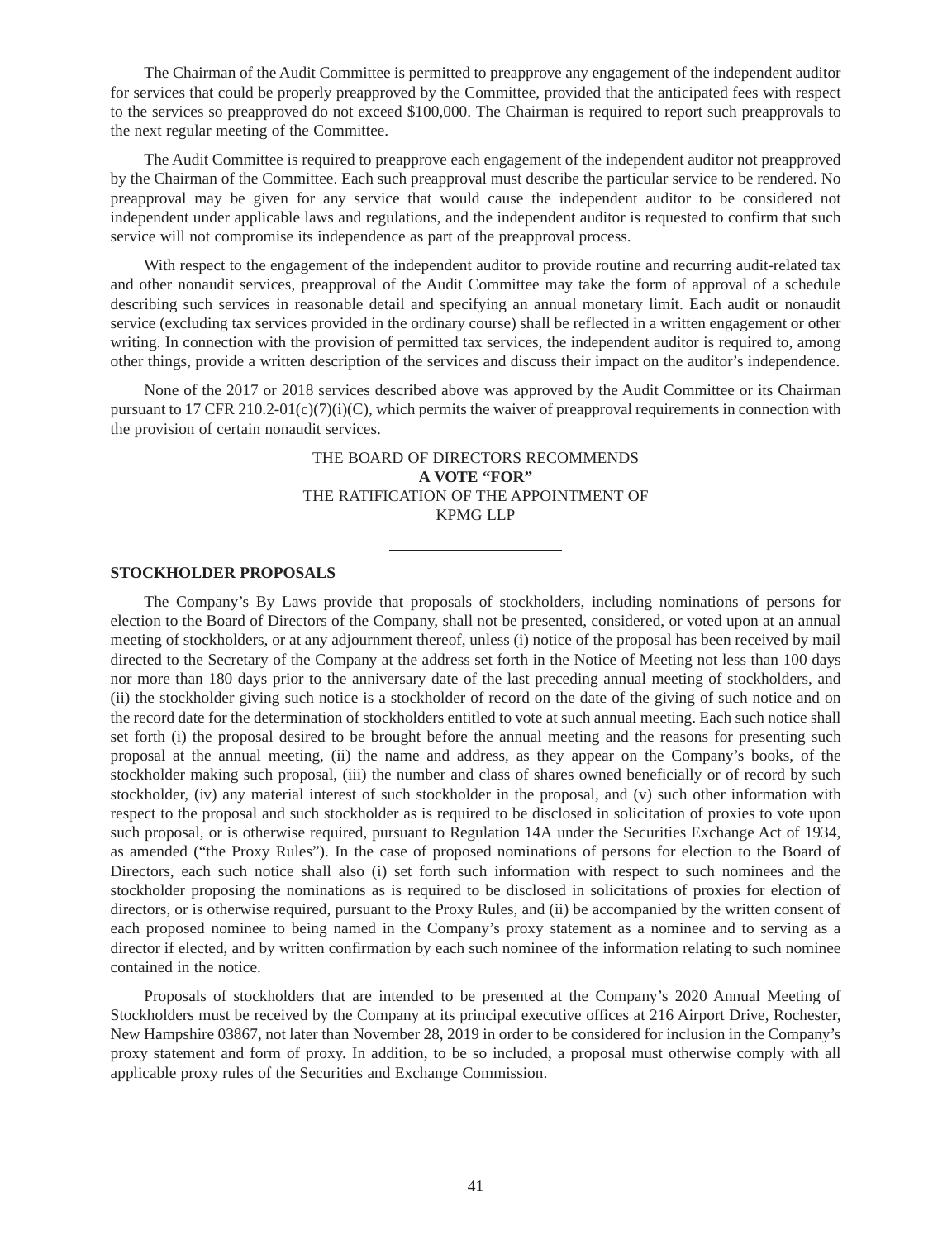The Chairman of the Audit Committee is permitted to preapprove any engagement of the independent auditor for services that could be properly preapproved by the Committee, provided that the anticipated fees with respect to the services so preapproved do not exceed $100,000. The Chairman is required to report such preapprovals to the next regular meeting of the Committee.

The Audit Committee is required to preapprove each engagement of the independent auditor not preapproved by the Chairman of the Committee. Each such preapproval must describe the particular service to be rendered. No preapproval may be given for any service that would cause the independent auditor to be considered not independent under applicable laws and regulations, and the independent auditor is requested to confirm that such service will not compromise its independence as part of the preapproval process.

With respect to the engagement of the independent auditor to provide routine and recurring audit-related tax and other nonaudit services, preapproval of the Audit Committee may take the form of approval of a schedule describing such services in reasonable detail and specifying an annual monetary limit. Each audit or nonaudit service (excluding tax services provided in the ordinary course) shall be reflected in a written engagement or other writing. In connection with the provision of permitted tax services, the independent auditor is required to, among other things, provide a written description of the services and discuss their impact on the auditor's independence.

None of the 2017 or 2018 services described above was approved by the Audit Committee or its Chairman pursuant to 17 CFR 210.2-01(c)(7)(i)(C), which permits the waiver of preapproval requirements in connection with the provision of certain nonaudit services.

THE BOARD OF DIRECTORS RECOMMENDS
**A VOTE "FOR"**
THE RATIFICATION OF THE APPOINTMENT OF
KPMG LLP

---

**STOCKHOLDER PROPOSALS**

The Company's By Laws provide that proposals of stockholders, including nominations of persons for election to the Board of Directors of the Company, shall not be presented, considered, or voted upon at an annual meeting of stockholders, or at any adjournment thereof, unless (i) notice of the proposal has been received by mail directed to the Secretary of the Company at the address set forth in the Notice of Meeting not less than 100 days nor more than 180 days prior to the anniversary date of the last preceding annual meeting of stockholders, and (ii) the stockholder giving such notice is a stockholder of record on the date of the giving of such notice and on the record date for the determination of stockholders entitled to vote at such annual meeting. Each such notice shall set forth (i) the proposal desired to be brought before the annual meeting and the reasons for presenting such proposal at the annual meeting, (ii) the name and address, as they appear on the Company's books, of the stockholder making such proposal, (iii) the number and class of shares owned beneficially or of record by such stockholder, (iv) any material interest of such stockholder in the proposal, and (v) such other information with respect to the proposal and such stockholder as is required to be disclosed in solicitation of proxies to vote upon such proposal, or is otherwise required, pursuant to Regulation 14A under the Securities Exchange Act of 1934, as amended ("the Proxy Rules"). In the case of proposed nominations of persons for election to the Board of Directors, each such notice shall also (i) set forth such information with respect to such nominees and the stockholder proposing the nominations as is required to be disclosed in solicitations of proxies for election of directors, or is otherwise required, pursuant to the Proxy Rules, and (ii) be accompanied by the written consent of each proposed nominee to being named in the Company's proxy statement as a nominee and to serving as a director if elected, and by written confirmation by each such nominee of the information relating to such nominee contained in the notice.

Proposals of stockholders that are intended to be presented at the Company's 2020 Annual Meeting of Stockholders must be received by the Company at its principal executive offices at 216 Airport Drive, Rochester, New Hampshire 03867, not later than November 28, 2019 in order to be considered for inclusion in the Company's proxy statement and form of proxy. In addition, to be so included, a proposal must otherwise comply with all applicable proxy rules of the Securities and Exchange Commission.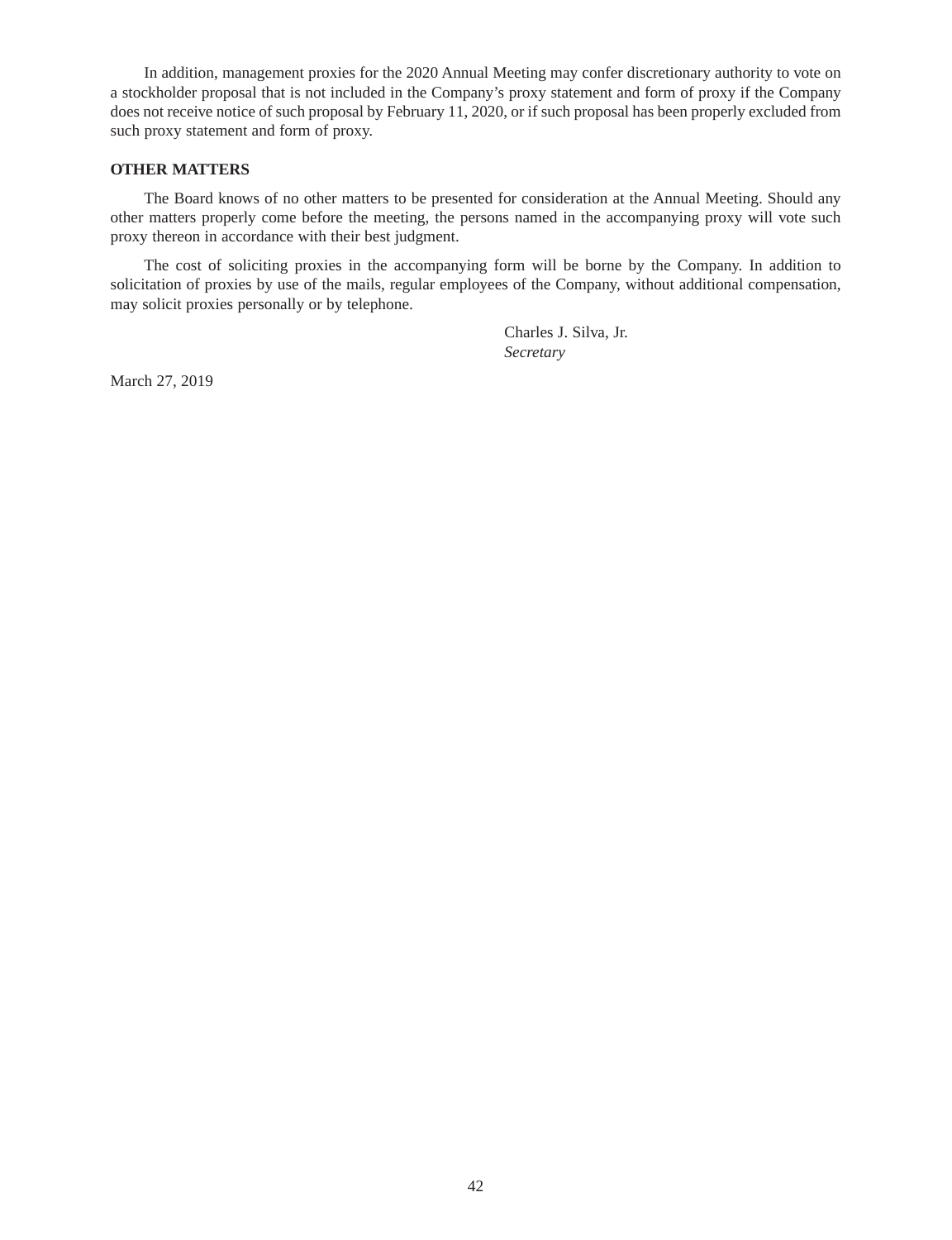In addition, management proxies for the 2020 Annual Meeting may confer discretionary authority to vote on a stockholder proposal that is not included in the Company's proxy statement and form of proxy if the Company does not receive notice of such proposal by February 11, 2020, or if such proposal has been properly excluded from such proxy statement and form of proxy.

**OTHER MATTERS**

The Board knows of no other matters to be presented for consideration at the Annual Meeting. Should any other matters properly come before the meeting, the persons named in the accompanying proxy will vote such proxy thereon in accordance with their best judgment.

The cost of soliciting proxies in the accompanying form will be borne by the Company. In addition to solicitation of proxies by use of the mails, regular employees of the Company, without additional compensation, may solicit proxies personally or by telephone.

Charles J. Silva, Jr.
*Secretary*

March 27, 2019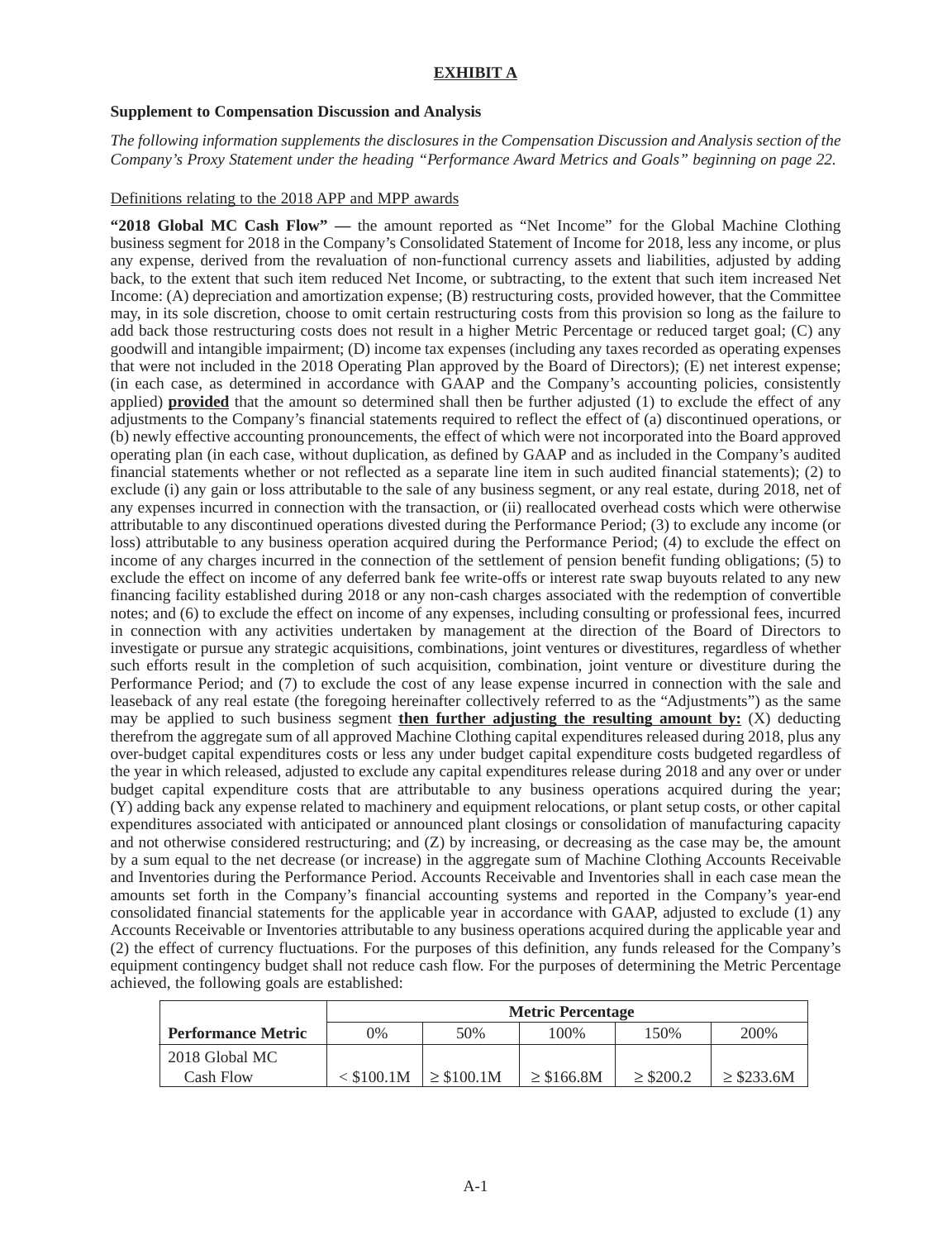## EXHIBIT A

**Supplement to Compensation Discussion and Analysis**

*The following information supplements the disclosures in the Compensation Discussion and Analysis section of the Company's Proxy Statement under the heading "Performance Award Metrics and Goals" beginning on page 22.*

Definitions relating to the 2018 APP and MPP awards

**"2018 Global MC Cash Flow" —** the amount reported as "Net Income" for the Global Machine Clothing business segment for 2018 in the Company's Consolidated Statement of Income for 2018, less any income, or plus any expense, derived from the revaluation of non-functional currency assets and liabilities, adjusted by adding back, to the extent that such item reduced Net Income, or subtracting, to the extent that such item increased Net Income: (A) depreciation and amortization expense; (B) restructuring costs, provided however, that the Committee may, in its sole discretion, choose to omit certain restructuring costs from this provision so long as the failure to add back those restructuring costs does not result in a higher Metric Percentage or reduced target goal; (C) any goodwill and intangible impairment; (D) income tax expenses (including any taxes recorded as operating expenses that were not included in the 2018 Operating Plan approved by the Board of Directors); (E) net interest expense; (in each case, as determined in accordance with GAAP and the Company's accounting policies, consistently applied) **provided** that the amount so determined shall then be further adjusted (1) to exclude the effect of any adjustments to the Company's financial statements required to reflect the effect of (a) discontinued operations, or (b) newly effective accounting pronouncements, the effect of which were not incorporated into the Board approved operating plan (in each case, without duplication, as defined by GAAP and as included in the Company's audited financial statements whether or not reflected as a separate line item in such audited financial statements); (2) to exclude (i) any gain or loss attributable to the sale of any business segment, or any real estate, during 2018, net of any expenses incurred in connection with the transaction, or (ii) reallocated overhead costs which were otherwise attributable to any discontinued operations divested during the Performance Period; (3) to exclude any income (or loss) attributable to any business operation acquired during the Performance Period; (4) to exclude the effect on income of any charges incurred in the connection of the settlement of pension benefit funding obligations; (5) to exclude the effect on income of any deferred bank fee write-offs or interest rate swap buyouts related to any new financing facility established during 2018 or any non-cash charges associated with the redemption of convertible notes; and (6) to exclude the effect on income of any expenses, including consulting or professional fees, incurred in connection with any activities undertaken by management at the direction of the Board of Directors to investigate or pursue any strategic acquisitions, combinations, joint ventures or divestitures, regardless of whether such efforts result in the completion of such acquisition, combination, joint venture or divestiture during the Performance Period; and (7) to exclude the cost of any lease expense incurred in connection with the sale and leaseback of any real estate (the foregoing hereinafter collectively referred to as the "Adjustments") as the same may be applied to such business segment **then further adjusting the resulting amount by:** (X) deducting therefrom the aggregate sum of all approved Machine Clothing capital expenditures released during 2018, plus any over-budget capital expenditures costs or less any under budget capital expenditure costs budgeted regardless of the year in which released, adjusted to exclude any capital expenditures release during 2018 and any over or under budget capital expenditure costs that are attributable to any business operations acquired during the year; (Y) adding back any expense related to machinery and equipment relocations, or plant setup costs, or other capital expenditures associated with anticipated or announced plant closings or consolidation of manufacturing capacity and not otherwise considered restructuring; and (Z) by increasing, or decreasing as the case may be, the amount by a sum equal to the net decrease (or increase) in the aggregate sum of Machine Clothing Accounts Receivable and Inventories during the Performance Period. Accounts Receivable and Inventories shall in each case mean the amounts set forth in the Company's financial accounting systems and reported in the Company's year-end consolidated financial statements for the applicable year in accordance with GAAP, adjusted to exclude (1) any Accounts Receivable or Inventories attributable to any business operations acquired during the applicable year and (2) the effect of currency fluctuations. For the purposes of this definition, any funds released for the Company's equipment contingency budget shall not reduce cash flow. For the purposes of determining the Metric Percentage achieved, the following goals are established:

| | Metric Percentage | | | | |
|---|---|---|---|---|---|
| **Performance Metric** | 0% | 50% | 100% | 150% | 200% |
| 2018 Global MC Cash Flow | < $100.1M | ≥ $100.1M | ≥ $166.8M | ≥ $200.2 | ≥ $233.6M |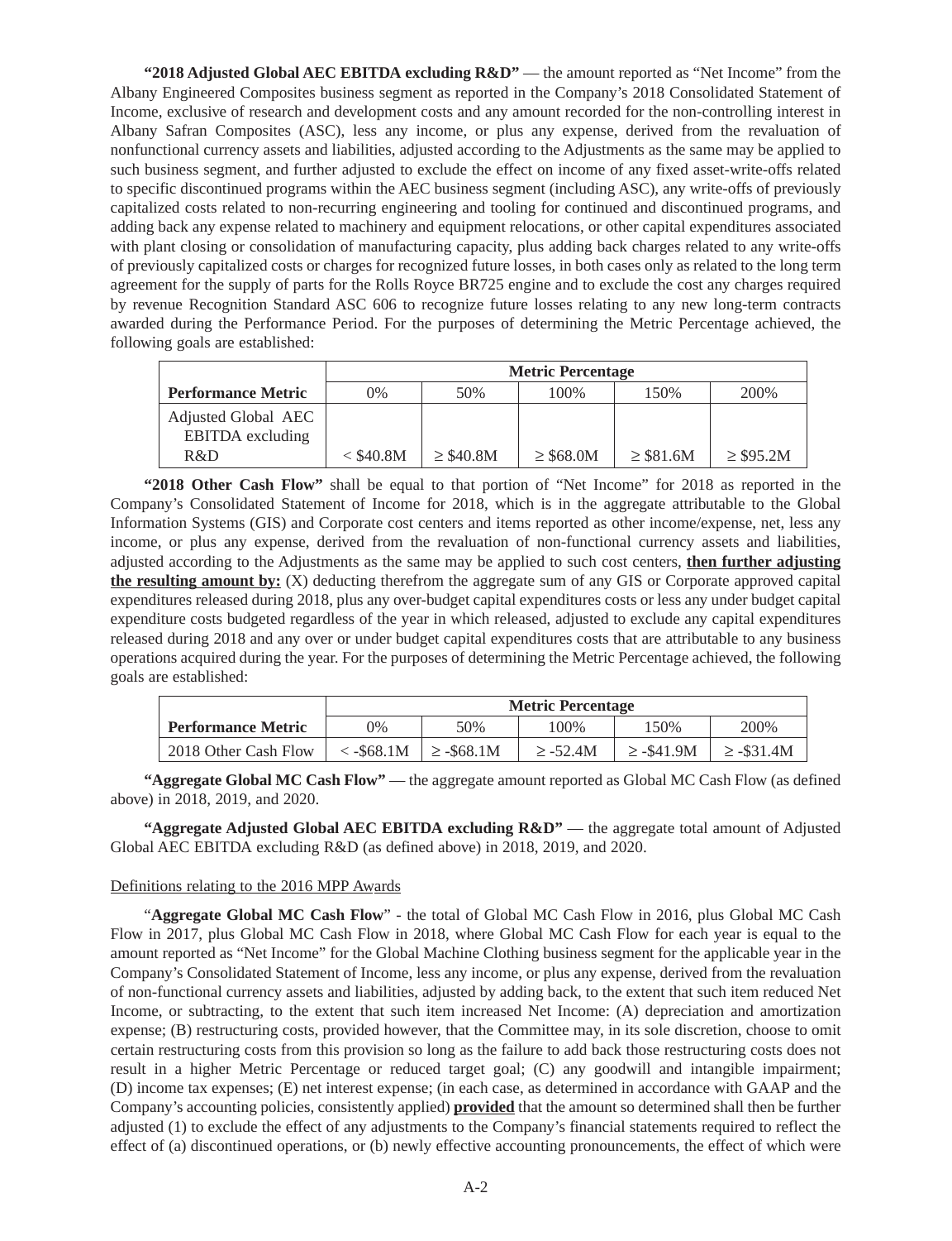**"2018 Adjusted Global AEC EBITDA excluding R&D"** — the amount reported as "Net Income" from the Albany Engineered Composites business segment as reported in the Company's 2018 Consolidated Statement of Income, exclusive of research and development costs and any amount recorded for the non-controlling interest in Albany Safran Composites (ASC), less any income, or plus any expense, derived from the revaluation of nonfunctional currency assets and liabilities, adjusted according to the Adjustments as the same may be applied to such business segment, and further adjusted to exclude the effect on income of any fixed asset-write-offs related to specific discontinued programs within the AEC business segment (including ASC), any write-offs of previously capitalized costs related to non-recurring engineering and tooling for continued and discontinued programs, and adding back any expense related to machinery and equipment relocations, or other capital expenditures associated with plant closing or consolidation of manufacturing capacity, plus adding back charges related to any write-offs of previously capitalized costs or charges for recognized future losses, in both cases only as related to the long term agreement for the supply of parts for the Rolls Royce BR725 engine and to exclude the cost any charges required by revenue Recognition Standard ASC 606 to recognize future losses relating to any new long-term contracts awarded during the Performance Period. For the purposes of determining the Metric Percentage achieved, the following goals are established:

| | Metric Percentage | | | | |
|---|---|---|---|---|---|
| **Performance Metric** | 0% | 50% | 100% | 150% | 200% |
| Adjusted Global AEC EBITDA excluding R&D | < $40.8M | ≥ $40.8M | ≥ $68.0M | ≥ $81.6M | ≥ $95.2M |

**"2018 Other Cash Flow"** shall be equal to that portion of "Net Income" for 2018 as reported in the Company's Consolidated Statement of Income for 2018, which is in the aggregate attributable to the Global Information Systems (GIS) and Corporate cost centers and items reported as other income/expense, net, less any income, or plus any expense, derived from the revaluation of non-functional currency assets and liabilities, adjusted according to the Adjustments as the same may be applied to such cost centers, **then further adjusting the resulting amount by:** (X) deducting therefrom the aggregate sum of any GIS or Corporate approved capital expenditures released during 2018, plus any over-budget capital expenditures costs or less any under budget capital expenditure costs budgeted regardless of the year in which released, adjusted to exclude any capital expenditures released during 2018 and any over or under budget capital expenditures costs that are attributable to any business operations acquired during the year. For the purposes of determining the Metric Percentage achieved, the following goals are established:

| | Metric Percentage | | | | |
|---|---|---|---|---|---|
| **Performance Metric** | 0% | 50% | 100% | 150% | 200% |
| 2018 Other Cash Flow | < -$68.1M | ≥ -$68.1M | ≥ -52.4M | ≥ -$41.9M | ≥ -$31.4M |

**"Aggregate Global MC Cash Flow"** — the aggregate amount reported as Global MC Cash Flow (as defined above) in 2018, 2019, and 2020.

**"Aggregate Adjusted Global AEC EBITDA excluding R&D"** — the aggregate total amount of Adjusted Global AEC EBITDA excluding R&D (as defined above) in 2018, 2019, and 2020.

Definitions relating to the 2016 MPP Awards

"**Aggregate Global MC Cash Flow**" - the total of Global MC Cash Flow in 2016, plus Global MC Cash Flow in 2017, plus Global MC Cash Flow in 2018, where Global MC Cash Flow for each year is equal to the amount reported as "Net Income" for the Global Machine Clothing business segment for the applicable year in the Company's Consolidated Statement of Income, less any income, or plus any expense, derived from the revaluation of non-functional currency assets and liabilities, adjusted by adding back, to the extent that such item reduced Net Income, or subtracting, to the extent that such item increased Net Income: (A) depreciation and amortization expense; (B) restructuring costs, provided however, that the Committee may, in its sole discretion, choose to omit certain restructuring costs from this provision so long as the failure to add back those restructuring costs does not result in a higher Metric Percentage or reduced target goal; (C) any goodwill and intangible impairment; (D) income tax expenses; (E) net interest expense; (in each case, as determined in accordance with GAAP and the Company's accounting policies, consistently applied) **provided** that the amount so determined shall then be further adjusted (1) to exclude the effect of any adjustments to the Company's financial statements required to reflect the effect of (a) discontinued operations, or (b) newly effective accounting pronouncements, the effect of which were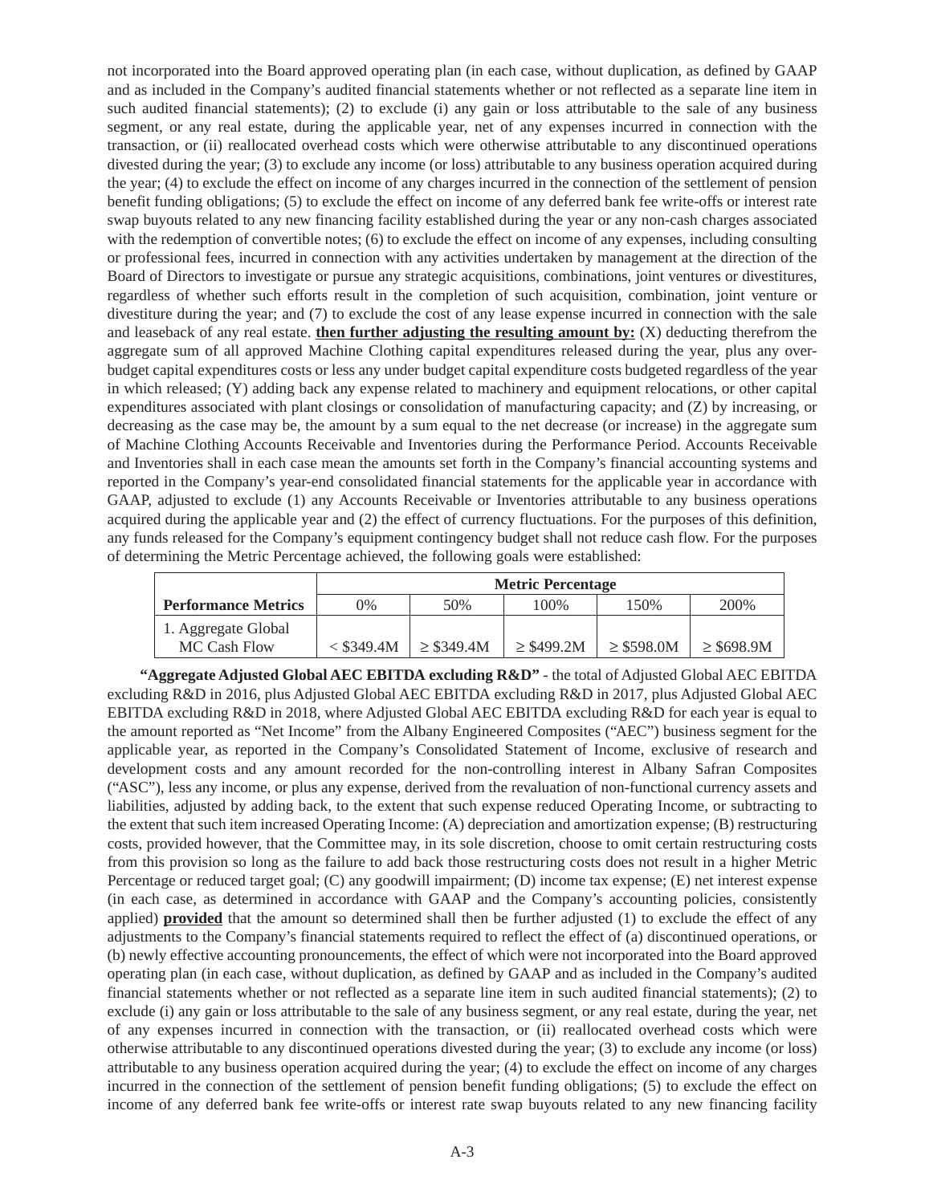not incorporated into the Board approved operating plan (in each case, without duplication, as defined by GAAP and as included in the Company's audited financial statements whether or not reflected as a separate line item in such audited financial statements); (2) to exclude (i) any gain or loss attributable to the sale of any business segment, or any real estate, during the applicable year, net of any expenses incurred in connection with the transaction, or (ii) reallocated overhead costs which were otherwise attributable to any discontinued operations divested during the year; (3) to exclude any income (or loss) attributable to any business operation acquired during the year; (4) to exclude the effect on income of any charges incurred in the connection of the settlement of pension benefit funding obligations; (5) to exclude the effect on income of any deferred bank fee write-offs or interest rate swap buyouts related to any new financing facility established during the year or any non-cash charges associated with the redemption of convertible notes; (6) to exclude the effect on income of any expenses, including consulting or professional fees, incurred in connection with any activities undertaken by management at the direction of the Board of Directors to investigate or pursue any strategic acquisitions, combinations, joint ventures or divestitures, regardless of whether such efforts result in the completion of such acquisition, combination, joint venture or divestiture during the year; and (7) to exclude the cost of any lease expense incurred in connection with the sale and leaseback of any real estate. **then further adjusting the resulting amount by:** (X) deducting therefrom the aggregate sum of all approved Machine Clothing capital expenditures released during the year, plus any over-budget capital expenditures costs or less any under budget capital expenditure costs budgeted regardless of the year in which released; (Y) adding back any expense related to machinery and equipment relocations, or other capital expenditures associated with plant closings or consolidation of manufacturing capacity; and (Z) by increasing, or decreasing as the case may be, the amount by a sum equal to the net decrease (or increase) in the aggregate sum of Machine Clothing Accounts Receivable and Inventories during the Performance Period. Accounts Receivable and Inventories shall in each case mean the amounts set forth in the Company's financial accounting systems and reported in the Company's year-end consolidated financial statements for the applicable year in accordance with GAAP, adjusted to exclude (1) any Accounts Receivable or Inventories attributable to any business operations acquired during the applicable year and (2) the effect of currency fluctuations. For the purposes of this definition, any funds released for the Company's equipment contingency budget shall not reduce cash flow. For the purposes of determining the Metric Percentage achieved, the following goals were established:

| | Metric Percentage | | | | |
|---|---|---|---|---|---|
| **Performance Metrics** | 0% | 50% | 100% | 150% | 200% |
| 1. Aggregate Global MC Cash Flow | < $349.4M | ≥ $349.4M | ≥ $499.2M | ≥ $598.0M | ≥ $698.9M |

**"Aggregate Adjusted Global AEC EBITDA excluding R&D"** - the total of Adjusted Global AEC EBITDA excluding R&D in 2016, plus Adjusted Global AEC EBITDA excluding R&D in 2017, plus Adjusted Global AEC EBITDA excluding R&D in 2018, where Adjusted Global AEC EBITDA excluding R&D for each year is equal to the amount reported as "Net Income" from the Albany Engineered Composites ("AEC") business segment for the applicable year, as reported in the Company's Consolidated Statement of Income, exclusive of research and development costs and any amount recorded for the non-controlling interest in Albany Safran Composites ("ASC"), less any income, or plus any expense, derived from the revaluation of non-functional currency assets and liabilities, adjusted by adding back, to the extent that such expense reduced Operating Income, or subtracting to the extent that such item increased Operating Income: (A) depreciation and amortization expense; (B) restructuring costs, provided however, that the Committee may, in its sole discretion, choose to omit certain restructuring costs from this provision so long as the failure to add back those restructuring costs does not result in a higher Metric Percentage or reduced target goal; (C) any goodwill impairment; (D) income tax expense; (E) net interest expense (in each case, as determined in accordance with GAAP and the Company's accounting policies, consistently applied) **provided** that the amount so determined shall then be further adjusted (1) to exclude the effect of any adjustments to the Company's financial statements required to reflect the effect of (a) discontinued operations, or (b) newly effective accounting pronouncements, the effect of which were not incorporated into the Board approved operating plan (in each case, without duplication, as defined by GAAP and as included in the Company's audited financial statements whether or not reflected as a separate line item in such audited financial statements); (2) to exclude (i) any gain or loss attributable to the sale of any business segment, or any real estate, during the year, net of any expenses incurred in connection with the transaction, or (ii) reallocated overhead costs which were otherwise attributable to any discontinued operations divested during the year; (3) to exclude any income (or loss) attributable to any business operation acquired during the year; (4) to exclude the effect on income of any charges incurred in the connection of the settlement of pension benefit funding obligations; (5) to exclude the effect on income of any deferred bank fee write-offs or interest rate swap buyouts related to any new financing facility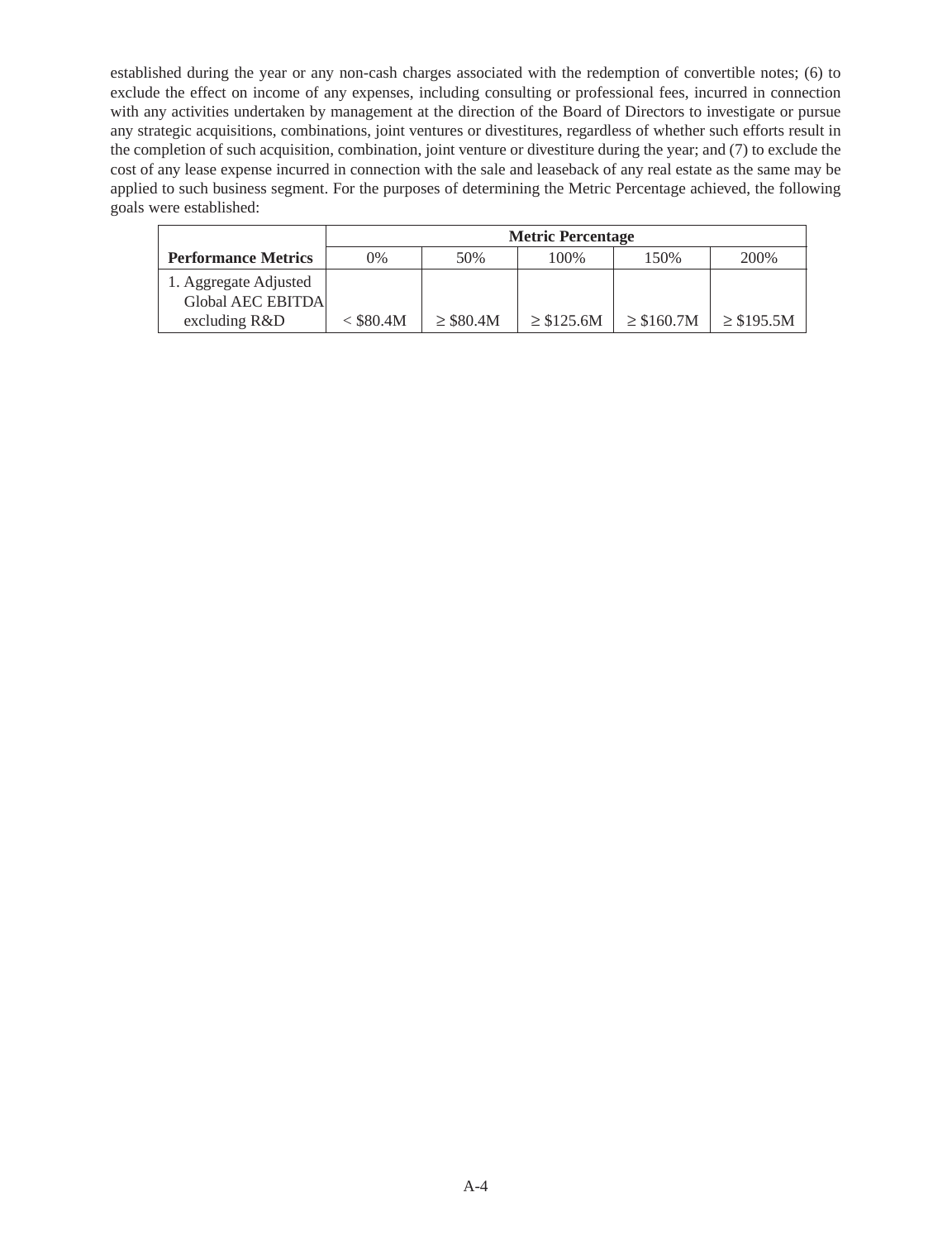established during the year or any non-cash charges associated with the redemption of convertible notes; (6) to exclude the effect on income of any expenses, including consulting or professional fees, incurred in connection with any activities undertaken by management at the direction of the Board of Directors to investigate or pursue any strategic acquisitions, combinations, joint ventures or divestitures, regardless of whether such efforts result in the completion of such acquisition, combination, joint venture or divestiture during the year; and (7) to exclude the cost of any lease expense incurred in connection with the sale and leaseback of any real estate as the same may be applied to such business segment. For the purposes of determining the Metric Percentage achieved, the following goals were established:

| | **Metric Percentage** | | | | |
|---|---|---|---|---|---|
| **Performance Metrics** | 0% | 50% | 100% | 150% | 200% |
| 1. Aggregate Adjusted Global AEC EBITDA excluding R&D | < \$80.4M | ≥ \$80.4M | ≥ \$125.6M | ≥ \$160.7M | ≥ \$195.5M |